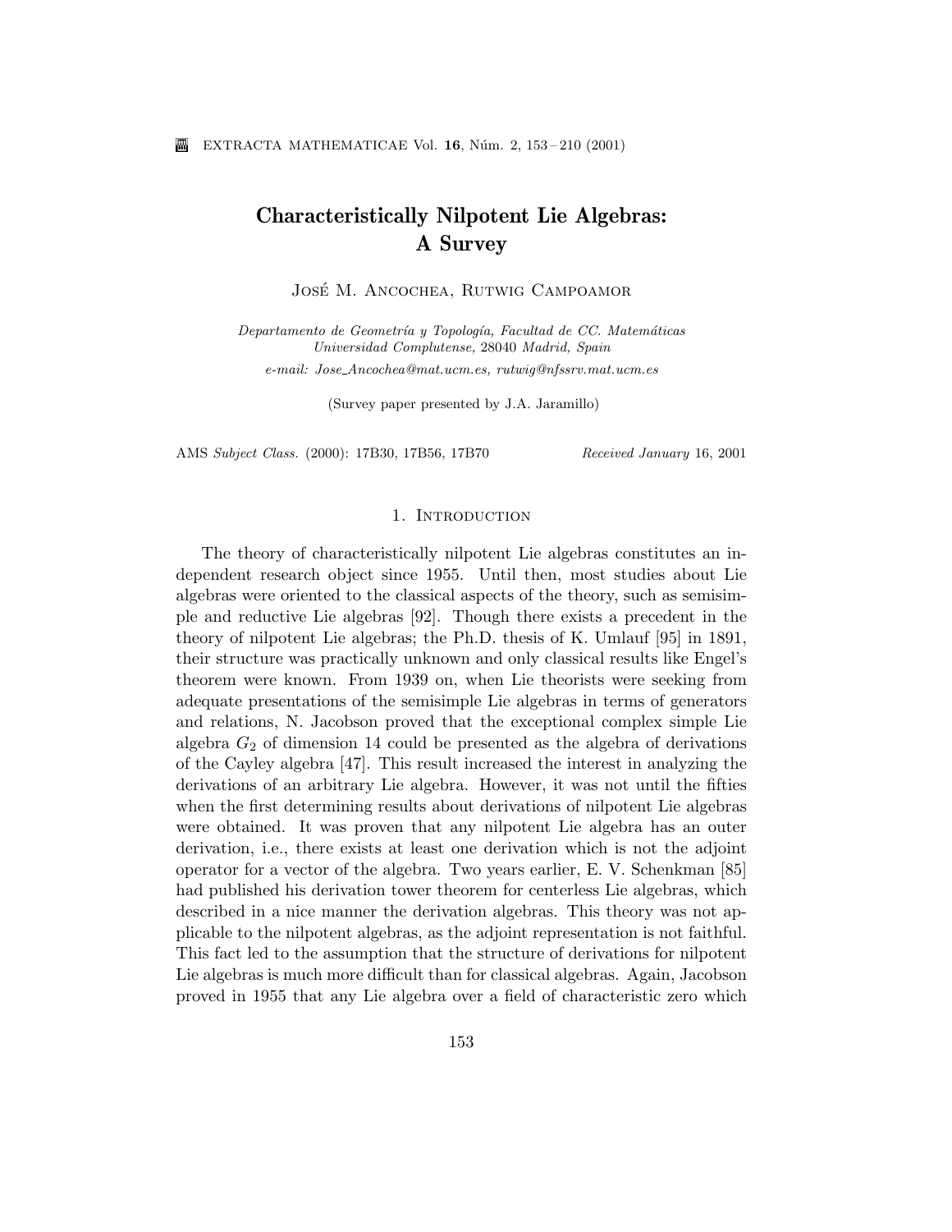# Characteristically Nilpotent Lie Algebras: A Survey

José M. Ancochea, Rutwig Campoamor

*Departamento de Geometría y Topología, Facultad de CC. Matemáticas*
*Universidad Complutense, 28040 Madrid, Spain*
*e-mail: Jose_Ancochea@mat.ucm.es, rutwig@nfssrv.mat.ucm.es*

(Survey paper presented by J.A. Jaramillo)

AMS *Subject Class.* (2000): 17B30, 17B56, 17B70 *Received January* 16, 2001

## 1. Introduction

The theory of characteristically nilpotent Lie algebras constitutes an independent research object since 1955. Until then, most studies about Lie algebras were oriented to the classical aspects of the theory, such as semisimple and reductive Lie algebras [92]. Though there exists a precedent in the theory of nilpotent Lie algebras; the Ph.D. thesis of K. Umlauf [95] in 1891, their structure was practically unknown and only classical results like Engel's theorem were known. From 1939 on, when Lie theorists were seeking from adequate presentations of the semisimple Lie algebras in terms of generators and relations, N. Jacobson proved that the exceptional complex simple Lie algebra $G_2$ of dimension 14 could be presented as the algebra of derivations of the Cayley algebra [47]. This result increased the interest in analyzing the derivations of an arbitrary Lie algebra. However, it was not until the fifties when the first determining results about derivations of nilpotent Lie algebras were obtained. It was proven that any nilpotent Lie algebra has an outer derivation, i.e., there exists at least one derivation which is not the adjoint operator for a vector of the algebra. Two years earlier, E. V. Schenkman [85] had published his derivation tower theorem for centerless Lie algebras, which described in a nice manner the derivation algebras. This theory was not applicable to the nilpotent algebras, as the adjoint representation is not faithful. This fact led to the assumption that the structure of derivations for nilpotent Lie algebras is much more difficult than for classical algebras. Again, Jacobson proved in 1955 that any Lie algebra over a field of characteristic zero which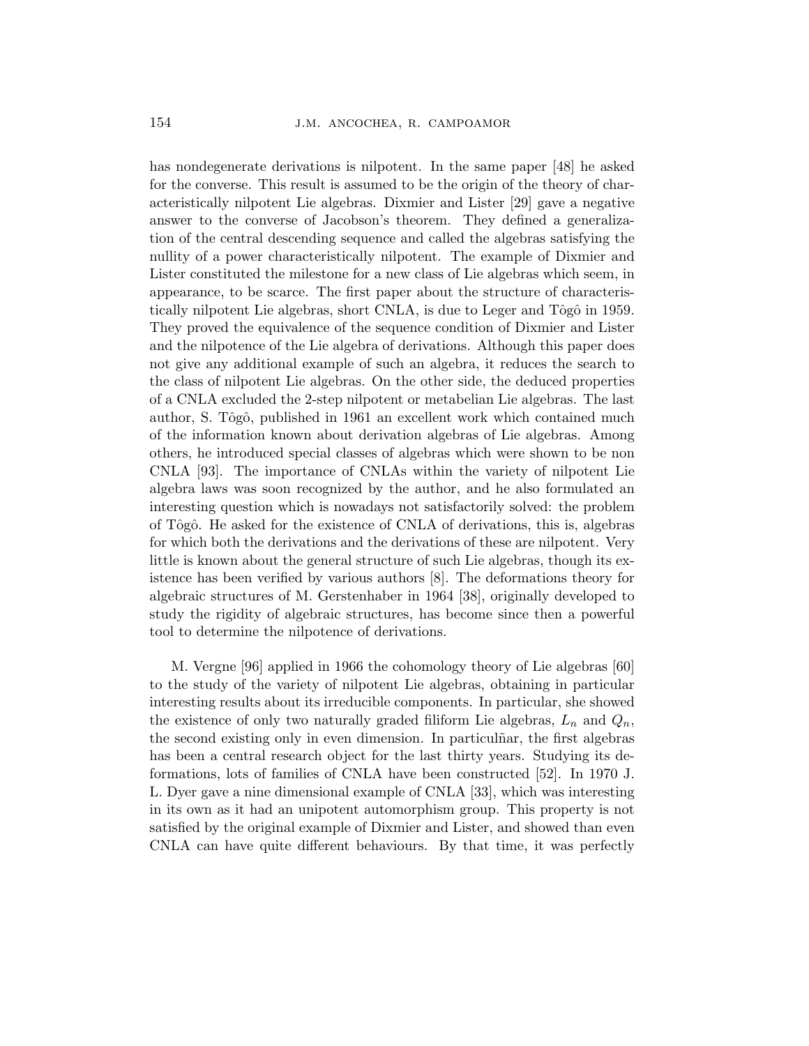has nondegenerate derivations is nilpotent. In the same paper [48] he asked for the converse. This result is assumed to be the origin of the theory of characteristically nilpotent Lie algebras. Dixmier and Lister [29] gave a negative answer to the converse of Jacobson's theorem. They defined a generalization of the central descending sequence and called the algebras satisfying the nullity of a power characteristically nilpotent. The example of Dixmier and Lister constituted the milestone for a new class of Lie algebras which seem, in appearance, to be scarce. The first paper about the structure of characteristically nilpotent Lie algebras, short CNLA, is due to Leger and Tôgô in 1959. They proved the equivalence of the sequence condition of Dixmier and Lister and the nilpotence of the Lie algebra of derivations. Although this paper does not give any additional example of such an algebra, it reduces the search to the class of nilpotent Lie algebras. On the other side, the deduced properties of a CNLA excluded the 2-step nilpotent or metabelian Lie algebras. The last author, S. Tôgô, published in 1961 an excellent work which contained much of the information known about derivation algebras of Lie algebras. Among others, he introduced special classes of algebras which were shown to be non CNLA [93]. The importance of CNLAs within the variety of nilpotent Lie algebra laws was soon recognized by the author, and he also formulated an interesting question which is nowadays not satisfactorily solved: the problem of Tôgô. He asked for the existence of CNLA of derivations, this is, algebras for which both the derivations and the derivations of these are nilpotent. Very little is known about the general structure of such Lie algebras, though its existence has been verified by various authors [8]. The deformations theory for algebraic structures of M. Gerstenhaber in 1964 [38], originally developed to study the rigidity of algebraic structures, has become since then a powerful tool to determine the nilpotence of derivations.

M. Vergne [96] applied in 1966 the cohomology theory of Lie algebras [60] to the study of the variety of nilpotent Lie algebras, obtaining in particular interesting results about its irreducible components. In particular, she showed the existence of only two naturally graded filiform Lie algebras, $L_n$ and $Q_n$, the second existing only in even dimension. In particulñar, the first algebras has been a central research object for the last thirty years. Studying its deformations, lots of families of CNLA have been constructed [52]. In 1970 J. L. Dyer gave a nine dimensional example of CNLA [33], which was interesting in its own as it had an unipotent automorphism group. This property is not satisfied by the original example of Dixmier and Lister, and showed than even CNLA can have quite different behaviours. By that time, it was perfectly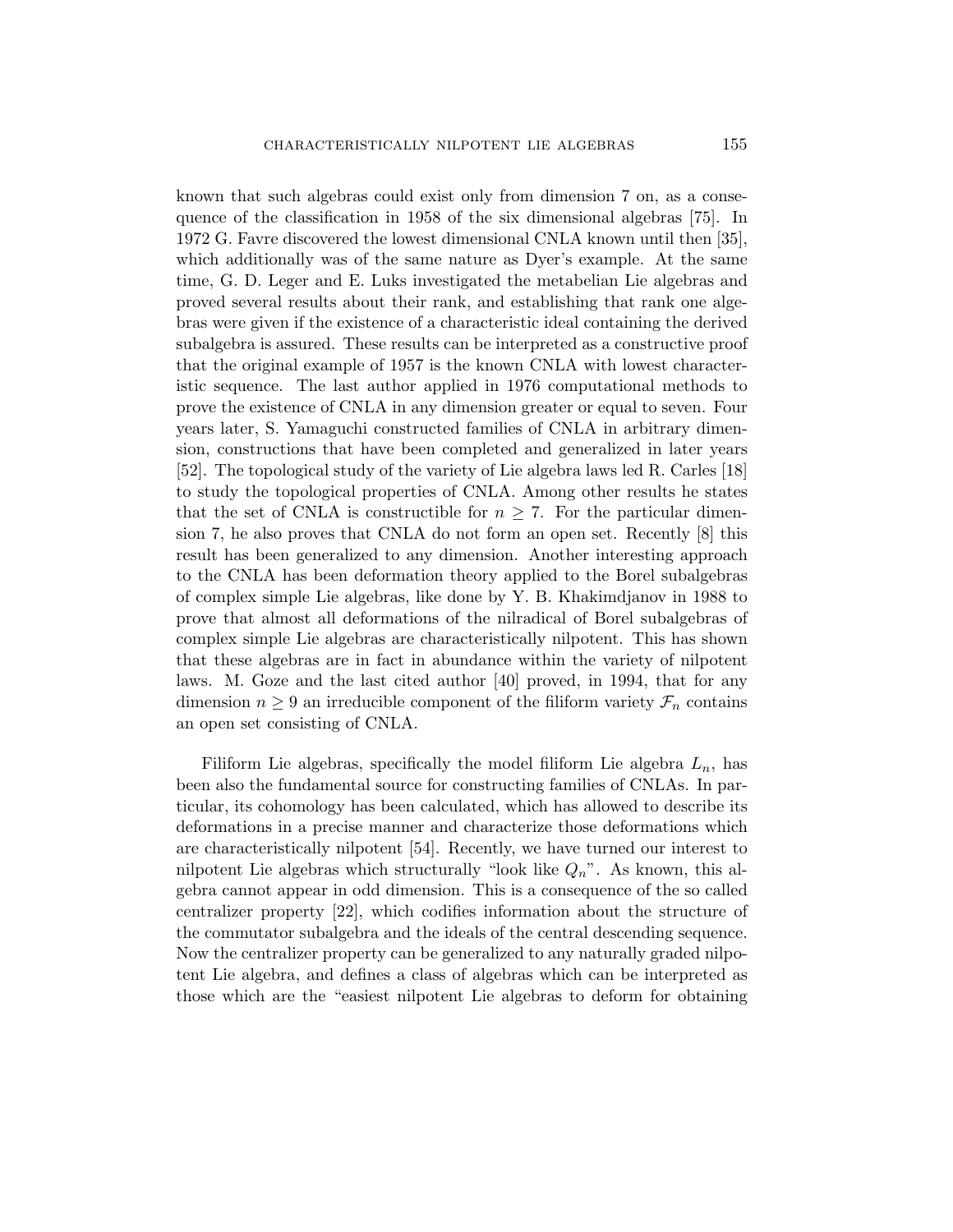known that such algebras could exist only from dimension 7 on, as a consequence of the classification in 1958 of the six dimensional algebras [75]. In 1972 G. Favre discovered the lowest dimensional CNLA known until then [35], which additionally was of the same nature as Dyer's example. At the same time, G. D. Leger and E. Luks investigated the metabelian Lie algebras and proved several results about their rank, and establishing that rank one algebras were given if the existence of a characteristic ideal containing the derived subalgebra is assured. These results can be interpreted as a constructive proof that the original example of 1957 is the known CNLA with lowest characteristic sequence. The last author applied in 1976 computational methods to prove the existence of CNLA in any dimension greater or equal to seven. Four years later, S. Yamaguchi constructed families of CNLA in arbitrary dimension, constructions that have been completed and generalized in later years [52]. The topological study of the variety of Lie algebra laws led R. Carles [18] to study the topological properties of CNLA. Among other results he states that the set of CNLA is constructible for $n \geq 7$. For the particular dimension 7, he also proves that CNLA do not form an open set. Recently [8] this result has been generalized to any dimension. Another interesting approach to the CNLA has been deformation theory applied to the Borel subalgebras of complex simple Lie algebras, like done by Y. B. Khakimdjanov in 1988 to prove that almost all deformations of the nilradical of Borel subalgebras of complex simple Lie algebras are characteristically nilpotent. This has shown that these algebras are in fact in abundance within the variety of nilpotent laws. M. Goze and the last cited author [40] proved, in 1994, that for any dimension $n \geq 9$ an irreducible component of the filiform variety $\mathcal{F}_n$ contains an open set consisting of CNLA.

Filiform Lie algebras, specifically the model filiform Lie algebra $L_n$, has been also the fundamental source for constructing families of CNLAs. In particular, its cohomology has been calculated, which has allowed to describe its deformations in a precise manner and characterize those deformations which are characteristically nilpotent [54]. Recently, we have turned our interest to nilpotent Lie algebras which structurally "look like $Q_n$". As known, this algebra cannot appear in odd dimension. This is a consequence of the so called centralizer property [22], which codifies information about the structure of the commutator subalgebra and the ideals of the central descending sequence. Now the centralizer property can be generalized to any naturally graded nilpotent Lie algebra, and defines a class of algebras which can be interpreted as those which are the "easiest nilpotent Lie algebras to deform for obtaining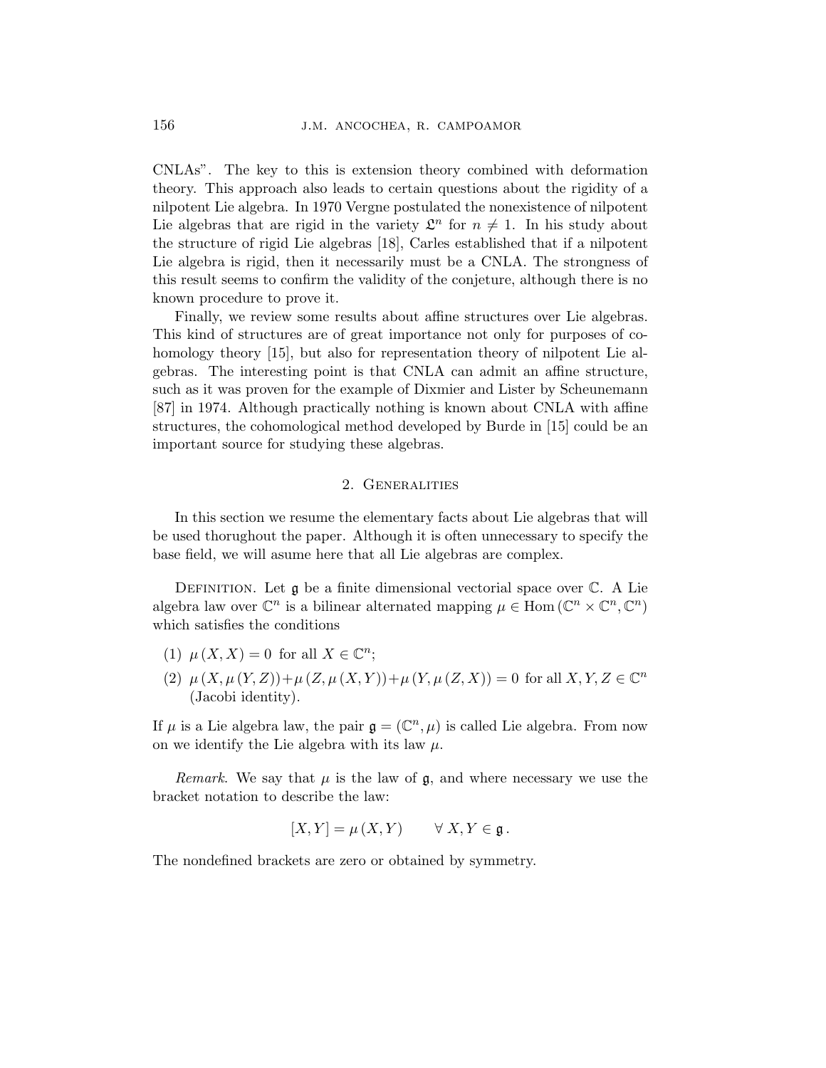CNLAs". The key to this is extension theory combined with deformation theory. This approach also leads to certain questions about the rigidity of a nilpotent Lie algebra. In 1970 Vergne postulated the nonexistence of nilpotent Lie algebras that are rigid in the variety $\mathfrak{L}^n$ for $n \neq 1$. In his study about the structure of rigid Lie algebras [18], Carles established that if a nilpotent Lie algebra is rigid, then it necessarily must be a CNLA. The strongness of this result seems to confirm the validity of the conjeture, although there is no known procedure to prove it.

Finally, we review some results about affine structures over Lie algebras. This kind of structures are of great importance not only for purposes of cohomology theory [15], but also for representation theory of nilpotent Lie algebras. The interesting point is that CNLA can admit an affine structure, such as it was proven for the example of Dixmier and Lister by Scheunemann [87] in 1974. Although practically nothing is known about CNLA with affine structures, the cohomological method developed by Burde in [15] could be an important source for studying these algebras.

## 2. Generalities

In this section we resume the elementary facts about Lie algebras that will be used thorughout the paper. Although it is often unnecessary to specify the base field, we will asume here that all Lie algebras are complex.

Definition. Let $\mathfrak{g}$ be a finite dimensional vectorial space over $\mathbb{C}$. A Lie algebra law over $\mathbb{C}^n$ is a bilinear alternated mapping $\mu \in \operatorname{Hom}(\mathbb{C}^n \times \mathbb{C}^n, \mathbb{C}^n)$ which satisfies the conditions

(1) $\mu(X, X) = 0$ for all $X \in \mathbb{C}^n$;

(2) $\mu(X, \mu(Y, Z)) + \mu(Z, \mu(X, Y)) + \mu(Y, \mu(Z, X)) = 0$ for all $X, Y, Z \in \mathbb{C}^n$ (Jacobi identity).

If $\mu$ is a Lie algebra law, the pair $\mathfrak{g} = (\mathbb{C}^n, \mu)$ is called Lie algebra. From now on we identify the Lie algebra with its law $\mu$.

*Remark*. We say that $\mu$ is the law of $\mathfrak{g}$, and where necessary we use the bracket notation to describe the law:

$$[X, Y] = \mu(X, Y) \qquad \forall\, X, Y \in \mathfrak{g}\,.$$

The nondefined brackets are zero or obtained by symmetry.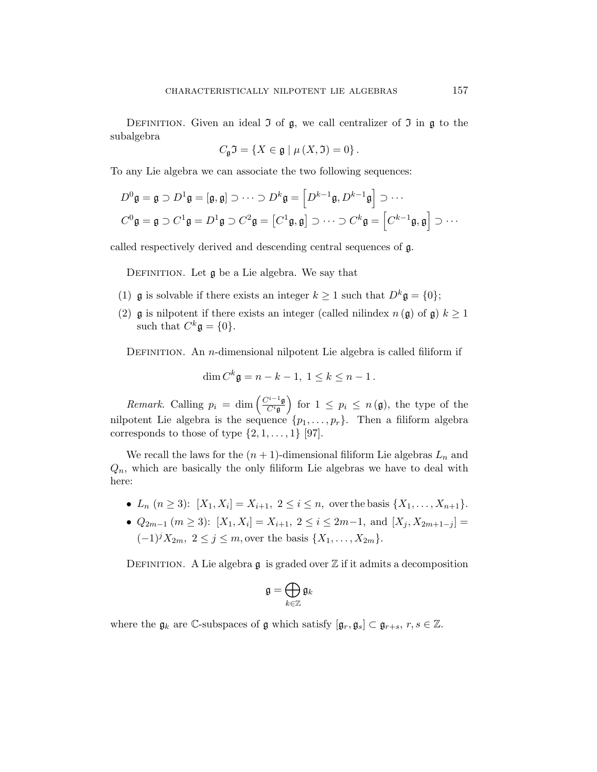Definition. Given an ideal $\mathfrak{I}$ of $\mathfrak{g}$, we call centralizer of $\mathfrak{I}$ in $\mathfrak{g}$ to the subalgebra

$$C_{\mathfrak{g}}\mathfrak{I} = \{X \in \mathfrak{g} \mid \mu(X, \mathfrak{I}) = 0\}.$$

To any Lie algebra we can associate the two following sequences:

$$D^0\mathfrak{g} = \mathfrak{g} \supset D^1\mathfrak{g} = [\mathfrak{g}, \mathfrak{g}] \supset \cdots \supset D^k\mathfrak{g} = \left[D^{k-1}\mathfrak{g}, D^{k-1}\mathfrak{g}\right] \supset \cdots$$

$$C^0\mathfrak{g} = \mathfrak{g} \supset C^1\mathfrak{g} = D^1\mathfrak{g} \supset C^2\mathfrak{g} = \left[C^1\mathfrak{g}, \mathfrak{g}\right] \supset \cdots \supset C^k\mathfrak{g} = \left[C^{k-1}\mathfrak{g}, \mathfrak{g}\right] \supset \cdots$$

called respectively derived and descending central sequences of $\mathfrak{g}$.

Definition. Let $\mathfrak{g}$ be a Lie algebra. We say that

(1) $\mathfrak{g}$ is solvable if there exists an integer $k \geq 1$ such that $D^k\mathfrak{g} = \{0\}$;

(2) $\mathfrak{g}$ is nilpotent if there exists an integer (called nilindex $n(\mathfrak{g})$ of $\mathfrak{g}$) $k \geq 1$ such that $C^k\mathfrak{g} = \{0\}$.

Definition. An $n$-dimensional nilpotent Lie algebra is called filiform if

$$\dim C^k\mathfrak{g} = n - k - 1, \ 1 \leq k \leq n - 1.$$

*Remark*. Calling $p_i = \dim\left(\frac{C^{i-1}\mathfrak{g}}{C^i\mathfrak{g}}\right)$ for $1 \leq p_i \leq n(\mathfrak{g})$, the type of the nilpotent Lie algebra is the sequence $\{p_1, \ldots, p_r\}$. Then a filiform algebra corresponds to those of type $\{2, 1, \ldots, 1\}$ [97].

We recall the laws for the $(n+1)$-dimensional filiform Lie algebras $L_n$ and $Q_n$, which are basically the only filiform Lie algebras we have to deal with here:

- $L_n$ $(n \geq 3)$: $[X_1, X_i] = X_{i+1}, \ 2 \leq i \leq n$, over the basis $\{X_1, \ldots, X_{n+1}\}$.
- $Q_{2m-1}$ $(m \geq 3)$: $[X_1, X_i] = X_{i+1}, \ 2 \leq i \leq 2m-1$, and $[X_j, X_{2m+1-j}] = (-1)^j X_{2m}, \ 2 \leq j \leq m$, over the basis $\{X_1, \ldots, X_{2m}\}$.

Definition. A Lie algebra $\mathfrak{g}$ is graded over $\mathbb{Z}$ if it admits a decomposition

$$\mathfrak{g} = \bigoplus_{k \in \mathbb{Z}} \mathfrak{g}_k$$

where the $\mathfrak{g}_k$ are $\mathbb{C}$-subspaces of $\mathfrak{g}$ which satisfy $[\mathfrak{g}_r, \mathfrak{g}_s] \subset \mathfrak{g}_{r+s}, \ r, s \in \mathbb{Z}$.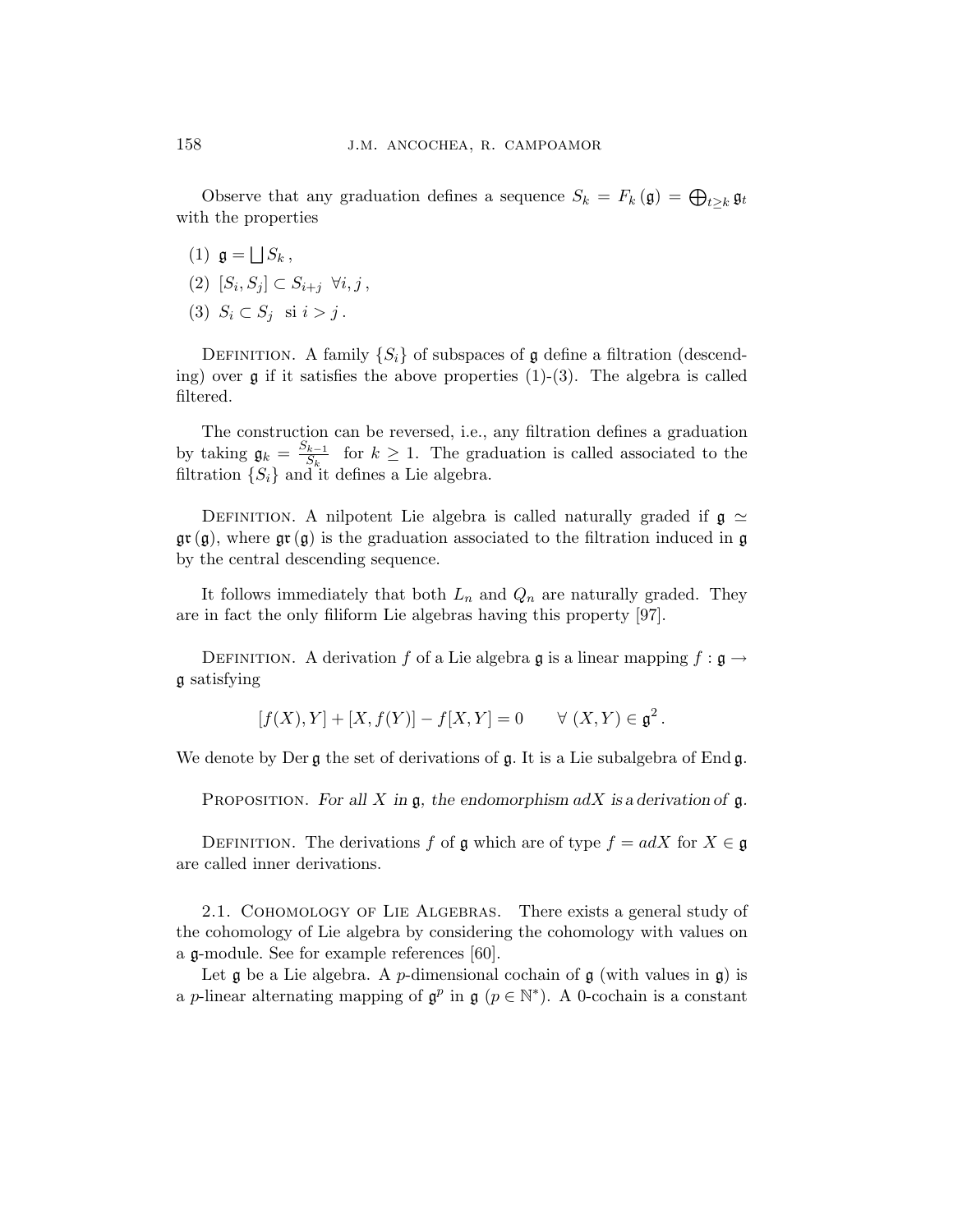Observe that any graduation defines a sequence $S_k = F_k(\mathfrak{g}) = \bigoplus_{t \geq k} \mathfrak{g}_t$ with the properties

(1) $\mathfrak{g} = \bigsqcup S_k$,

(2) $[S_i, S_j] \subset S_{i+j} \;\; \forall i, j$,

(3) $S_i \subset S_j$ si $i > j$.

Definition. A family $\{S_i\}$ of subspaces of $\mathfrak{g}$ define a filtration (descending) over $\mathfrak{g}$ if it satisfies the above properties (1)-(3). The algebra is called filtered.

The construction can be reversed, i.e., any filtration defines a graduation by taking $\mathfrak{g}_k = \frac{S_{k-1}}{S_k}$ for $k \geq 1$. The graduation is called associated to the filtration $\{S_i\}$ and it defines a Lie algebra.

Definition. A nilpotent Lie algebra is called naturally graded if $\mathfrak{g} \simeq \mathfrak{gr}(\mathfrak{g})$, where $\mathfrak{gr}(\mathfrak{g})$ is the graduation associated to the filtration induced in $\mathfrak{g}$ by the central descending sequence.

It follows immediately that both $L_n$ and $Q_n$ are naturally graded. They are in fact the only filiform Lie algebras having this property [97].

Definition. A derivation $f$ of a Lie algebra $\mathfrak{g}$ is a linear mapping $f : \mathfrak{g} \to \mathfrak{g}$ satisfying

$$[f(X), Y] + [X, f(Y)] - f[X, Y] = 0 \qquad \forall \; (X, Y) \in \mathfrak{g}^2 .$$

We denote by $\operatorname{Der}\mathfrak{g}$ the set of derivations of $\mathfrak{g}$. It is a Lie subalgebra of $\operatorname{End}\mathfrak{g}$.

Proposition. *For all $X$ in $\mathfrak{g}$, the endomorphism $adX$ is a derivation of $\mathfrak{g}$.*

Definition. The derivations $f$ of $\mathfrak{g}$ which are of type $f = adX$ for $X \in \mathfrak{g}$ are called inner derivations.

## 2.1. Cohomology of Lie Algebras.

There exists a general study of the cohomology of Lie algebra by considering the cohomology with values on a $\mathfrak{g}$-module. See for example references [60].

Let $\mathfrak{g}$ be a Lie algebra. A $p$-dimensional cochain of $\mathfrak{g}$ (with values in $\mathfrak{g}$) is a $p$-linear alternating mapping of $\mathfrak{g}^p$ in $\mathfrak{g}$ ($p \in \mathbb{N}^*$). A 0-cochain is a constant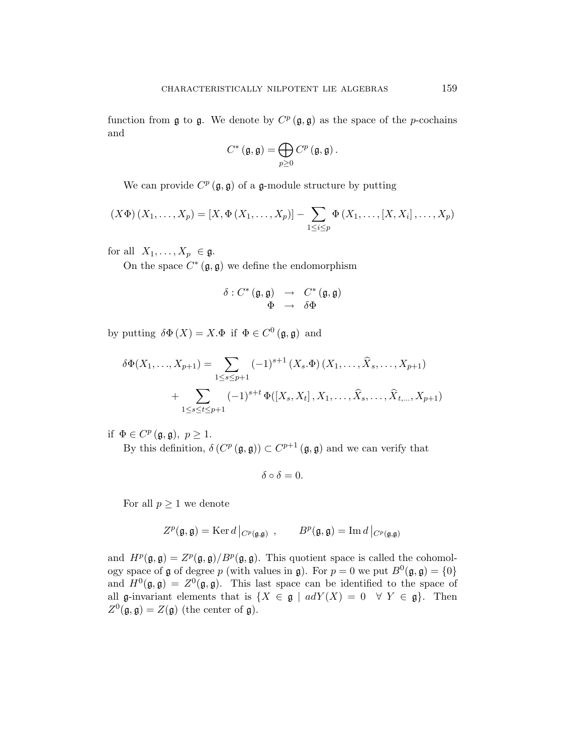function from $\mathfrak{g}$ to $\mathfrak{g}$. We denote by $C^p(\mathfrak{g},\mathfrak{g})$ as the space of the $p$-cochains and

$$C^*(\mathfrak{g},\mathfrak{g}) = \bigoplus_{p\geq 0} C^p(\mathfrak{g},\mathfrak{g}).$$

We can provide $C^p(\mathfrak{g},\mathfrak{g})$ of a $\mathfrak{g}$-module structure by putting

$$(X\Phi)(X_1,\ldots,X_p) = [X,\Phi(X_1,\ldots,X_p)] - \sum_{1\leq i\leq p} \Phi(X_1,\ldots,[X,X_i],\ldots,X_p)$$

for all $X_1,\ldots,X_p \in \mathfrak{g}$.

On the space $C^*(\mathfrak{g},\mathfrak{g})$ we define the endomorphism

$$\begin{array}{rcl} \delta : C^*(\mathfrak{g},\mathfrak{g}) & \rightarrow & C^*(\mathfrak{g},\mathfrak{g}) \\ \Phi & \rightarrow & \delta\Phi \end{array}$$

by putting $\delta\Phi(X) = X.\Phi$ if $\Phi \in C^0(\mathfrak{g},\mathfrak{g})$ and

$$\begin{aligned} \delta\Phi(X_1,\ldots,X_{p+1}) = & \sum_{1\leq s\leq p+1} (-1)^{s+1}(X_s.\Phi)(X_1,\ldots,\widehat{X}_s,\ldots,X_{p+1}) \\ & + \sum_{1\leq s\leq t\leq p+1} (-1)^{s+t}\Phi([X_s,X_t],X_1,\ldots,\widehat{X}_s,\ldots,\widehat{X}_{t,\ldots},X_{p+1}) \end{aligned}$$

if $\Phi \in C^p(\mathfrak{g},\mathfrak{g}),\ p\geq 1$.

By this definition, $\delta(C^p(\mathfrak{g},\mathfrak{g})) \subset C^{p+1}(\mathfrak{g},\mathfrak{g})$ and we can verify that

$$\delta\circ\delta = 0.$$

For all $p\geq 1$ we denote

$$Z^p(\mathfrak{g},\mathfrak{g}) = \operatorname{Ker} d\big|_{C^p(\mathfrak{g},\mathfrak{g})}, \qquad B^p(\mathfrak{g},\mathfrak{g}) = \operatorname{Im} d\big|_{C^p(\mathfrak{g},\mathfrak{g})}$$

and $H^p(\mathfrak{g},\mathfrak{g}) = Z^p(\mathfrak{g},\mathfrak{g})/B^p(\mathfrak{g},\mathfrak{g})$. This quotient space is called the cohomology space of $\mathfrak{g}$ of degree $p$ (with values in $\mathfrak{g}$). For $p=0$ we put $B^0(\mathfrak{g},\mathfrak{g}) = \{0\}$ and $H^0(\mathfrak{g},\mathfrak{g}) = Z^0(\mathfrak{g},\mathfrak{g})$. This last space can be identified to the space of all $\mathfrak{g}$-invariant elements that is $\{X \in \mathfrak{g} \mid adY(X) = 0 \quad \forall\ Y \in \mathfrak{g}\}$. Then $Z^0(\mathfrak{g},\mathfrak{g}) = Z(\mathfrak{g})$ (the center of $\mathfrak{g}$).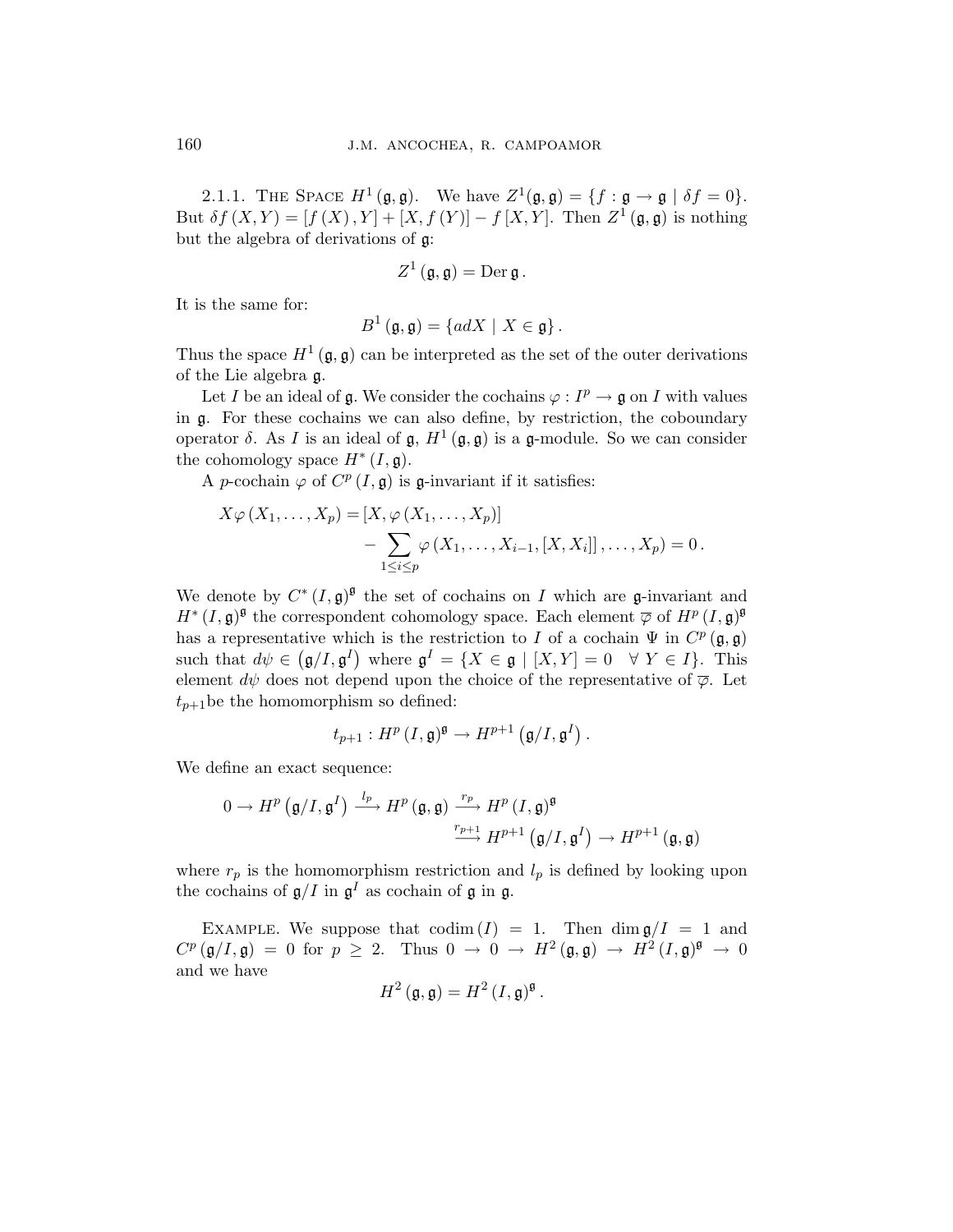2.1.1. The Space $H^1(\mathfrak{g},\mathfrak{g})$. We have $Z^1(\mathfrak{g},\mathfrak{g}) = \{f : \mathfrak{g} \to \mathfrak{g} \mid \delta f = 0\}$. But $\delta f(X,Y) = [f(X), Y] + [X, f(Y)] - f[X,Y]$. Then $Z^1(\mathfrak{g},\mathfrak{g})$ is nothing but the algebra of derivations of $\mathfrak{g}$:

$$Z^1(\mathfrak{g},\mathfrak{g}) = \operatorname{Der}\mathfrak{g}\,.$$

It is the same for:

$$B^1(\mathfrak{g},\mathfrak{g}) = \{adX \mid X \in \mathfrak{g}\}\,.$$

Thus the space $H^1(\mathfrak{g},\mathfrak{g})$ can be interpreted as the set of the outer derivations of the Lie algebra $\mathfrak{g}$.

Let $I$ be an ideal of $\mathfrak{g}$. We consider the cochains $\varphi : I^p \to \mathfrak{g}$ on $I$ with values in $\mathfrak{g}$. For these cochains we can also define, by restriction, the coboundary operator $\delta$. As $I$ is an ideal of $\mathfrak{g}$, $H^1(\mathfrak{g},\mathfrak{g})$ is a $\mathfrak{g}$-module. So we can consider the cohomology space $H^*(I,\mathfrak{g})$.

A $p$-cochain $\varphi$ of $C^p(I,\mathfrak{g})$ is $\mathfrak{g}$-invariant if it satisfies:

$$X\varphi(X_1,\ldots,X_p) = [X, \varphi(X_1,\ldots,X_p)] - \sum_{1\leq i\leq p} \varphi(X_1,\ldots,X_{i-1},[X,X_i],\ldots,X_p) = 0\,.$$

We denote by $C^*(I,\mathfrak{g})^{\mathfrak{g}}$ the set of cochains on $I$ which are $\mathfrak{g}$-invariant and $H^*(I,\mathfrak{g})^{\mathfrak{g}}$ the correspondent cohomology space. Each element $\overline{\varphi}$ of $H^p(I,\mathfrak{g})^{\mathfrak{g}}$ has a representative which is the restriction to $I$ of a cochain $\Psi$ in $C^p(\mathfrak{g},\mathfrak{g})$ such that $d\psi \in (\mathfrak{g}/I, \mathfrak{g}^I)$ where $\mathfrak{g}^I = \{X \in \mathfrak{g} \mid [X,Y] = 0 \quad \forall\, Y \in I\}$. This element $d\psi$ does not depend upon the choice of the representative of $\overline{\varphi}$. Let $t_{p+1}$be the homomorphism so defined:

$$t_{p+1} : H^p(I,\mathfrak{g})^{\mathfrak{g}} \to H^{p+1}(\mathfrak{g}/I, \mathfrak{g}^I)\,.$$

We define an exact sequence:

$$0 \to H^p(\mathfrak{g}/I,\mathfrak{g}^I) \xrightarrow{l_p} H^p(\mathfrak{g},\mathfrak{g}) \xrightarrow{r_p} H^p(I,\mathfrak{g})^{\mathfrak{g}} \xrightarrow{r_{p+1}} H^{p+1}(\mathfrak{g}/I,\mathfrak{g}^I) \to H^{p+1}(\mathfrak{g},\mathfrak{g})$$

where $r_p$ is the homomorphism restriction and $l_p$ is defined by looking upon the cochains of $\mathfrak{g}/I$ in $\mathfrak{g}^I$ as cochain of $\mathfrak{g}$ in $\mathfrak{g}$.

Example. We suppose that $\operatorname{codim}(I) = 1$. Then $\dim \mathfrak{g}/I = 1$ and $C^p(\mathfrak{g}/I,\mathfrak{g}) = 0$ for $p \geq 2$. Thus $0 \to 0 \to H^2(\mathfrak{g},\mathfrak{g}) \to H^2(I,\mathfrak{g})^{\mathfrak{g}} \to 0$ and we have

$$H^2(\mathfrak{g},\mathfrak{g}) = H^2(I,\mathfrak{g})^{\mathfrak{g}}\,.$$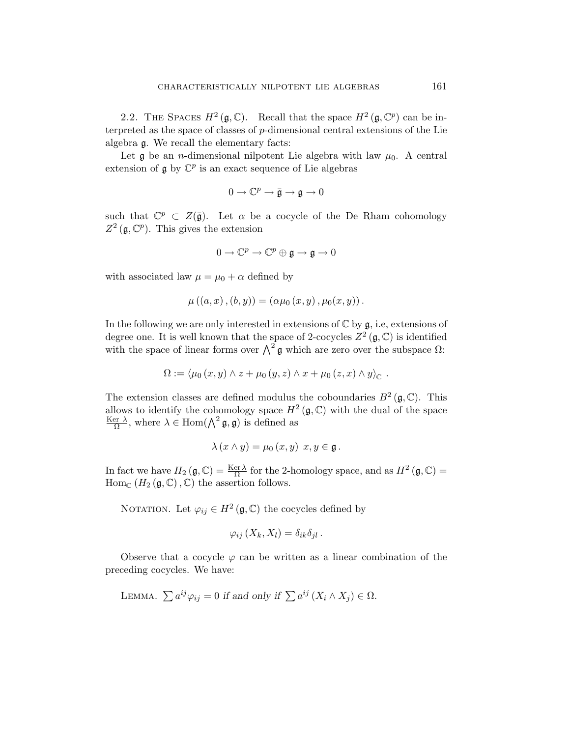2.2. The Spaces $H^2(\mathfrak{g}, \mathbb{C})$. Recall that the space $H^2(\mathfrak{g}, \mathbb{C}^p)$ can be interpreted as the space of classes of $p$-dimensional central extensions of the Lie algebra $\mathfrak{g}$. We recall the elementary facts:

Let $\mathfrak{g}$ be an $n$-dimensional nilpotent Lie algebra with law $\mu_0$. A central extension of $\mathfrak{g}$ by $\mathbb{C}^p$ is an exact sequence of Lie algebras

$$0 \to \mathbb{C}^p \to \bar{\mathfrak{g}} \to \mathfrak{g} \to 0$$

such that $\mathbb{C}^p \subset Z(\bar{\mathfrak{g}})$. Let $\alpha$ be a cocycle of the De Rham cohomology $Z^2(\mathfrak{g}, \mathbb{C}^p)$. This gives the extension

$$0 \to \mathbb{C}^p \to \mathbb{C}^p \oplus \mathfrak{g} \to \mathfrak{g} \to 0$$

with associated law $\mu = \mu_0 + \alpha$ defined by

$$\mu\left((a, x), (b, y)\right) = \left(\alpha\mu_0(x, y), \mu_0(x, y)\right).$$

In the following we are only interested in extensions of $\mathbb{C}$ by $\mathfrak{g}$, i.e, extensions of degree one. It is well known that the space of 2-cocycles $Z^2(\mathfrak{g}, \mathbb{C})$ is identified with the space of linear forms over $\bigwedge^2 \mathfrak{g}$ which are zero over the subspace $\Omega$:

$$\Omega := \langle \mu_0(x, y) \wedge z + \mu_0(y, z) \wedge x + \mu_0(z, x) \wedge y \rangle_{\mathbb{C}} \ .$$

The extension classes are defined modulus the coboundaries $B^2(\mathfrak{g}, \mathbb{C})$. This allows to identify the cohomology space $H^2(\mathfrak{g}, \mathbb{C})$ with the dual of the space $\frac{\operatorname{Ker} \lambda}{\Omega}$, where $\lambda \in \operatorname{Hom}(\bigwedge^2 \mathfrak{g}, \mathfrak{g})$ is defined as

$$\lambda(x \wedge y) = \mu_0(x, y) \ \ x, y \in \mathfrak{g}.$$

In fact we have $H_2(\mathfrak{g}, \mathbb{C}) = \frac{\operatorname{Ker} \lambda}{\Omega}$ for the 2-homology space, and as $H^2(\mathfrak{g}, \mathbb{C}) = \operatorname{Hom}_{\mathbb{C}}(H_2(\mathfrak{g}, \mathbb{C}), \mathbb{C})$ the assertion follows.

Notation. Let $\varphi_{ij} \in H^2(\mathfrak{g}, \mathbb{C})$ the cocycles defined by

$$\varphi_{ij}(X_k, X_l) = \delta_{ik}\delta_{jl}.$$

Observe that a cocycle $\varphi$ can be written as a linear combination of the preceding cocycles. We have:

Lemma. *$\sum a^{ij}\varphi_{ij} = 0$ if and only if $\sum a^{ij}(X_i \wedge X_j) \in \Omega$.*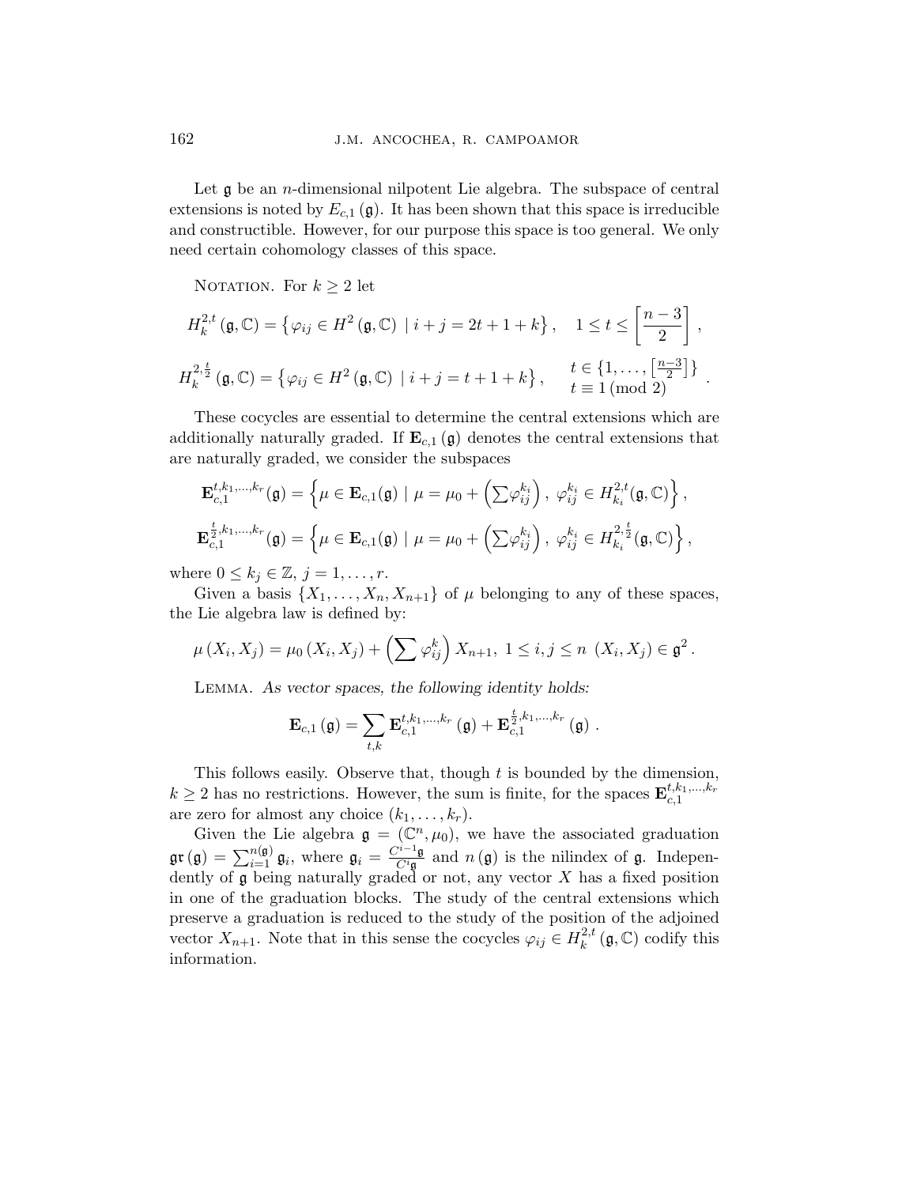Let $\mathfrak{g}$ be an $n$-dimensional nilpotent Lie algebra. The subspace of central extensions is noted by $E_{c,1}(\mathfrak{g})$. It has been shown that this space is irreducible and constructible. However, for our purpose this space is too general. We only need certain cohomology classes of this space.

Notation. For $k \geq 2$ let

$$H_k^{2,t}(\mathfrak{g}, \mathbb{C}) = \left\{ \varphi_{ij} \in H^2(\mathfrak{g}, \mathbb{C}) \mid i + j = 2t + 1 + k \right\}, \quad 1 \leq t \leq \left[ \frac{n-3}{2} \right],$$

$$H_k^{2,\frac{t}{2}}(\mathfrak{g}, \mathbb{C}) = \left\{ \varphi_{ij} \in H^2(\mathfrak{g}, \mathbb{C}) \mid i + j = t + 1 + k \right\}, \quad \begin{array}{l} t \in \{1, \ldots, \left[\frac{n-3}{2}\right]\} \\ t \equiv 1 \,(\mathrm{mod}\ 2) \end{array}.$$

These cocycles are essential to determine the central extensions which are additionally naturally graded. If $\mathbf{E}_{c,1}(\mathfrak{g})$ denotes the central extensions that are naturally graded, we consider the subspaces

$$\mathbf{E}_{c,1}^{t,k_1,\ldots,k_r}(\mathfrak{g}) = \left\{ \mu \in \mathbf{E}_{c,1}(\mathfrak{g}) \mid \mu = \mu_0 + \left( \sum \varphi_{ij}^{k_i} \right),\ \varphi_{ij}^{k_i} \in H_{k_i}^{2,t}(\mathfrak{g}, \mathbb{C}) \right\},$$

$$\mathbf{E}_{c,1}^{\frac{t}{2},k_1,\ldots,k_r}(\mathfrak{g}) = \left\{ \mu \in \mathbf{E}_{c,1}(\mathfrak{g}) \mid \mu = \mu_0 + \left( \sum \varphi_{ij}^{k_i} \right),\ \varphi_{ij}^{k_i} \in H_{k_i}^{2,\frac{t}{2}}(\mathfrak{g}, \mathbb{C}) \right\},$$

where $0 \leq k_j \in \mathbb{Z}$, $j = 1, \ldots, r$.

Given a basis $\{X_1, \ldots, X_n, X_{n+1}\}$ of $\mu$ belonging to any of these spaces, the Lie algebra law is defined by:

$$\mu(X_i, X_j) = \mu_0(X_i, X_j) + \left( \sum \varphi_{ij}^k \right) X_{n+1},\ 1 \leq i, j \leq n\ (X_i, X_j) \in \mathfrak{g}^2.$$

Lemma. *As vector spaces, the following identity holds:*

$$\mathbf{E}_{c,1}(\mathfrak{g}) = \sum_{t,k} \mathbf{E}_{c,1}^{t,k_1,\ldots,k_r}(\mathfrak{g}) + \mathbf{E}_{c,1}^{\frac{t}{2},k_1,\ldots,k_r}(\mathfrak{g}).$$

This follows easily. Observe that, though $t$ is bounded by the dimension, $k \geq 2$ has no restrictions. However, the sum is finite, for the spaces $\mathbf{E}_{c,1}^{t,k_1,\ldots,k_r}$ are zero for almost any choice $(k_1, \ldots, k_r)$.

Given the Lie algebra $\mathfrak{g} = (\mathbb{C}^n, \mu_0)$, we have the associated graduation $\mathfrak{gr}(\mathfrak{g}) = \sum_{i=1}^{n(\mathfrak{g})} \mathfrak{g}_i$, where $\mathfrak{g}_i = \frac{C^{i-1}\mathfrak{g}}{C^i\mathfrak{g}}$ and $n(\mathfrak{g})$ is the nilindex of $\mathfrak{g}$. Independently of $\mathfrak{g}$ being naturally graded or not, any vector $X$ has a fixed position in one of the graduation blocks. The study of the central extensions which preserve a graduation is reduced to the study of the position of the adjoined vector $X_{n+1}$. Note that in this sense the cocycles $\varphi_{ij} \in H_k^{2,t}(\mathfrak{g}, \mathbb{C})$ codify this information.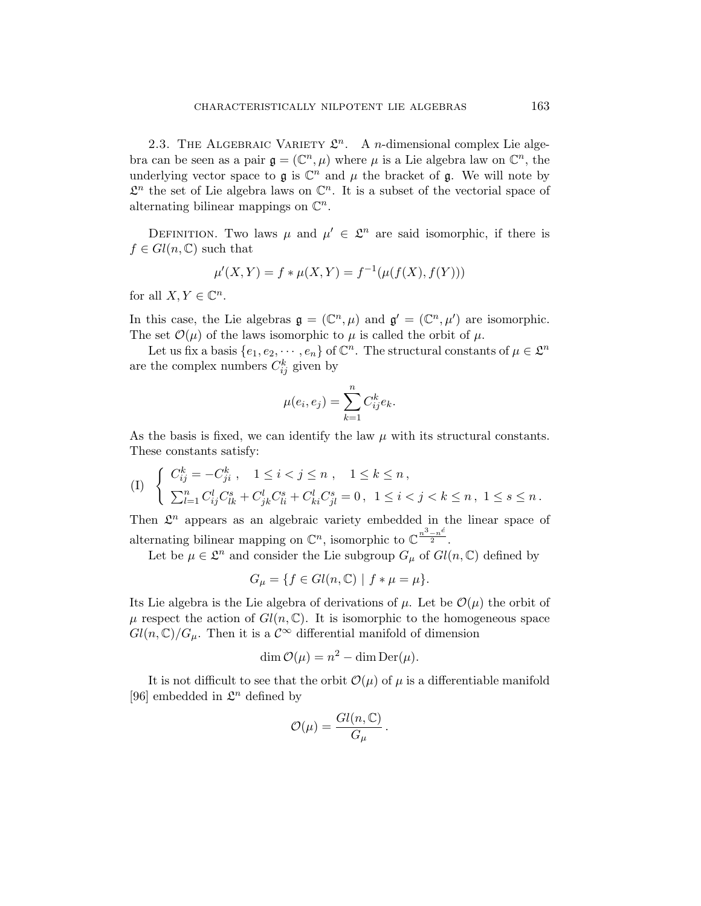2.3. The Algebraic Variety $\mathfrak{L}^n$. A $n$-dimensional complex Lie algebra can be seen as a pair $\mathfrak{g} = (\mathbb{C}^n, \mu)$ where $\mu$ is a Lie algebra law on $\mathbb{C}^n$, the underlying vector space to $\mathfrak{g}$ is $\mathbb{C}^n$ and $\mu$ the bracket of $\mathfrak{g}$. We will note by $\mathfrak{L}^n$ the set of Lie algebra laws on $\mathbb{C}^n$. It is a subset of the vectorial space of alternating bilinear mappings on $\mathbb{C}^n$.

Definition. Two laws $\mu$ and $\mu' \in \mathfrak{L}^n$ are said isomorphic, if there is $f \in Gl(n, \mathbb{C})$ such that

$$\mu'(X, Y) = f * \mu(X, Y) = f^{-1}(\mu(f(X), f(Y)))$$

for all $X, Y \in \mathbb{C}^n$.

In this case, the Lie algebras $\mathfrak{g} = (\mathbb{C}^n, \mu)$ and $\mathfrak{g}' = (\mathbb{C}^n, \mu')$ are isomorphic. The set $\mathcal{O}(\mu)$ of the laws isomorphic to $\mu$ is called the orbit of $\mu$.

Let us fix a basis $\{e_1, e_2, \cdots, e_n\}$ of $\mathbb{C}^n$. The structural constants of $\mu \in \mathfrak{L}^n$ are the complex numbers $C_{ij}^k$ given by

$$\mu(e_i, e_j) = \sum_{k=1}^{n} C_{ij}^k e_k.$$

As the basis is fixed, we can identify the law $\mu$ with its structural constants. These constants satisfy:

$$\text{(I)} \quad \begin{cases} C_{ij}^k = -C_{ji}^k\,, \quad 1 \leq i < j \leq n\,, \quad 1 \leq k \leq n\,, \\ \sum_{l=1}^{n} C_{ij}^l C_{lk}^s + C_{jk}^l C_{li}^s + C_{ki}^l C_{jl}^s = 0\,, \ \ 1 \leq i < j < k \leq n\,, \ 1 \leq s \leq n\,. \end{cases}$$

Then $\mathfrak{L}^n$ appears as an algebraic variety embedded in the linear space of alternating bilinear mapping on $\mathbb{C}^n$, isomorphic to $\mathbb{C}^{\frac{n^3-n^{\acute{e}}}{2}}$.

Let be $\mu \in \mathfrak{L}^n$ and consider the Lie subgroup $G_\mu$ of $Gl(n, \mathbb{C})$ defined by

$$G_\mu = \{f \in Gl(n, \mathbb{C}) \mid f * \mu = \mu\}.$$

Its Lie algebra is the Lie algebra of derivations of $\mu$. Let be $\mathcal{O}(\mu)$ the orbit of $\mu$ respect the action of $Gl(n, \mathbb{C})$. It is isomorphic to the homogeneous space $Gl(n, \mathbb{C})/G_\mu$. Then it is a $\mathcal{C}^\infty$ differential manifold of dimension

$$\dim \mathcal{O}(\mu) = n^2 - \dim \operatorname{Der}(\mu).$$

It is not difficult to see that the orbit $\mathcal{O}(\mu)$ of $\mu$ is a differentiable manifold [96] embedded in $\mathfrak{L}^n$ defined by

$$\mathcal{O}(\mu) = \frac{Gl(n, \mathbb{C})}{G_\mu}\,.$$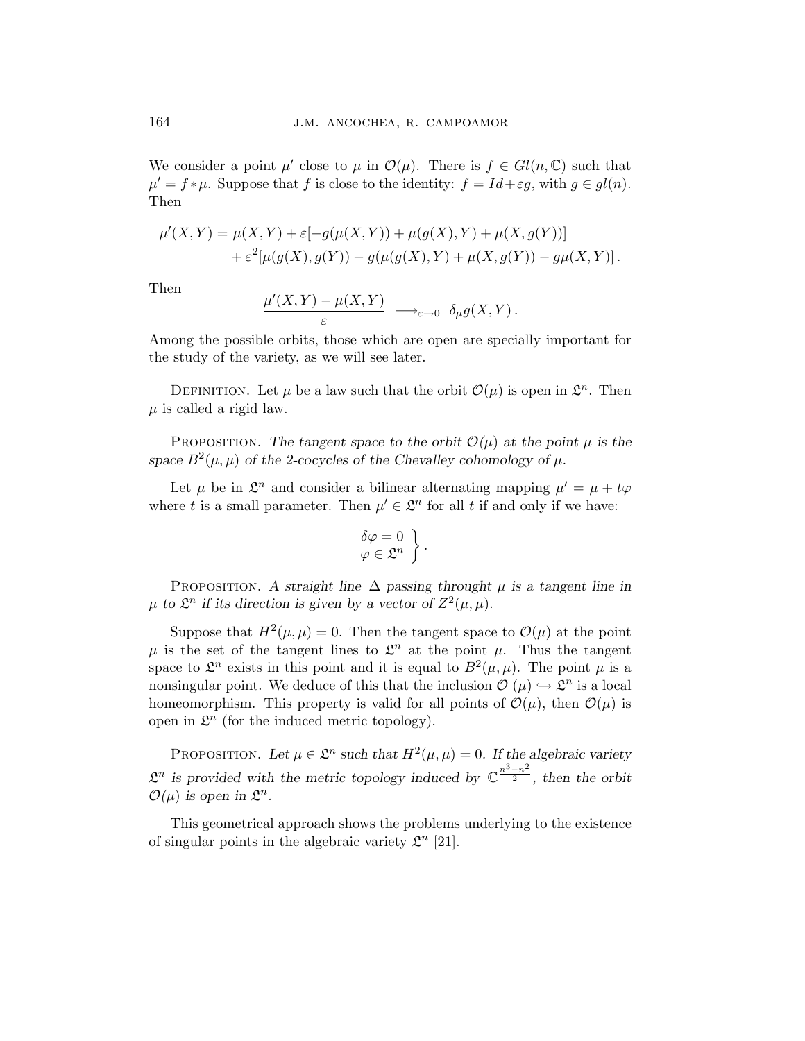We consider a point $\mu'$ close to $\mu$ in $\mathcal{O}(\mu)$. There is $f \in Gl(n, \mathbb{C})$ such that $\mu' = f * \mu$. Suppose that $f$ is close to the identity: $f = Id + \varepsilon g$, with $g \in gl(n)$. Then

$$
\begin{aligned}
\mu'(X,Y) = \mu(X,Y) &+ \varepsilon[-g(\mu(X,Y)) + \mu(g(X),Y) + \mu(X,g(Y))] \\
&+ \varepsilon^2[\mu(g(X),g(Y)) - g(\mu(g(X),Y) + \mu(X,g(Y)) - g\mu(X,Y)] \,.
\end{aligned}
$$

Then

$$
\frac{\mu'(X,Y) - \mu(X,Y)}{\varepsilon} \ \longrightarrow_{\varepsilon \to 0} \ \delta_\mu g(X,Y) \,.
$$

Among the possible orbits, those which are open are specially important for the study of the variety, as we will see later.

Definition. Let $\mu$ be a law such that the orbit $\mathcal{O}(\mu)$ is open in $\mathfrak{L}^n$. Then $\mu$ is called a rigid law.

Proposition. *The tangent space to the orbit $\mathcal{O}(\mu)$ at the point $\mu$ is the space $B^2(\mu,\mu)$ of the 2-cocycles of the Chevalley cohomology of $\mu$.*

Let $\mu$ be in $\mathfrak{L}^n$ and consider a bilinear alternating mapping $\mu' = \mu + t\varphi$ where $t$ is a small parameter. Then $\mu' \in \mathfrak{L}^n$ for all $t$ if and only if we have:

$$
\left.\begin{array}{l}
\delta\varphi = 0 \\
\varphi \in \mathfrak{L}^n
\end{array}\right\} .
$$

Proposition. *A straight line $\Delta$ passing throught $\mu$ is a tangent line in $\mu$ to $\mathfrak{L}^n$ if its direction is given by a vector of $Z^2(\mu,\mu)$.*

Suppose that $H^2(\mu,\mu) = 0$. Then the tangent space to $\mathcal{O}(\mu)$ at the point $\mu$ is the set of the tangent lines to $\mathfrak{L}^n$ at the point $\mu$. Thus the tangent space to $\mathfrak{L}^n$ exists in this point and it is equal to $B^2(\mu,\mu)$. The point $\mu$ is a nonsingular point. We deduce of this that the inclusion $\mathcal{O}(\mu) \hookrightarrow \mathfrak{L}^n$ is a local homeomorphism. This property is valid for all points of $\mathcal{O}(\mu)$, then $\mathcal{O}(\mu)$ is open in $\mathfrak{L}^n$ (for the induced metric topology).

Proposition. *Let $\mu \in \mathfrak{L}^n$ such that $H^2(\mu,\mu) = 0$. If the algebraic variety $\mathfrak{L}^n$ is provided with the metric topology induced by $\mathbb{C}^{\frac{n^3-n^2}{2}}$, then the orbit $\mathcal{O}(\mu)$ is open in $\mathfrak{L}^n$.*

This geometrical approach shows the problems underlying to the existence of singular points in the algebraic variety $\mathfrak{L}^n$ [21].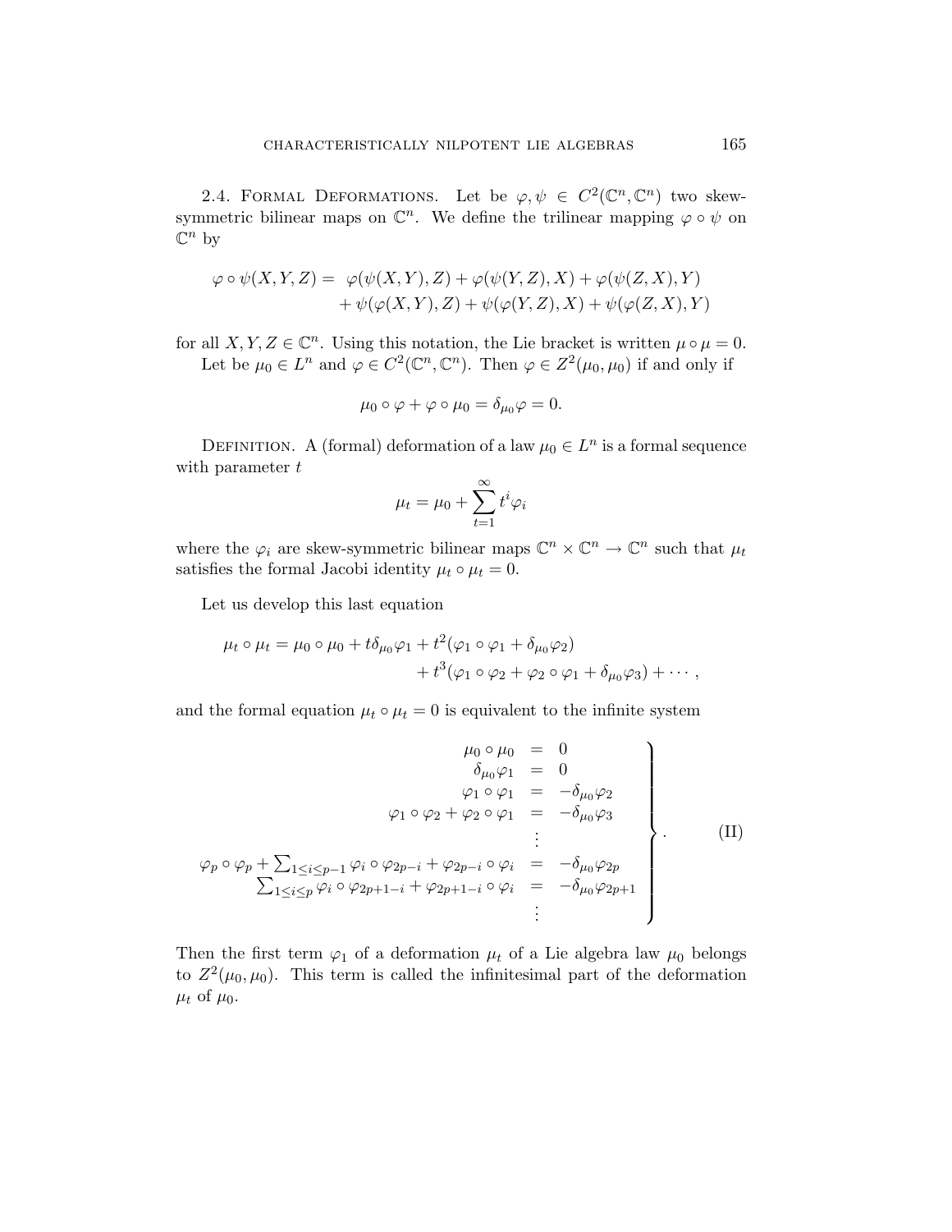2.4. Formal Deformations. Let be $\varphi, \psi \in C^2(\mathbb{C}^n, \mathbb{C}^n)$ two skew-symmetric bilinear maps on $\mathbb{C}^n$. We define the trilinear mapping $\varphi \circ \psi$ on $\mathbb{C}^n$ by

$$\begin{aligned}\varphi \circ \psi(X,Y,Z) = \; & \varphi(\psi(X,Y),Z) + \varphi(\psi(Y,Z),X) + \varphi(\psi(Z,X),Y) \\ & + \psi(\varphi(X,Y),Z) + \psi(\varphi(Y,Z),X) + \psi(\varphi(Z,X),Y)\end{aligned}$$

for all $X, Y, Z \in \mathbb{C}^n$. Using this notation, the Lie bracket is written $\mu \circ \mu = 0$.

Let be $\mu_0 \in L^n$ and $\varphi \in C^2(\mathbb{C}^n, \mathbb{C}^n)$. Then $\varphi \in Z^2(\mu_0, \mu_0)$ if and only if

$$\mu_0 \circ \varphi + \varphi \circ \mu_0 = \delta_{\mu_0}\varphi = 0.$$

Definition. A (formal) deformation of a law $\mu_0 \in L^n$ is a formal sequence with parameter $t$

$$\mu_t = \mu_0 + \sum_{t=1}^{\infty} t^i \varphi_i$$

where the $\varphi_i$ are skew-symmetric bilinear maps $\mathbb{C}^n \times \mathbb{C}^n \to \mathbb{C}^n$ such that $\mu_t$ satisfies the formal Jacobi identity $\mu_t \circ \mu_t = 0$.

Let us develop this last equation

$$\begin{aligned}\mu_t \circ \mu_t = \mu_0 \circ \mu_0 + t\delta_{\mu_0}\varphi_1 + t^2(\varphi_1 \circ \varphi_1 + \delta_{\mu_0}\varphi_2) \\ + t^3(\varphi_1 \circ \varphi_2 + \varphi_2 \circ \varphi_1 + \delta_{\mu_0}\varphi_3) + \cdots,\end{aligned}$$

and the formal equation $\mu_t \circ \mu_t = 0$ is equivalent to the infinite system

$$\left.\begin{array}{rcl}\mu_0 \circ \mu_0 & = & 0 \\ \delta_{\mu_0}\varphi_1 & = & 0 \\ \varphi_1 \circ \varphi_1 & = & -\delta_{\mu_0}\varphi_2 \\ \varphi_1 \circ \varphi_2 + \varphi_2 \circ \varphi_1 & = & -\delta_{\mu_0}\varphi_3 \\ & \vdots & \\ \varphi_p \circ \varphi_p + \sum_{1 \le i \le p-1} \varphi_i \circ \varphi_{2p-i} + \varphi_{2p-i} \circ \varphi_i & = & -\delta_{\mu_0}\varphi_{2p} \\ \sum_{1 \le i \le p} \varphi_i \circ \varphi_{2p+1-i} + \varphi_{2p+1-i} \circ \varphi_i & = & -\delta_{\mu_0}\varphi_{2p+1} \\ & \vdots & \end{array}\right\}. \qquad \text{(II)}$$

Then the first term $\varphi_1$ of a deformation $\mu_t$ of a Lie algebra law $\mu_0$ belongs to $Z^2(\mu_0, \mu_0)$. This term is called the infinitesimal part of the deformation $\mu_t$ of $\mu_0$.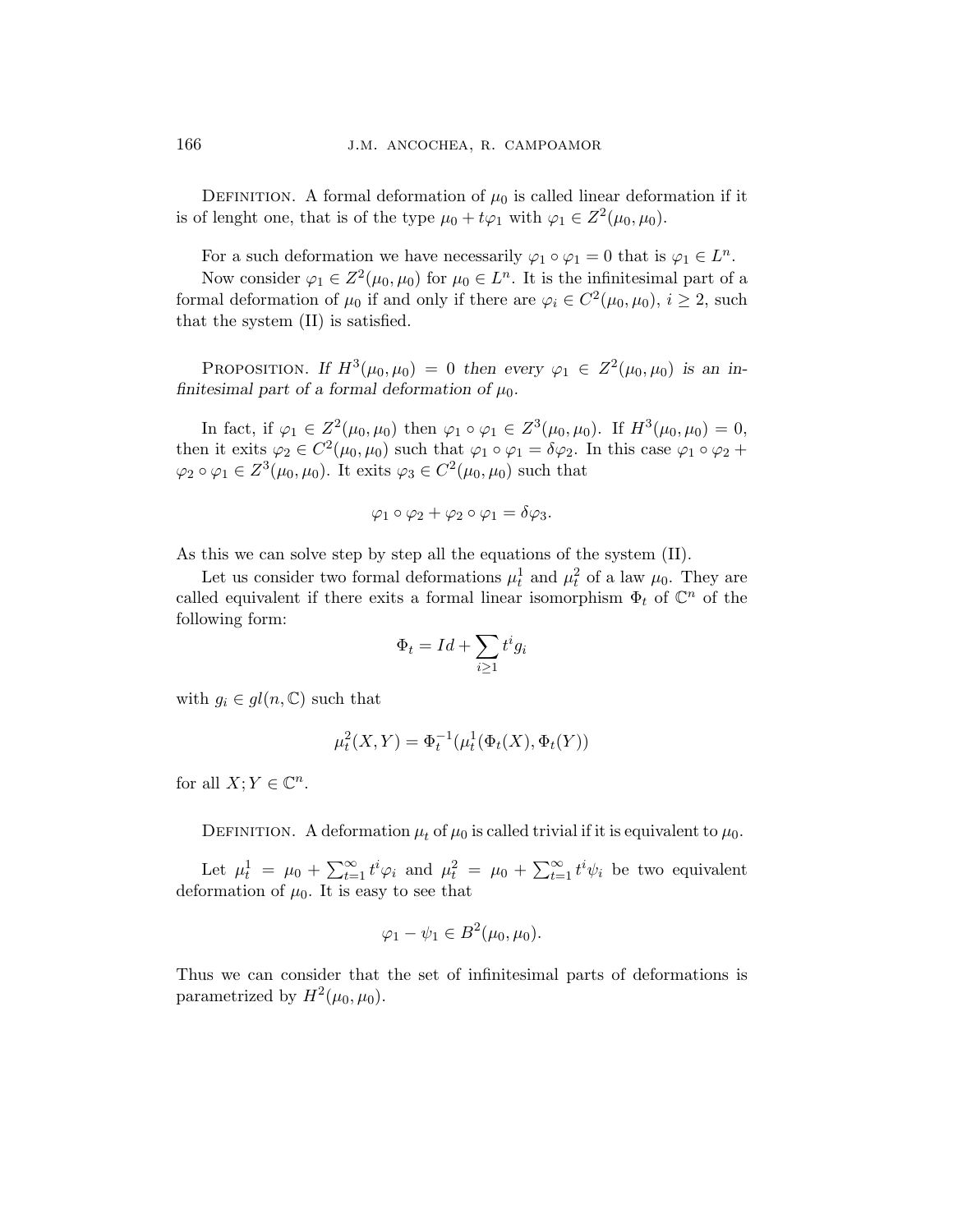Definition. A formal deformation of $\mu_0$ is called linear deformation if it is of lenght one, that is of the type $\mu_0 + t\varphi_1$ with $\varphi_1 \in Z^2(\mu_0, \mu_0)$.

For a such deformation we have necessarily $\varphi_1 \circ \varphi_1 = 0$ that is $\varphi_1 \in L^n$.

Now consider $\varphi_1 \in Z^2(\mu_0, \mu_0)$ for $\mu_0 \in L^n$. It is the infinitesimal part of a formal deformation of $\mu_0$ if and only if there are $\varphi_i \in C^2(\mu_0, \mu_0)$, $i \geq 2$, such that the system (II) is satisfied.

Proposition. *If $H^3(\mu_0, \mu_0) = 0$ then every $\varphi_1 \in Z^2(\mu_0, \mu_0)$ is an infinitesimal part of a formal deformation of $\mu_0$.*

In fact, if $\varphi_1 \in Z^2(\mu_0, \mu_0)$ then $\varphi_1 \circ \varphi_1 \in Z^3(\mu_0, \mu_0)$. If $H^3(\mu_0, \mu_0) = 0$, then it exits $\varphi_2 \in C^2(\mu_0, \mu_0)$ such that $\varphi_1 \circ \varphi_1 = \delta\varphi_2$. In this case $\varphi_1 \circ \varphi_2 + \varphi_2 \circ \varphi_1 \in Z^3(\mu_0, \mu_0)$. It exits $\varphi_3 \in C^2(\mu_0, \mu_0)$ such that

$$\varphi_1 \circ \varphi_2 + \varphi_2 \circ \varphi_1 = \delta\varphi_3.$$

As this we can solve step by step all the equations of the system (II).

Let us consider two formal deformations $\mu_t^1$ and $\mu_t^2$ of a law $\mu_0$. They are called equivalent if there exits a formal linear isomorphism $\Phi_t$ of $\mathbb{C}^n$ of the following form:

$$\Phi_t = Id + \sum_{i \geq 1} t^i g_i$$

with $g_i \in gl(n, \mathbb{C})$ such that

$$\mu_t^2(X, Y) = \Phi_t^{-1}(\mu_t^1(\Phi_t(X), \Phi_t(Y))$$

for all $X; Y \in \mathbb{C}^n$.

Definition. A deformation $\mu_t$ of $\mu_0$ is called trivial if it is equivalent to $\mu_0$.

Let $\mu_t^1 = \mu_0 + \sum_{t=1}^{\infty} t^i \varphi_i$ and $\mu_t^2 = \mu_0 + \sum_{t=1}^{\infty} t^i \psi_i$ be two equivalent deformation of $\mu_0$. It is easy to see that

$$\varphi_1 - \psi_1 \in B^2(\mu_0, \mu_0).$$

Thus we can consider that the set of infinitesimal parts of deformations is parametrized by $H^2(\mu_0, \mu_0)$.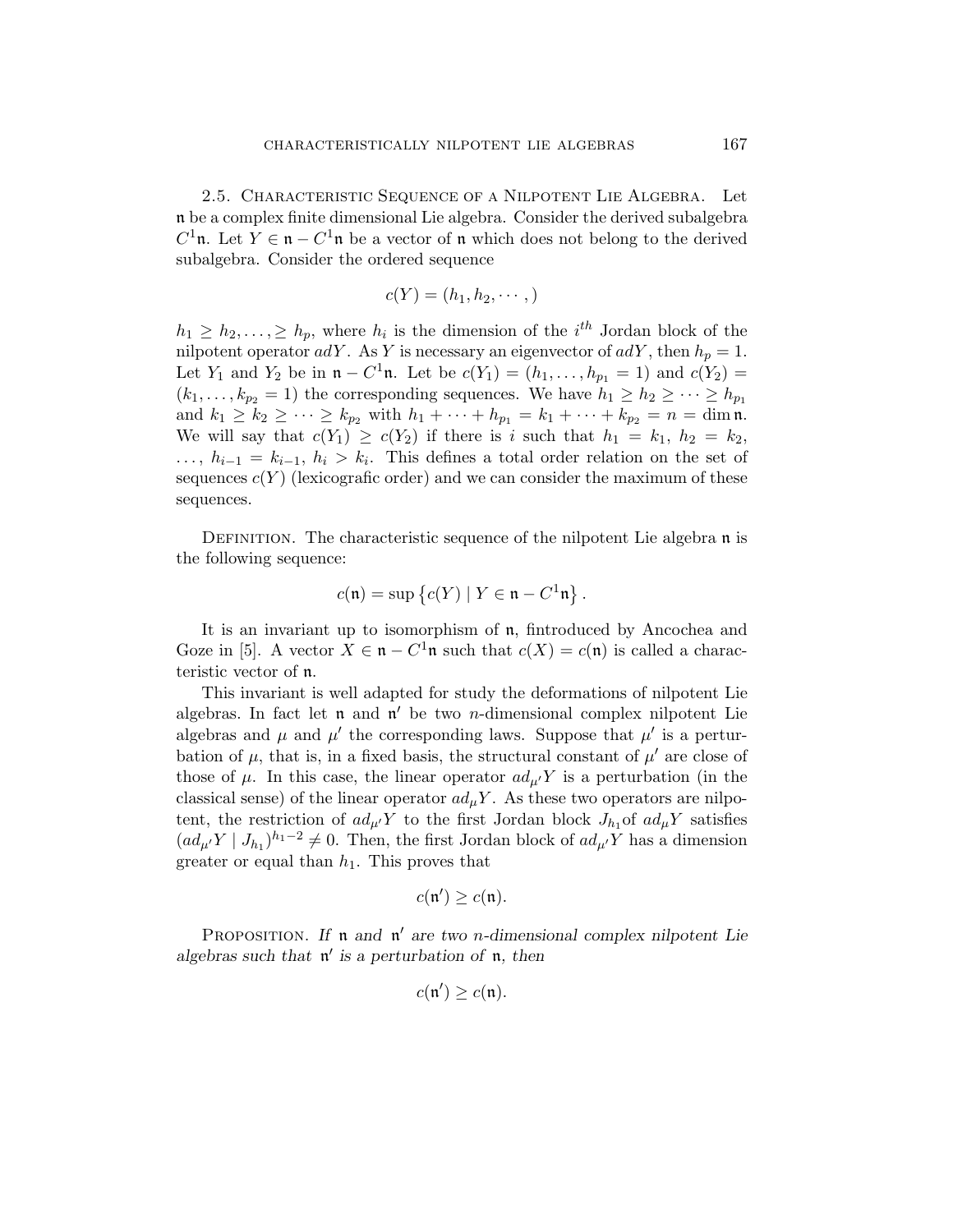2.5. Characteristic Sequence of a Nilpotent Lie Algebra. Let $\mathfrak{n}$ be a complex finite dimensional Lie algebra. Consider the derived subalgebra $C^1\mathfrak{n}$. Let $Y \in \mathfrak{n} - C^1\mathfrak{n}$ be a vector of $\mathfrak{n}$ which does not belong to the derived subalgebra. Consider the ordered sequence

$$c(Y) = (h_1, h_2, \cdots, )$$

$h_1 \geq h_2, \ldots, \geq h_p$, where $h_i$ is the dimension of the $i^{th}$ Jordan block of the nilpotent operator $adY$. As $Y$ is necessary an eigenvector of $adY$, then $h_p = 1$. Let $Y_1$ and $Y_2$ be in $\mathfrak{n} - C^1\mathfrak{n}$. Let be $c(Y_1) = (h_1, \ldots, h_{p_1} = 1)$ and $c(Y_2) = (k_1, \ldots, k_{p_2} = 1)$ the corresponding sequences. We have $h_1 \geq h_2 \geq \cdots \geq h_{p_1}$ and $k_1 \geq k_2 \geq \cdots \geq k_{p_2}$ with $h_1 + \cdots + h_{p_1} = k_1 + \cdots + k_{p_2} = n = \dim \mathfrak{n}$. We will say that $c(Y_1) \geq c(Y_2)$ if there is $i$ such that $h_1 = k_1$, $h_2 = k_2$, $\ldots$, $h_{i-1} = k_{i-1}$, $h_i > k_i$. This defines a total order relation on the set of sequences $c(Y)$ (lexicografic order) and we can consider the maximum of these sequences.

Definition. The characteristic sequence of the nilpotent Lie algebra $\mathfrak{n}$ is the following sequence:

$$c(\mathfrak{n}) = \sup \left\{ c(Y) \mid Y \in \mathfrak{n} - C^1\mathfrak{n} \right\}.$$

It is an invariant up to isomorphism of $\mathfrak{n}$, fintroduced by Ancochea and Goze in [5]. A vector $X \in \mathfrak{n} - C^1\mathfrak{n}$ such that $c(X) = c(\mathfrak{n})$ is called a characteristic vector of $\mathfrak{n}$.

This invariant is well adapted for study the deformations of nilpotent Lie algebras. In fact let $\mathfrak{n}$ and $\mathfrak{n}'$ be two $n$-dimensional complex nilpotent Lie algebras and $\mu$ and $\mu'$ the corresponding laws. Suppose that $\mu'$ is a perturbation of $\mu$, that is, in a fixed basis, the structural constant of $\mu'$ are close of those of $\mu$. In this case, the linear operator $ad_{\mu'}Y$ is a perturbation (in the classical sense) of the linear operator $ad_\mu Y$. As these two operators are nilpotent, the restriction of $ad_{\mu'}Y$ to the first Jordan block $J_{h_1}$of $ad_\mu Y$ satisfies $(ad_{\mu'}Y \mid J_{h_1})^{h_1-2} \neq 0$. Then, the first Jordan block of $ad_{\mu'}Y$ has a dimension greater or equal than $h_1$. This proves that

$$c(\mathfrak{n}') \geq c(\mathfrak{n}).$$

Proposition. *If $\mathfrak{n}$ and $\mathfrak{n}'$ are two $n$-dimensional complex nilpotent Lie algebras such that $\mathfrak{n}'$ is a perturbation of $\mathfrak{n}$, then*

$$c(\mathfrak{n}') \geq c(\mathfrak{n}).$$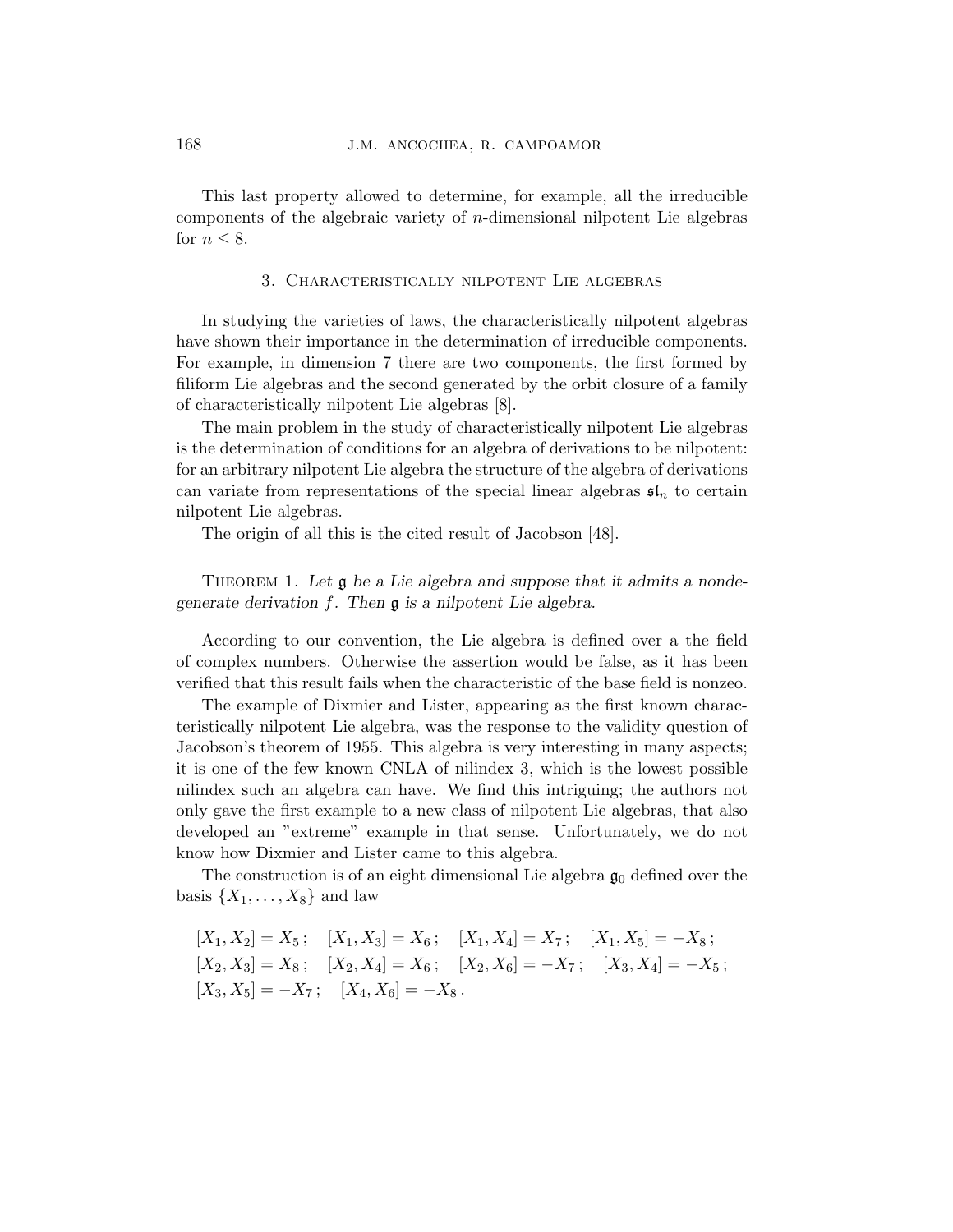This last property allowed to determine, for example, all the irreducible components of the algebraic variety of $n$-dimensional nilpotent Lie algebras for $n \leq 8$.

## 3. Characteristically nilpotent Lie algebras

In studying the varieties of laws, the characteristically nilpotent algebras have shown their importance in the determination of irreducible components. For example, in dimension 7 there are two components, the first formed by filiform Lie algebras and the second generated by the orbit closure of a family of characteristically nilpotent Lie algebras [8].

The main problem in the study of characteristically nilpotent Lie algebras is the determination of conditions for an algebra of derivations to be nilpotent: for an arbitrary nilpotent Lie algebra the structure of the algebra of derivations can variate from representations of the special linear algebras $\mathfrak{sl}_n$ to certain nilpotent Lie algebras.

The origin of all this is the cited result of Jacobson [48].

Theorem 1. *Let $\mathfrak{g}$ be a Lie algebra and suppose that it admits a nondegenerate derivation $f$. Then $\mathfrak{g}$ is a nilpotent Lie algebra.*

According to our convention, the Lie algebra is defined over a the field of complex numbers. Otherwise the assertion would be false, as it has been verified that this result fails when the characteristic of the base field is nonzeo.

The example of Dixmier and Lister, appearing as the first known characteristically nilpotent Lie algebra, was the response to the validity question of Jacobson's theorem of 1955. This algebra is very interesting in many aspects; it is one of the few known CNLA of nilindex 3, which is the lowest possible nilindex such an algebra can have. We find this intriguing; the authors not only gave the first example to a new class of nilpotent Lie algebras, that also developed an "extreme" example in that sense. Unfortunately, we do not know how Dixmier and Lister came to this algebra.

The construction is of an eight dimensional Lie algebra $\mathfrak{g}_0$ defined over the basis $\{X_1, \ldots, X_8\}$ and law

$$
\begin{aligned}
&[X_1, X_2] = X_5\,; \quad [X_1, X_3] = X_6\,; \quad [X_1, X_4] = X_7\,; \quad [X_1, X_5] = -X_8\,;\\
&[X_2, X_3] = X_8\,; \quad [X_2, X_4] = X_6\,; \quad [X_2, X_6] = -X_7\,; \quad [X_3, X_4] = -X_5\,;\\
&[X_3, X_5] = -X_7\,; \quad [X_4, X_6] = -X_8\,.
\end{aligned}
$$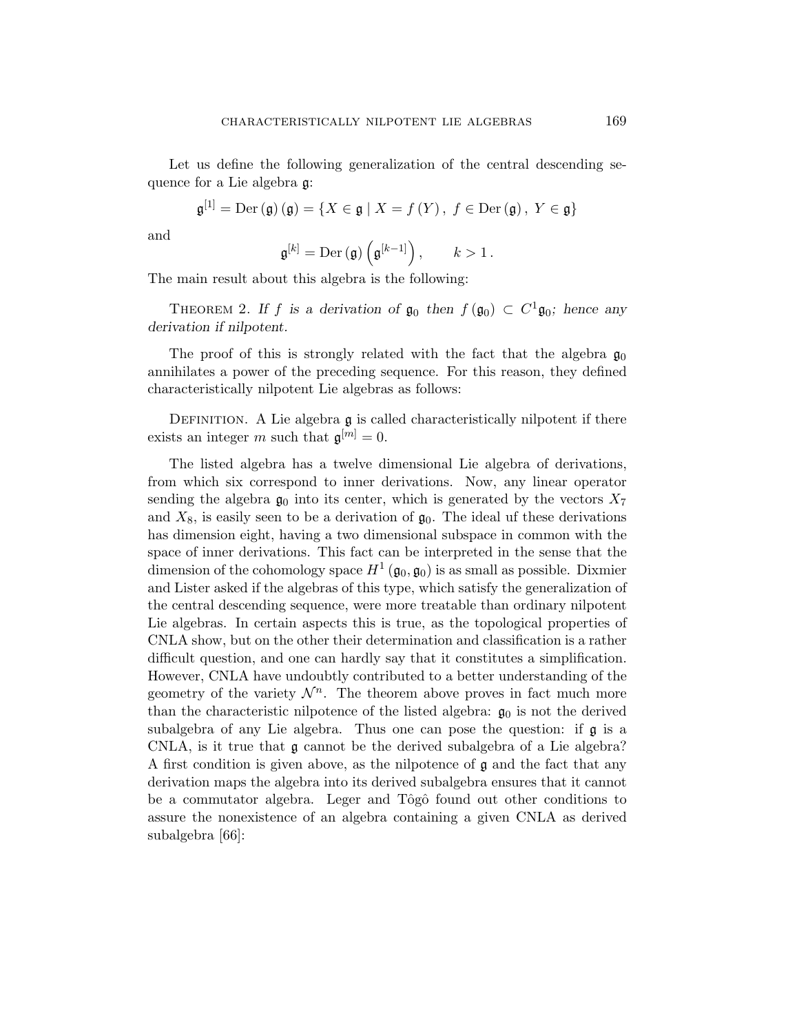Let us define the following generalization of the central descending sequence for a Lie algebra $\mathfrak{g}$:

$$\mathfrak{g}^{[1]} = \mathrm{Der}\,(\mathfrak{g})\,(\mathfrak{g}) = \{X \in \mathfrak{g} \mid X = f\,(Y)\,,\ f \in \mathrm{Der}\,(\mathfrak{g})\,,\ Y \in \mathfrak{g}\}$$

and

$$\mathfrak{g}^{[k]} = \mathrm{Der}\,(\mathfrak{g})\left(\mathfrak{g}^{[k-1]}\right), \qquad k > 1\,.$$

The main result about this algebra is the following:

THEOREM 2. *If $f$ is a derivation of $\mathfrak{g}_0$ then $f\,(\mathfrak{g}_0) \subset C^1\mathfrak{g}_0$; hence any derivation if nilpotent.*

The proof of this is strongly related with the fact that the algebra $\mathfrak{g}_0$ annihilates a power of the preceding sequence. For this reason, they defined characteristically nilpotent Lie algebras as follows:

DEFINITION. A Lie algebra $\mathfrak{g}$ is called characteristically nilpotent if there exists an integer $m$ such that $\mathfrak{g}^{[m]} = 0$.

The listed algebra has a twelve dimensional Lie algebra of derivations, from which six correspond to inner derivations. Now, any linear operator sending the algebra $\mathfrak{g}_0$ into its center, which is generated by the vectors $X_7$ and $X_8$, is easily seen to be a derivation of $\mathfrak{g}_0$. The ideal uf these derivations has dimension eight, having a two dimensional subspace in common with the space of inner derivations. This fact can be interpreted in the sense that the dimension of the cohomology space $H^1\,(\mathfrak{g}_0, \mathfrak{g}_0)$ is as small as possible. Dixmier and Lister asked if the algebras of this type, which satisfy the generalization of the central descending sequence, were more treatable than ordinary nilpotent Lie algebras. In certain aspects this is true, as the topological properties of CNLA show, but on the other their determination and classification is a rather difficult question, and one can hardly say that it constitutes a simplification. However, CNLA have undoubtly contributed to a better understanding of the geometry of the variety $\mathcal{N}^n$. The theorem above proves in fact much more than the characteristic nilpotence of the listed algebra: $\mathfrak{g}_0$ is not the derived subalgebra of any Lie algebra. Thus one can pose the question: if $\mathfrak{g}$ is a CNLA, is it true that $\mathfrak{g}$ cannot be the derived subalgebra of a Lie algebra? A first condition is given above, as the nilpotence of $\mathfrak{g}$ and the fact that any derivation maps the algebra into its derived subalgebra ensures that it cannot be a commutator algebra. Leger and Tôgô found out other conditions to assure the nonexistence of an algebra containing a given CNLA as derived subalgebra [66]: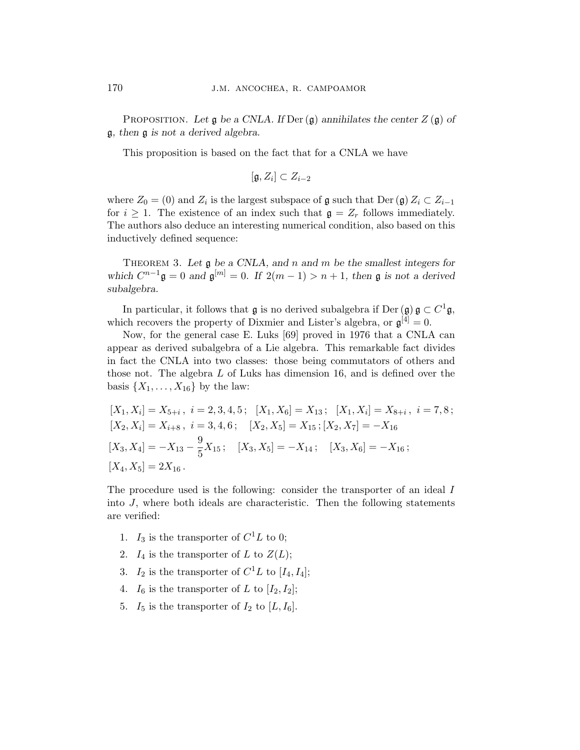Proposition. *Let $\mathfrak{g}$ be a CNLA. If* $\operatorname{Der}(\mathfrak{g})$ *annihilates the center* $Z(\mathfrak{g})$ *of* $\mathfrak{g}$*, then* $\mathfrak{g}$ *is not a derived algebra.*

This proposition is based on the fact that for a CNLA we have

$$[\mathfrak{g}, Z_i] \subset Z_{i-2}$$

where $Z_0 = (0)$ and $Z_i$ is the largest subspace of $\mathfrak{g}$ such that $\operatorname{Der}(\mathfrak{g}) Z_i \subset Z_{i-1}$ for $i \geq 1$. The existence of an index such that $\mathfrak{g} = Z_r$ follows immediately. The authors also deduce an interesting numerical condition, also based on this inductively defined sequence:

Theorem 3. *Let $\mathfrak{g}$ be a CNLA, and $n$ and $m$ be the smallest integers for which $C^{n-1}\mathfrak{g} = 0$ and $\mathfrak{g}^{[m]} = 0$. If $2(m-1) > n+1$, then $\mathfrak{g}$ is not a derived subalgebra.*

In particular, it follows that $\mathfrak{g}$ is no derived subalgebra if $\operatorname{Der}(\mathfrak{g})\,\mathfrak{g} \subset C^1\mathfrak{g}$, which recovers the property of Dixmier and Lister's algebra, or $\mathfrak{g}^{[4]} = 0$.

Now, for the general case E. Luks [69] proved in 1976 that a CNLA can appear as derived subalgebra of a Lie algebra. This remarkable fact divides in fact the CNLA into two classes: those being commutators of others and those not. The algebra $L$ of Luks has dimension 16, and is defined over the basis $\{X_1, \ldots, X_{16}\}$ by the law:

$$
\begin{aligned}
&[X_1, X_i] = X_{5+i}\,,\ i = 2,3,4,5\,; \quad [X_1, X_6] = X_{13}\,; \quad [X_1, X_i] = X_{8+i}\,,\ i = 7,8\,;\\
&[X_2, X_i] = X_{i+8}\,,\ i = 3,4,6\,; \quad [X_2, X_5] = X_{15}\,; [X_2, X_7] = -X_{16}\\
&[X_3, X_4] = -X_{13} - \frac{9}{5}X_{15}\,; \quad [X_3, X_5] = -X_{14}\,; \quad [X_3, X_6] = -X_{16}\,;\\
&[X_4, X_5] = 2X_{16}\,.
\end{aligned}
$$

The procedure used is the following: consider the transporter of an ideal $I$ into $J$, where both ideals are characteristic. Then the following statements are verified:

1. $I_3$ is the transporter of $C^1L$ to 0;
2. $I_4$ is the transporter of $L$ to $Z(L)$;
3. $I_2$ is the transporter of $C^1L$ to $[I_4, I_4]$;
4. $I_6$ is the transporter of $L$ to $[I_2, I_2]$;
5. $I_5$ is the transporter of $I_2$ to $[L, I_6]$.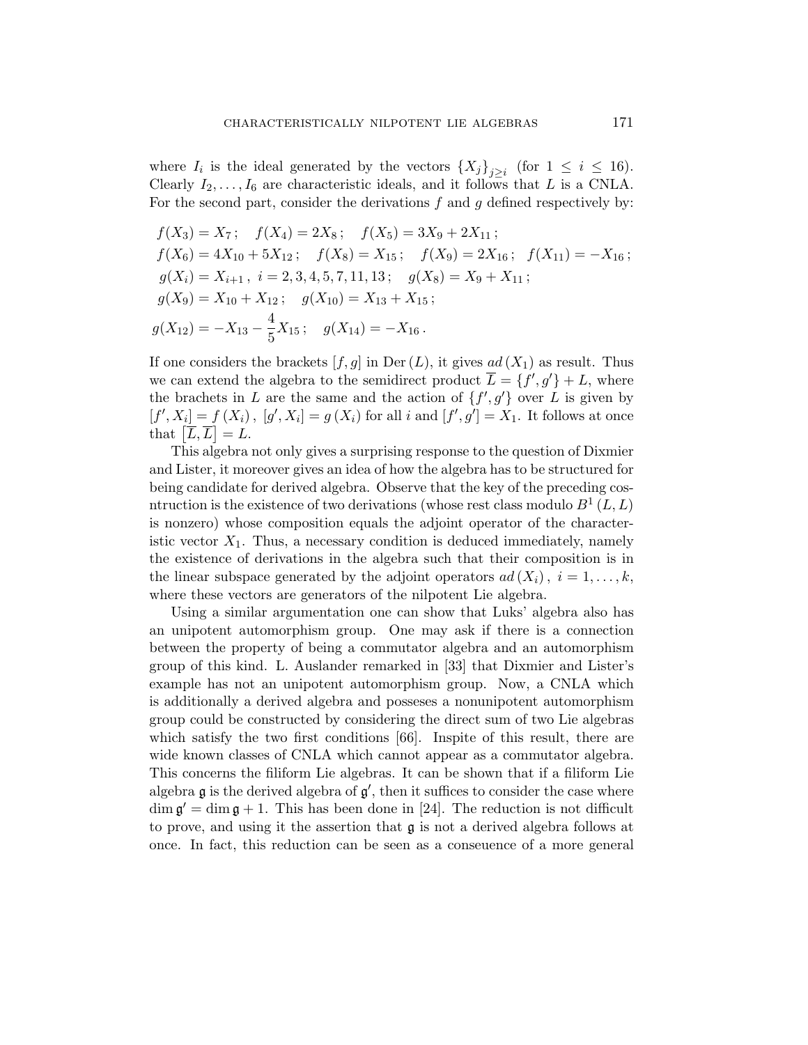where $I_i$ is the ideal generated by the vectors $\{X_j\}_{j\geq i}$ (for $1 \leq i \leq 16$). Clearly $I_2, \ldots, I_6$ are characteristic ideals, and it follows that $L$ is a CNLA. For the second part, consider the derivations $f$ and $g$ defined respectively by:

$$
\begin{aligned}
& f(X_3) = X_7\,; \quad f(X_4) = 2X_8\,; \quad f(X_5) = 3X_9 + 2X_{11}\,; \\
& f(X_6) = 4X_{10} + 5X_{12}\,; \quad f(X_8) = X_{15}\,; \quad f(X_9) = 2X_{16}\,; \quad f(X_{11}) = -X_{16}\,; \\
& g(X_i) = X_{i+1}\,,\ i = 2,3,4,5,7,11,13\,; \quad g(X_8) = X_9 + X_{11}\,; \\
& g(X_9) = X_{10} + X_{12}\,; \quad g(X_{10}) = X_{13} + X_{15}\,; \\
& g(X_{12}) = -X_{13} - \frac{4}{5}X_{15}\,; \quad g(X_{14}) = -X_{16}\,.
\end{aligned}
$$

If one considers the brackets $[f,g]$ in $\mathrm{Der}\,(L)$, it gives $ad\,(X_1)$ as result. Thus we can extend the algebra to the semidirect product $\overline{L} = \{f', g'\} + L$, where the brachets in $L$ are the same and the action of $\{f', g'\}$ over $L$ is given by $[f', X_i] = f\,(X_i)\,,\ [g', X_i] = g\,(X_i)$ for all $i$ and $[f', g'] = X_1$. It follows at once that $\left[\overline{L}, \overline{L}\right] = L$.

This algebra not only gives a surprising response to the question of Dixmier and Lister, it moreover gives an idea of how the algebra has to be structured for being candidate for derived algebra. Observe that the key of the preceding cosntruction is the existence of two derivations (whose rest class modulo $B^1\,(L, L)$ is nonzero) whose composition equals the adjoint operator of the characteristic vector $X_1$. Thus, a necessary condition is deduced immediately, namely the existence of derivations in the algebra such that their composition is in the linear subspace generated by the adjoint operators $ad\,(X_i)\,,\ i = 1, \ldots, k$, where these vectors are generators of the nilpotent Lie algebra.

Using a similar argumentation one can show that Luks' algebra also has an unipotent automorphism group. One may ask if there is a connection between the property of being a commutator algebra and an automorphism group of this kind. L. Auslander remarked in [33] that Dixmier and Lister's example has not an unipotent automorphism group. Now, a CNLA which is additionally a derived algebra and posseses a nonunipotent automorphism group could be constructed by considering the direct sum of two Lie algebras which satisfy the two first conditions [66]. Inspite of this result, there are wide known classes of CNLA which cannot appear as a commutator algebra. This concerns the filiform Lie algebras. It can be shown that if a filiform Lie algebra $\mathfrak{g}$ is the derived algebra of $\mathfrak{g}'$, then it suffices to consider the case where $\dim \mathfrak{g}' = \dim \mathfrak{g} + 1$. This has been done in [24]. The reduction is not difficult to prove, and using it the assertion that $\mathfrak{g}$ is not a derived algebra follows at once. In fact, this reduction can be seen as a conseuence of a more general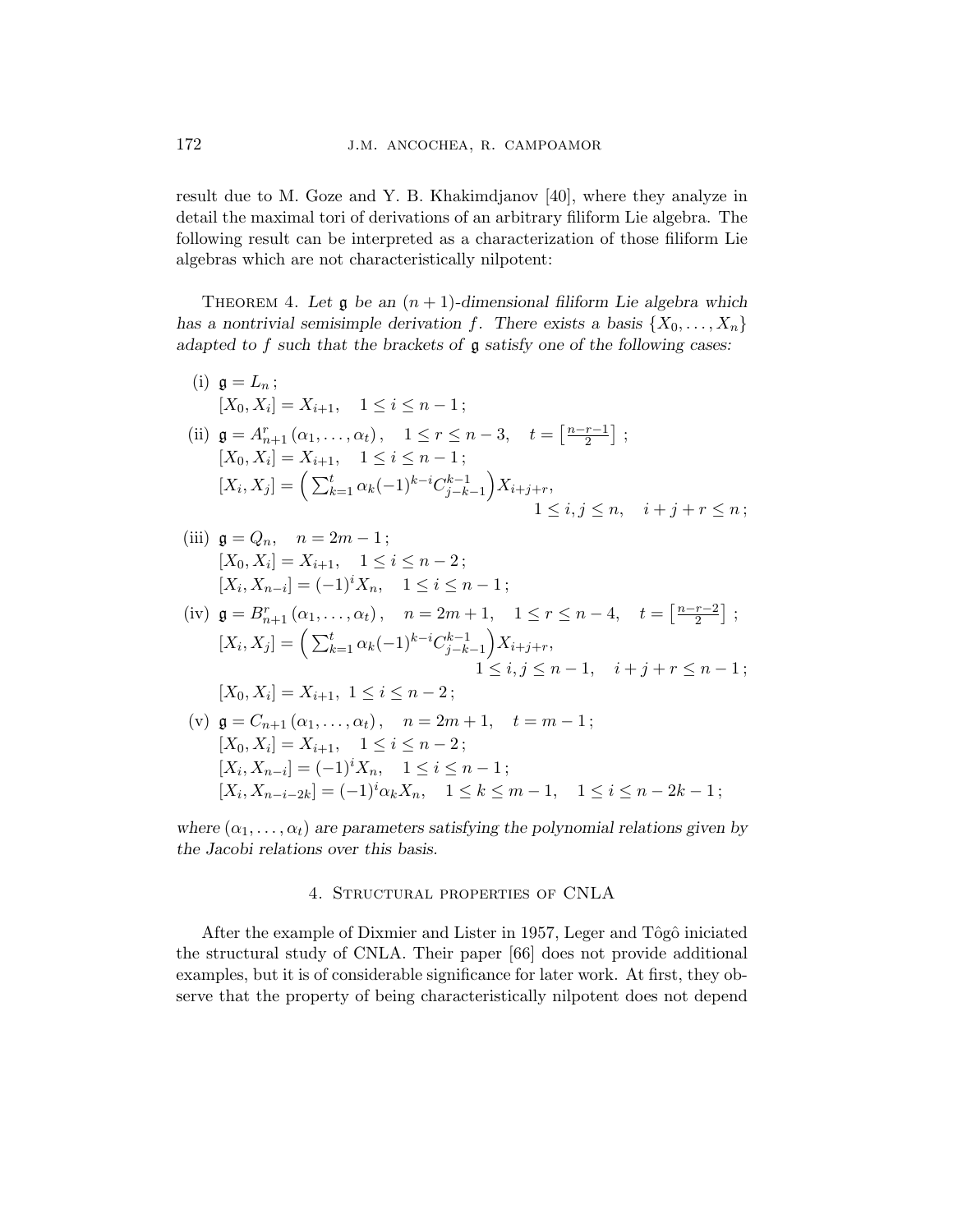result due to M. Goze and Y. B. Khakimdjanov [40], where they analyze in detail the maximal tori of derivations of an arbitrary filiform Lie algebra. The following result can be interpreted as a characterization of those filiform Lie algebras which are not characteristically nilpotent:

THEOREM 4. *Let $\mathfrak{g}$ be an $(n+1)$-dimensional filiform Lie algebra which has a nontrivial semisimple derivation $f$. There exists a basis $\{X_0, \dots, X_n\}$ adapted to $f$ such that the brackets of $\mathfrak{g}$ satisfy one of the following cases:*

(i) $\mathfrak{g} = L_n$;
$[X_0, X_i] = X_{i+1}, \quad 1 \leq i \leq n-1$;

(ii) $\mathfrak{g} = A_{n+1}^r(\alpha_1, \dots, \alpha_t), \quad 1 \leq r \leq n-3, \quad t = \left[\frac{n-r-1}{2}\right]$;
$[X_0, X_i] = X_{i+1}, \quad 1 \leq i \leq n-1$;
$$[X_i, X_j] = \Big(\sum_{k=1}^{t} \alpha_k (-1)^{k-i} C_{j-k-1}^{k-1}\Big) X_{i+j+r}, \quad 1 \leq i, j \leq n, \quad i+j+r \leq n;$$

(iii) $\mathfrak{g} = Q_n, \quad n = 2m-1$;
$[X_0, X_i] = X_{i+1}, \quad 1 \leq i \leq n-2$;
$[X_i, X_{n-i}] = (-1)^i X_n, \quad 1 \leq i \leq n-1$;

(iv) $\mathfrak{g} = B_{n+1}^r(\alpha_1, \dots, \alpha_t), \quad n = 2m+1, \quad 1 \leq r \leq n-4, \quad t = \left[\frac{n-r-2}{2}\right]$;
$$[X_i, X_j] = \Big(\sum_{k=1}^{t} \alpha_k (-1)^{k-i} C_{j-k-1}^{k-1}\Big) X_{i+j+r}, \quad 1 \leq i, j \leq n-1, \quad i+j+r \leq n-1;$$
$[X_0, X_i] = X_{i+1}, \ 1 \leq i \leq n-2$;

(v) $\mathfrak{g} = C_{n+1}(\alpha_1, \dots, \alpha_t), \quad n = 2m+1, \quad t = m-1$;
$[X_0, X_i] = X_{i+1}, \quad 1 \leq i \leq n-2$;
$[X_i, X_{n-i}] = (-1)^i X_n, \quad 1 \leq i \leq n-1$;
$[X_i, X_{n-i-2k}] = (-1)^i \alpha_k X_n, \quad 1 \leq k \leq m-1, \quad 1 \leq i \leq n-2k-1$;

*where $(\alpha_1, \dots, \alpha_t)$ are parameters satisfying the polynomial relations given by the Jacobi relations over this basis.*

## 4. Structural properties of CNLA

After the example of Dixmier and Lister in 1957, Leger and Tôgô iniciated the structural study of CNLA. Their paper [66] does not provide additional examples, but it is of considerable significance for later work. At first, they observe that the property of being characteristically nilpotent does not depend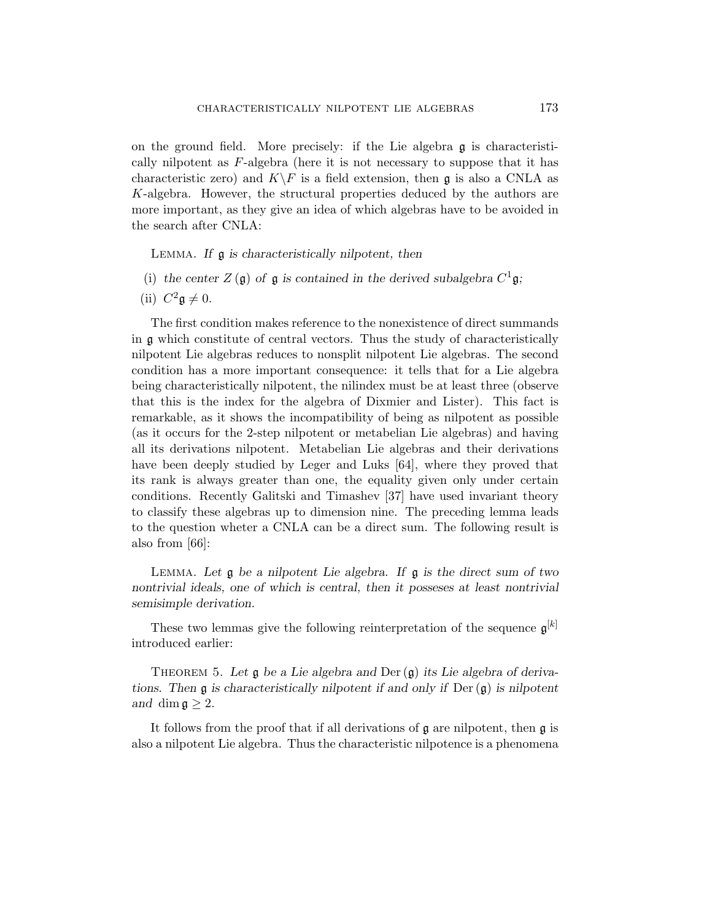on the ground field. More precisely: if the Lie algebra $\mathfrak{g}$ is characteristically nilpotent as $F$-algebra (here it is not necessary to suppose that it has characteristic zero) and $K\backslash F$ is a field extension, then $\mathfrak{g}$ is also a CNLA as $K$-algebra. However, the structural properties deduced by the authors are more important, as they give an idea of which algebras have to be avoided in the search after CNLA:

Lemma. *If $\mathfrak{g}$ is characteristically nilpotent, then*

(i) *the center $Z(\mathfrak{g})$ of $\mathfrak{g}$ is contained in the derived subalgebra $C^1\mathfrak{g}$;*

(ii) $C^2\mathfrak{g} \neq 0$.

The first condition makes reference to the nonexistence of direct summands in $\mathfrak{g}$ which constitute of central vectors. Thus the study of characteristically nilpotent Lie algebras reduces to nonsplit nilpotent Lie algebras. The second condition has a more important consequence: it tells that for a Lie algebra being characteristically nilpotent, the nilindex must be at least three (observe that this is the index for the algebra of Dixmier and Lister). This fact is remarkable, as it shows the incompatibility of being as nilpotent as possible (as it occurs for the 2-step nilpotent or metabelian Lie algebras) and having all its derivations nilpotent. Metabelian Lie algebras and their derivations have been deeply studied by Leger and Luks [64], where they proved that its rank is always greater than one, the equality given only under certain conditions. Recently Galitski and Timashev [37] have used invariant theory to classify these algebras up to dimension nine. The preceding lemma leads to the question wheter a CNLA can be a direct sum. The following result is also from [66]:

Lemma. *Let $\mathfrak{g}$ be a nilpotent Lie algebra. If $\mathfrak{g}$ is the direct sum of two nontrivial ideals, one of which is central, then it posseses at least nontrivial semisimple derivation.*

These two lemmas give the following reinterpretation of the sequence $\mathfrak{g}^{[k]}$ introduced earlier:

Theorem 5. *Let $\mathfrak{g}$ be a Lie algebra and $\mathrm{Der}(\mathfrak{g})$ its Lie algebra of derivations. Then $\mathfrak{g}$ is characteristically nilpotent if and only if $\mathrm{Der}(\mathfrak{g})$ is nilpotent and $\dim \mathfrak{g} \geq 2$.*

It follows from the proof that if all derivations of $\mathfrak{g}$ are nilpotent, then $\mathfrak{g}$ is also a nilpotent Lie algebra. Thus the characteristic nilpotence is a phenomena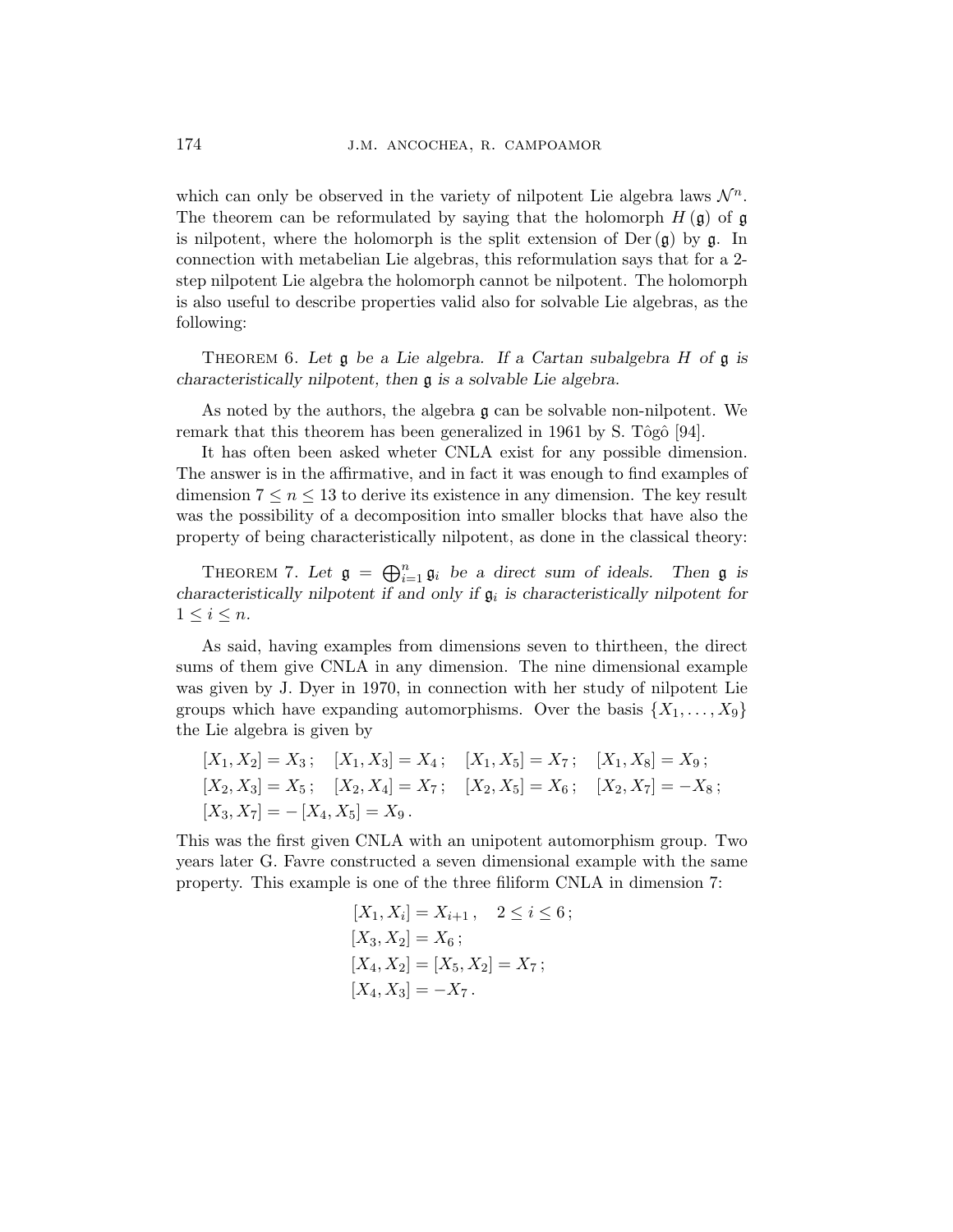which can only be observed in the variety of nilpotent Lie algebra laws $\mathcal{N}^n$. The theorem can be reformulated by saying that the holomorph $H(\mathfrak{g})$ of $\mathfrak{g}$ is nilpotent, where the holomorph is the split extension of $\operatorname{Der}(\mathfrak{g})$ by $\mathfrak{g}$. In connection with metabelian Lie algebras, this reformulation says that for a 2-step nilpotent Lie algebra the holomorph cannot be nilpotent. The holomorph is also useful to describe properties valid also for solvable Lie algebras, as the following:

THEOREM 6. *Let $\mathfrak{g}$ be a Lie algebra. If a Cartan subalgebra $H$ of $\mathfrak{g}$ is characteristically nilpotent, then $\mathfrak{g}$ is a solvable Lie algebra.*

As noted by the authors, the algebra $\mathfrak{g}$ can be solvable non-nilpotent. We remark that this theorem has been generalized in 1961 by S. Tôgô [94].

It has often been asked wheter CNLA exist for any possible dimension. The answer is in the affirmative, and in fact it was enough to find examples of dimension $7 \leq n \leq 13$ to derive its existence in any dimension. The key result was the possibility of a decomposition into smaller blocks that have also the property of being characteristically nilpotent, as done in the classical theory:

THEOREM 7. *Let $\mathfrak{g} = \bigoplus_{i=1}^{n} \mathfrak{g}_i$ be a direct sum of ideals. Then $\mathfrak{g}$ is characteristically nilpotent if and only if $\mathfrak{g}_i$ is characteristically nilpotent for $1 \leq i \leq n$.*

As said, having examples from dimensions seven to thirtheen, the direct sums of them give CNLA in any dimension. The nine dimensional example was given by J. Dyer in 1970, in connection with her study of nilpotent Lie groups which have expanding automorphisms. Over the basis $\{X_1, \ldots, X_9\}$ the Lie algebra is given by

$$
\begin{aligned}
&[X_1, X_2] = X_3\,; \quad [X_1, X_3] = X_4\,; \quad [X_1, X_5] = X_7\,; \quad [X_1, X_8] = X_9\,; \\
&[X_2, X_3] = X_5\,; \quad [X_2, X_4] = X_7\,; \quad [X_2, X_5] = X_6\,; \quad [X_2, X_7] = -X_8\,; \\
&[X_3, X_7] = -[X_4, X_5] = X_9\,.
\end{aligned}
$$

This was the first given CNLA with an unipotent automorphism group. Two years later G. Favre constructed a seven dimensional example with the same property. This example is one of the three filiform CNLA in dimension 7:

$$
\begin{aligned}
&[X_1, X_i] = X_{i+1}\,, \quad 2 \leq i \leq 6\,; \\
&[X_3, X_2] = X_6\,; \\
&[X_4, X_2] = [X_5, X_2] = X_7\,; \\
&[X_4, X_3] = -X_7\,.
\end{aligned}
$$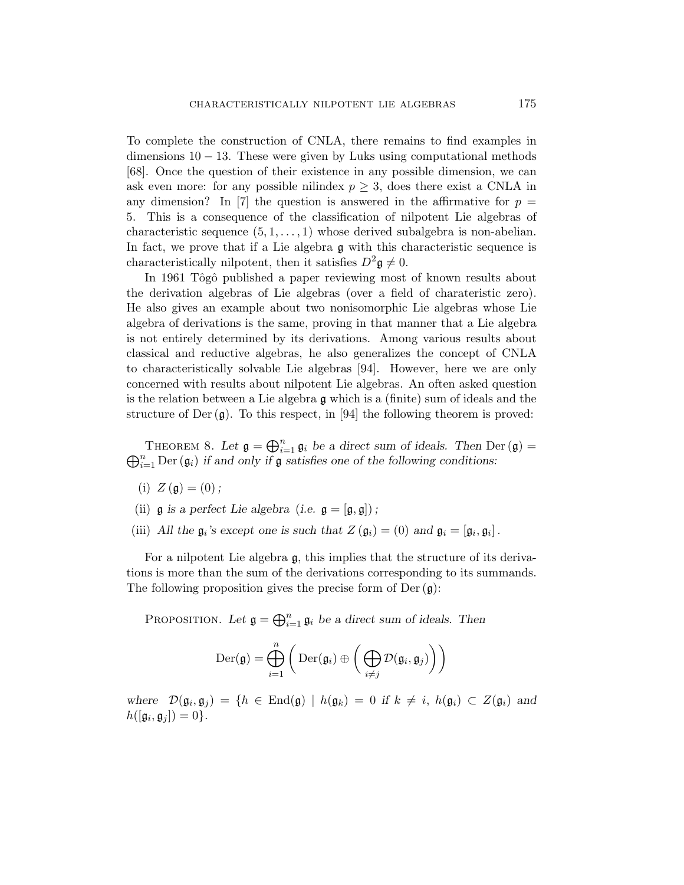To complete the construction of CNLA, there remains to find examples in dimensions $10-13$. These were given by Luks using computational methods [68]. Once the question of their existence in any possible dimension, we can ask even more: for any possible nilindex $p \geq 3$, does there exist a CNLA in any dimension? In [7] the question is answered in the affirmative for $p = 5$. This is a consequence of the classification of nilpotent Lie algebras of characteristic sequence $(5, 1, \ldots, 1)$ whose derived subalgebra is non-abelian. In fact, we prove that if a Lie algebra $\mathfrak{g}$ with this characteristic sequence is characteristically nilpotent, then it satisfies $D^2\mathfrak{g} \neq 0$.

In 1961 Tôgô published a paper reviewing most of known results about the derivation algebras of Lie algebras (over a field of charateristic zero). He also gives an example about two nonisomorphic Lie algebras whose Lie algebra of derivations is the same, proving in that manner that a Lie algebra is not entirely determined by its derivations. Among various results about classical and reductive algebras, he also generalizes the concept of CNLA to characteristically solvable Lie algebras [94]. However, here we are only concerned with results about nilpotent Lie algebras. An often asked question is the relation between a Lie algebra $\mathfrak{g}$ which is a (finite) sum of ideals and the structure of $\mathrm{Der}(\mathfrak{g})$. To this respect, in [94] the following theorem is proved:

Theorem 8. *Let $\mathfrak{g} = \bigoplus_{i=1}^{n} \mathfrak{g}_i$ be a direct sum of ideals. Then $\mathrm{Der}(\mathfrak{g}) = \bigoplus_{i=1}^{n} \mathrm{Der}(\mathfrak{g}_i)$ if and only if $\mathfrak{g}$ satisfies one of the following conditions:*

(i) $Z(\mathfrak{g}) = (0)$;

(ii) *$\mathfrak{g}$ is a perfect Lie algebra (i.e. $\mathfrak{g} = [\mathfrak{g}, \mathfrak{g}]$);*

(iii) *All the $\mathfrak{g}_i$'s except one is such that $Z(\mathfrak{g}_i) = (0)$ and $\mathfrak{g}_i = [\mathfrak{g}_i, \mathfrak{g}_i]$.*

For a nilpotent Lie algebra $\mathfrak{g}$, this implies that the structure of its derivations is more than the sum of the derivations corresponding to its summands. The following proposition gives the precise form of $\mathrm{Der}(\mathfrak{g})$:

Proposition. *Let $\mathfrak{g} = \bigoplus_{i=1}^{n} \mathfrak{g}_i$ be a direct sum of ideals. Then*

$$\mathrm{Der}(\mathfrak{g}) = \bigoplus_{i=1}^{n} \left( \mathrm{Der}(\mathfrak{g}_i) \oplus \left( \bigoplus_{i \neq j} \mathcal{D}(\mathfrak{g}_i, \mathfrak{g}_j) \right) \right)$$

*where $\mathcal{D}(\mathfrak{g}_i, \mathfrak{g}_j) = \{h \in \mathrm{End}(\mathfrak{g}) \mid h(\mathfrak{g}_k) = 0$ if $k \neq i$, $h(\mathfrak{g}_i) \subset Z(\mathfrak{g}_i)$ and $h([\mathfrak{g}_i, \mathfrak{g}_j]) = 0\}$.*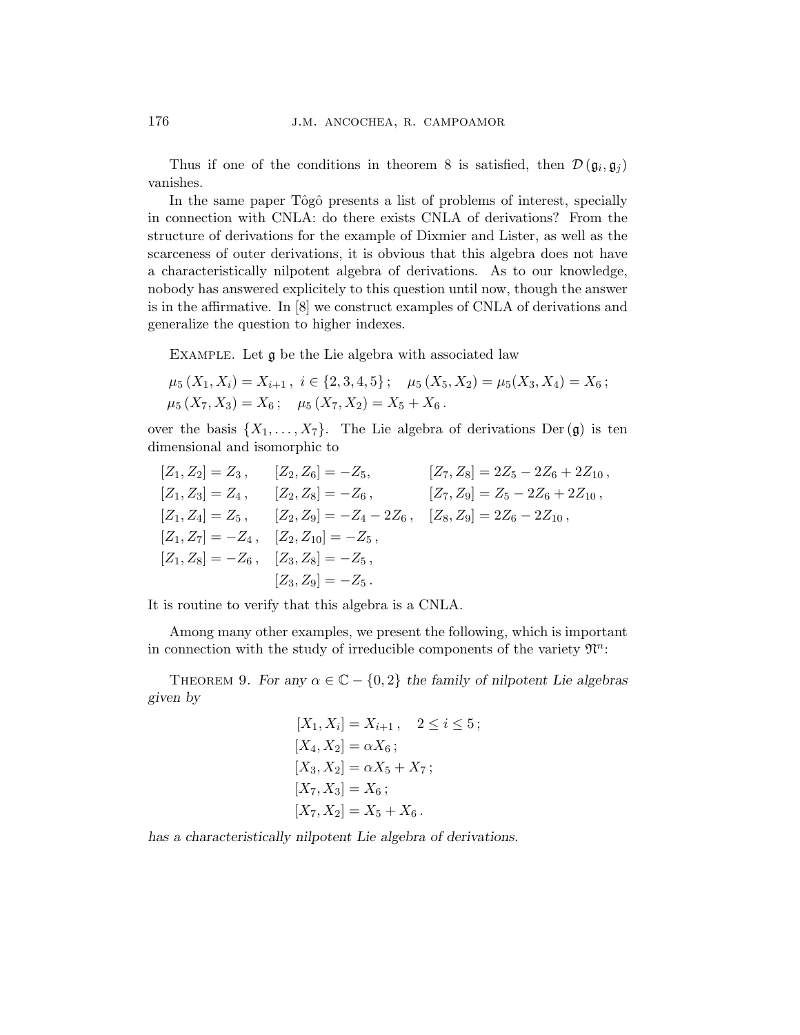Thus if one of the conditions in theorem 8 is satisfied, then $\mathcal{D}(\mathfrak{g}_i, \mathfrak{g}_j)$ vanishes.

In the same paper Tôgô presents a list of problems of interest, specially in connection with CNLA: do there exists CNLA of derivations? From the structure of derivations for the example of Dixmier and Lister, as well as the scarceness of outer derivations, it is obvious that this algebra does not have a characteristically nilpotent algebra of derivations. As to our knowledge, nobody has answered explicitely to this question until now, though the answer is in the affirmative. In [8] we construct examples of CNLA of derivations and generalize the question to higher indexes.

Example. Let $\mathfrak{g}$ be the Lie algebra with associated law

$$\mu_5(X_1, X_i) = X_{i+1}, \ i \in \{2,3,4,5\}; \quad \mu_5(X_5, X_2) = \mu_5(X_3, X_4) = X_6;$$
$$\mu_5(X_7, X_3) = X_6; \quad \mu_5(X_7, X_2) = X_5 + X_6.$$

over the basis $\{X_1, \ldots, X_7\}$. The Lie algebra of derivations $\mathrm{Der}(\mathfrak{g})$ is ten dimensional and isomorphic to

$$
\begin{array}{lll}
[Z_1, Z_2] = Z_3, & [Z_2, Z_6] = -Z_5, & [Z_7, Z_8] = 2Z_5 - 2Z_6 + 2Z_{10}, \\
[Z_1, Z_3] = Z_4, & [Z_2, Z_8] = -Z_6, & [Z_7, Z_9] = Z_5 - 2Z_6 + 2Z_{10}, \\
[Z_1, Z_4] = Z_5, & [Z_2, Z_9] = -Z_4 - 2Z_6, & [Z_8, Z_9] = 2Z_6 - 2Z_{10}, \\
[Z_1, Z_7] = -Z_4, & [Z_2, Z_{10}] = -Z_5, & \\
[Z_1, Z_8] = -Z_6, & [Z_3, Z_8] = -Z_5, & \\
 & [Z_3, Z_9] = -Z_5. &
\end{array}
$$

It is routine to verify that this algebra is a CNLA.

Among many other examples, we present the following, which is important in connection with the study of irreducible components of the variety $\mathfrak{N}^n$:

Theorem 9. *For any $\alpha \in \mathbb{C} - \{0, 2\}$ the family of nilpotent Lie algebras given by*

$$
\begin{aligned}
&[X_1, X_i] = X_{i+1}, \quad 2 \leq i \leq 5; \\
&[X_4, X_2] = \alpha X_6; \\
&[X_3, X_2] = \alpha X_5 + X_7; \\
&[X_7, X_3] = X_6; \\
&[X_7, X_2] = X_5 + X_6.
\end{aligned}
$$

*has a characteristically nilpotent Lie algebra of derivations.*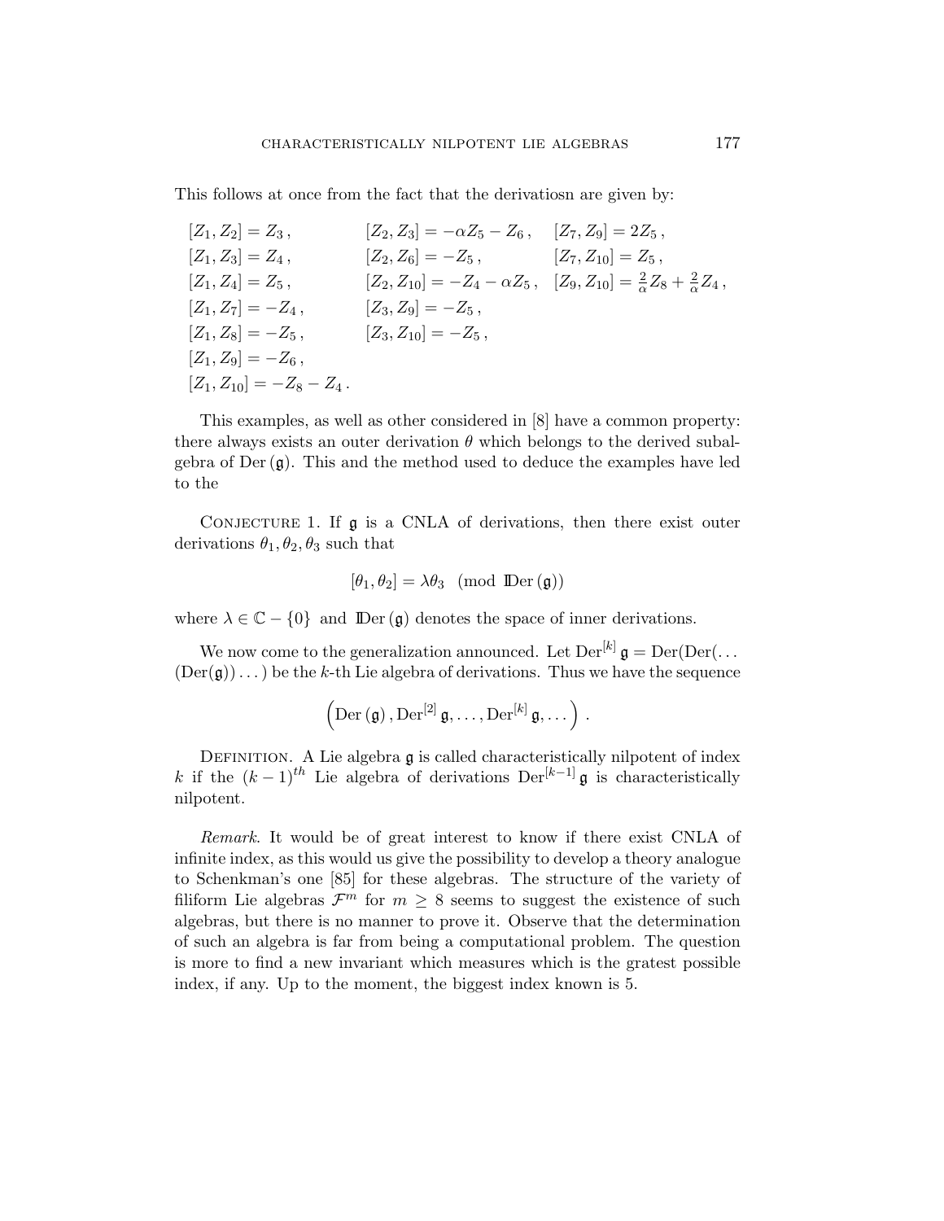This follows at once from the fact that the derivatiosn are given by:

$$
\begin{array}{lll}
[Z_1, Z_2] = Z_3\,, & [Z_2, Z_3] = -\alpha Z_5 - Z_6\,, & [Z_7, Z_9] = 2Z_5\,, \\
[Z_1, Z_3] = Z_4\,, & [Z_2, Z_6] = -Z_5\,, & [Z_7, Z_{10}] = Z_5\,, \\
[Z_1, Z_4] = Z_5\,, & [Z_2, Z_{10}] = -Z_4 - \alpha Z_5\,, & [Z_9, Z_{10}] = \frac{2}{\alpha} Z_8 + \frac{2}{\alpha} Z_4\,, \\
[Z_1, Z_7] = -Z_4\,, & [Z_3, Z_9] = -Z_5\,, & \\
[Z_1, Z_8] = -Z_5\,, & [Z_3, Z_{10}] = -Z_5\,, & \\
[Z_1, Z_9] = -Z_6\,, & & \\
[Z_1, Z_{10}] = -Z_8 - Z_4\,. & &
\end{array}
$$

This examples, as well as other considered in [8] have a common property: there always exists an outer derivation $\theta$ which belongs to the derived subalgebra of $\mathrm{Der}\,(\mathfrak{g})$. This and the method used to deduce the examples have led to the

Conjecture 1. If $\mathfrak{g}$ is a CNLA of derivations, then there exist outer derivations $\theta_1, \theta_2, \theta_3$ such that

$$[\theta_1, \theta_2] = \lambda \theta_3 \pmod{\mathbb{I}\mathrm{Der}\,(\mathfrak{g})}$$

where $\lambda \in \mathbb{C} - \{0\}$ and $\mathbb{I}\mathrm{Der}\,(\mathfrak{g})$ denotes the space of inner derivations.

We now come to the generalization announced. Let $\mathrm{Der}^{[k]}\,\mathfrak{g} = \mathrm{Der}(\mathrm{Der}(\ldots(\mathrm{Der}(\mathfrak{g}))\ldots)$ be the $k$-th Lie algebra of derivations. Thus we have the sequence

$$\left(\mathrm{Der}\,(\mathfrak{g})\,, \mathrm{Der}^{[2]}\,\mathfrak{g}, \ldots, \mathrm{Der}^{[k]}\,\mathfrak{g}, \ldots\right)\,.$$

Definition. A Lie algebra $\mathfrak{g}$ is called characteristically nilpotent of index $k$ if the $(k-1)^{th}$ Lie algebra of derivations $\mathrm{Der}^{[k-1]}\,\mathfrak{g}$ is characteristically nilpotent.

*Remark*. It would be of great interest to know if there exist CNLA of infinite index, as this would us give the possibility to develop a theory analogue to Schenkman's one [85] for these algebras. The structure of the variety of filiform Lie algebras $\mathcal{F}^m$ for $m \geq 8$ seems to suggest the existence of such algebras, but there is no manner to prove it. Observe that the determination of such an algebra is far from being a computational problem. The question is more to find a new invariant which measures which is the gratest possible index, if any. Up to the moment, the biggest index known is 5.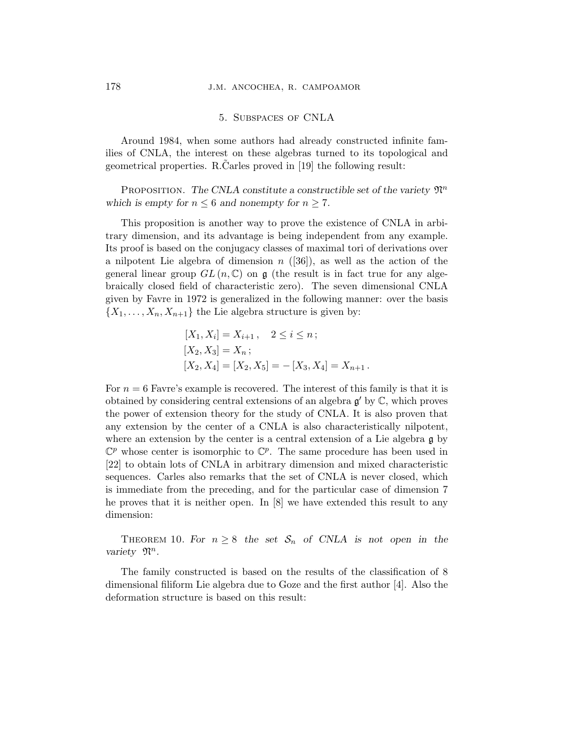## 5. Subspaces of CNLA

Around 1984, when some authors had already constructed infinite families of CNLA, the interest on these algebras turned to its topological and geometrical properties. R.C̃arles proved in [19] the following result:

Proposition. *The CNLA constitute a constructible set of the variety $\mathfrak{N}^n$ which is empty for $n \leq 6$ and nonempty for $n \geq 7$.*

This proposition is another way to prove the existence of CNLA in arbitrary dimension, and its advantage is being independent from any example. Its proof is based on the conjugacy classes of maximal tori of derivations over a nilpotent Lie algebra of dimension $n$ ([36]), as well as the action of the general linear group $GL(n, \mathbb{C})$ on $\mathfrak{g}$ (the result is in fact true for any algebraically closed field of characteristic zero). The seven dimensional CNLA given by Favre in 1972 is generalized in the following manner: over the basis $\{X_1, \ldots, X_n, X_{n+1}\}$ the Lie algebra structure is given by:

$$
\begin{aligned}
&[X_1, X_i] = X_{i+1}, \quad 2 \leq i \leq n; \\
&[X_2, X_3] = X_n; \\
&[X_2, X_4] = [X_2, X_5] = -[X_3, X_4] = X_{n+1}.
\end{aligned}
$$

For $n = 6$ Favre's example is recovered. The interest of this family is that it is obtained by considering central extensions of an algebra $\mathfrak{g}'$ by $\mathbb{C}$, which proves the power of extension theory for the study of CNLA. It is also proven that any extension by the center of a CNLA is also characteristically nilpotent, where an extension by the center is a central extension of a Lie algebra $\mathfrak{g}$ by $\mathbb{C}^p$ whose center is isomorphic to $\mathbb{C}^p$. The same procedure has been used in [22] to obtain lots of CNLA in arbitrary dimension and mixed characteristic sequences. Carles also remarks that the set of CNLA is never closed, which is immediate from the preceding, and for the particular case of dimension 7 he proves that it is neither open. In [8] we have extended this result to any dimension:

Theorem 10. *For $n \geq 8$ the set $\mathcal{S}_n$ of CNLA is not open in the variety $\mathfrak{N}^n$.*

The family constructed is based on the results of the classification of 8 dimensional filiform Lie algebra due to Goze and the first author [4]. Also the deformation structure is based on this result: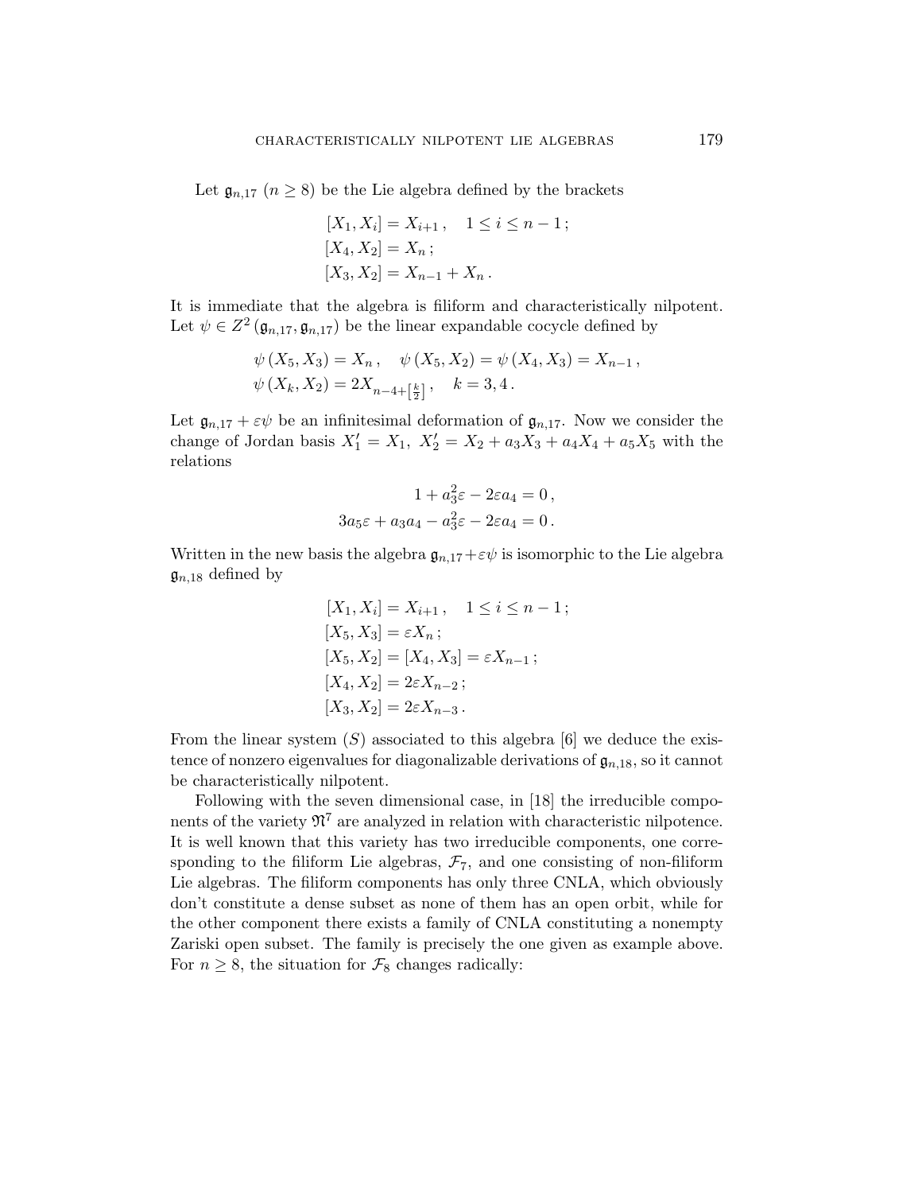Let $\mathfrak{g}_{n,17}$ $(n \geq 8)$ be the Lie algebra defined by the brackets

$$
\begin{aligned}
&[X_1, X_i] = X_{i+1}\,, \quad 1 \leq i \leq n-1\,;\\
&[X_4, X_2] = X_n\,;\\
&[X_3, X_2] = X_{n-1} + X_n\,.
\end{aligned}
$$

It is immediate that the algebra is filiform and characteristically nilpotent. Let $\psi \in Z^2\left(\mathfrak{g}_{n,17}, \mathfrak{g}_{n,17}\right)$ be the linear expandable cocycle defined by

$$
\begin{aligned}
&\psi\left(X_5, X_3\right) = X_n\,, \quad \psi\left(X_5, X_2\right) = \psi\left(X_4, X_3\right) = X_{n-1}\,,\\
&\psi\left(X_k, X_2\right) = 2X_{n-4+\left[\frac{k}{2}\right]}\,, \quad k = 3, 4\,.
\end{aligned}
$$

Let $\mathfrak{g}_{n,17} + \varepsilon\psi$ be an infinitesimal deformation of $\mathfrak{g}_{n,17}$. Now we consider the change of Jordan basis $X_1' = X_1,\ X_2' = X_2 + a_3X_3 + a_4X_4 + a_5X_5$ with the relations

$$
\begin{aligned}
1 + a_3^2\varepsilon - 2\varepsilon a_4 &= 0\,,\\
3a_5\varepsilon + a_3a_4 - a_3^2\varepsilon - 2\varepsilon a_4 &= 0\,.
\end{aligned}
$$

Written in the new basis the algebra $\mathfrak{g}_{n,17} + \varepsilon\psi$ is isomorphic to the Lie algebra $\mathfrak{g}_{n,18}$ defined by

$$
\begin{aligned}
&[X_1, X_i] = X_{i+1}\,, \quad 1 \leq i \leq n-1\,;\\
&[X_5, X_3] = \varepsilon X_n\,;\\
&[X_5, X_2] = [X_4, X_3] = \varepsilon X_{n-1}\,;\\
&[X_4, X_2] = 2\varepsilon X_{n-2}\,;\\
&[X_3, X_2] = 2\varepsilon X_{n-3}\,.
\end{aligned}
$$

From the linear system $(S)$ associated to this algebra [6] we deduce the existence of nonzero eigenvalues for diagonalizable derivations of $\mathfrak{g}_{n,18}$, so it cannot be characteristically nilpotent.

Following with the seven dimensional case, in [18] the irreducible components of the variety $\mathfrak{N}^7$ are analyzed in relation with characteristic nilpotence. It is well known that this variety has two irreducible components, one corresponding to the filiform Lie algebras, $\mathcal{F}_7$, and one consisting of non-filiform Lie algebras. The filiform components has only three CNLA, which obviously don't constitute a dense subset as none of them has an open orbit, while for the other component there exists a family of CNLA constituting a nonempty Zariski open subset. The family is precisely the one given as example above. For $n \geq 8$, the situation for $\mathcal{F}_8$ changes radically: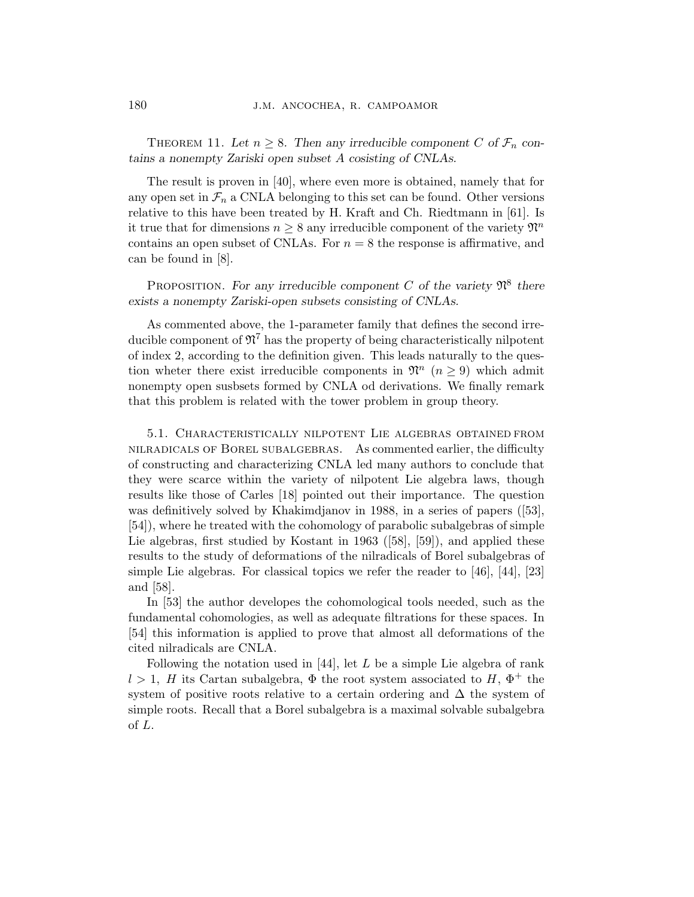Theorem 11. *Let $n \geq 8$. Then any irreducible component $C$ of $\mathcal{F}_n$ contains a nonempty Zariski open subset $A$ cosisting of CNLAs.*

The result is proven in [40], where even more is obtained, namely that for any open set in $\mathcal{F}_n$ a CNLA belonging to this set can be found. Other versions relative to this have been treated by H. Kraft and Ch. Riedtmann in [61]. Is it true that for dimensions $n \geq 8$ any irreducible component of the variety $\mathfrak{N}^n$ contains an open subset of CNLAs. For $n = 8$ the response is affirmative, and can be found in [8].

Proposition. *For any irreducible component $C$ of the variety $\mathfrak{N}^8$ there exists a nonempty Zariski-open subsets consisting of CNLAs.*

As commented above, the 1-parameter family that defines the second irreducible component of $\mathfrak{N}^7$ has the property of being characteristically nilpotent of index 2, according to the definition given. This leads naturally to the question wheter there exist irreducible components in $\mathfrak{N}^n$ $(n \geq 9)$ which admit nonempty open susbsets formed by CNLA od derivations. We finally remark that this problem is related with the tower problem in group theory.

### 5.1. Characteristically nilpotent Lie algebras obtained from nilradicals of Borel subalgebras.

As commented earlier, the difficulty of constructing and characterizing CNLA led many authors to conclude that they were scarce within the variety of nilpotent Lie algebra laws, though results like those of Carles [18] pointed out their importance. The question was definitively solved by Khakimdjanov in 1988, in a series of papers ([53], [54]), where he treated with the cohomology of parabolic subalgebras of simple Lie algebras, first studied by Kostant in 1963 ([58], [59]), and applied these results to the study of deformations of the nilradicals of Borel subalgebras of simple Lie algebras. For classical topics we refer the reader to [46], [44], [23] and [58].

In [53] the author developes the cohomological tools needed, such as the fundamental cohomologies, as well as adequate filtrations for these spaces. In [54] this information is applied to prove that almost all deformations of the cited nilradicals are CNLA.

Following the notation used in [44], let $L$ be a simple Lie algebra of rank $l > 1$, $H$ its Cartan subalgebra, $\Phi$ the root system associated to $H$, $\Phi^+$ the system of positive roots relative to a certain ordering and $\Delta$ the system of simple roots. Recall that a Borel subalgebra is a maximal solvable subalgebra of $L$.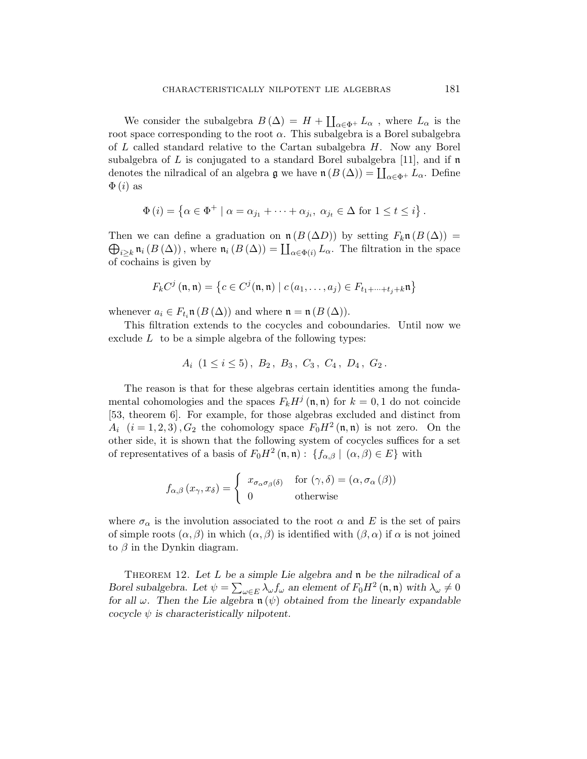We consider the subalgebra $B(\Delta) = H + \coprod_{\alpha \in \Phi^+} L_\alpha$ , where $L_\alpha$ is the root space corresponding to the root $\alpha$. This subalgebra is a Borel subalgebra of $L$ called standard relative to the Cartan subalgebra $H$. Now any Borel subalgebra of $L$ is conjugated to a standard Borel subalgebra [11], and if $\mathfrak{n}$ denotes the nilradical of an algebra $\mathfrak{g}$ we have $\mathfrak{n}(B(\Delta)) = \coprod_{\alpha \in \Phi^+} L_\alpha$. Define $\Phi(i)$ as

$$\Phi(i) = \left\{ \alpha \in \Phi^+ \mid \alpha = \alpha_{j_1} + \cdots + \alpha_{j_i},\ \alpha_{j_t} \in \Delta \text{ for } 1 \leq t \leq i \right\}.$$

Then we can define a graduation on $\mathfrak{n}(B(\Delta D))$ by setting $F_k \mathfrak{n}(B(\Delta)) = \bigoplus_{i \geq k} \mathfrak{n}_i(B(\Delta))$, where $\mathfrak{n}_i(B(\Delta)) = \coprod_{\alpha \in \Phi(i)} L_\alpha$. The filtration in the space of cochains is given by

$$F_k C^j(\mathfrak{n}, \mathfrak{n}) = \left\{ c \in C^j(\mathfrak{n}, \mathfrak{n}) \mid c(a_1, \ldots, a_j) \in F_{t_1 + \cdots + t_j + k} \mathfrak{n} \right\}$$

whenever $a_i \in F_{t_i} \mathfrak{n}(B(\Delta))$ and where $\mathfrak{n} = \mathfrak{n}(B(\Delta))$.

This filtration extends to the cocycles and coboundaries. Until now we exclude $L$ to be a simple algebra of the following types:

$$A_i\ (1 \leq i \leq 5),\ B_2,\ B_3,\ C_3,\ C_4,\ D_4,\ G_2.$$

The reason is that for these algebras certain identities among the fundamental cohomologies and the spaces $F_k H^j(\mathfrak{n}, \mathfrak{n})$ for $k = 0, 1$ do not coincide [53, theorem 6]. For example, for those algebras excluded and distinct from $A_i\ (i = 1, 2, 3), G_2$ the cohomology space $F_0 H^2(\mathfrak{n}, \mathfrak{n})$ is not zero. On the other side, it is shown that the following system of cocycles suffices for a set of representatives of a basis of $F_0 H^2(\mathfrak{n}, \mathfrak{n})$ : $\{f_{\alpha,\beta} \mid (\alpha, \beta) \in E\}$ with

$$f_{\alpha,\beta}(x_\gamma, x_\delta) = \begin{cases} x_{\sigma_\alpha \sigma_\beta(\delta)} & \text{for } (\gamma, \delta) = (\alpha, \sigma_\alpha(\beta)) \\ 0 & \text{otherwise} \end{cases}$$

where $\sigma_\alpha$ is the involution associated to the root $\alpha$ and $E$ is the set of pairs of simple roots $(\alpha, \beta)$ in which $(\alpha, \beta)$ is identified with $(\beta, \alpha)$ if $\alpha$ is not joined to $\beta$ in the Dynkin diagram.

Theorem 12. *Let $L$ be a simple Lie algebra and $\mathfrak{n}$ be the nilradical of a Borel subalgebra. Let $\psi = \sum_{\omega \in E} \lambda_\omega f_\omega$ an element of $F_0 H^2(\mathfrak{n}, \mathfrak{n})$ with $\lambda_\omega \neq 0$ for all $\omega$. Then the Lie algebra $\mathfrak{n}(\psi)$ obtained from the linearly expandable cocycle $\psi$ is characteristically nilpotent.*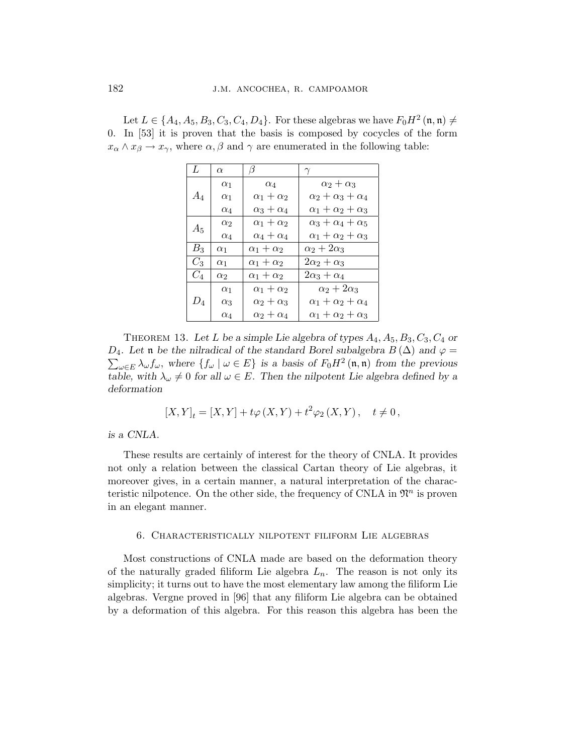Let $L \in \{A_4, A_5, B_3, C_3, C_4, D_4\}$. For these algebras we have $F_0 H^2(\mathfrak{n}, \mathfrak{n}) \neq 0$. In [53] it is proven that the basis is composed by cocycles of the form $x_\alpha \wedge x_\beta \to x_\gamma$, where $\alpha, \beta$ and $\gamma$ are enumerated in the following table:

| $L$ | $\alpha$ | $\beta$ | $\gamma$ |
|---|---|---|---|
| $A_4$ | $\alpha_1$ | $\alpha_4$ | $\alpha_2 + \alpha_3$ |
| | $\alpha_1$ | $\alpha_1 + \alpha_2$ | $\alpha_2 + \alpha_3 + \alpha_4$ |
| | $\alpha_4$ | $\alpha_3 + \alpha_4$ | $\alpha_1 + \alpha_2 + \alpha_3$ |
| $A_5$ | $\alpha_2$ | $\alpha_1 + \alpha_2$ | $\alpha_3 + \alpha_4 + \alpha_5$ |
| | $\alpha_4$ | $\alpha_4 + \alpha_4$ | $\alpha_1 + \alpha_2 + \alpha_3$ |
| $B_3$ | $\alpha_1$ | $\alpha_1 + \alpha_2$ | $\alpha_2 + 2\alpha_3$ |
| $C_3$ | $\alpha_1$ | $\alpha_1 + \alpha_2$ | $2\alpha_2 + \alpha_3$ |
| $C_4$ | $\alpha_2$ | $\alpha_1 + \alpha_2$ | $2\alpha_3 + \alpha_4$ |
| $D_4$ | $\alpha_1$ | $\alpha_1 + \alpha_2$ | $\alpha_2 + 2\alpha_3$ |
| | $\alpha_3$ | $\alpha_2 + \alpha_3$ | $\alpha_1 + \alpha_2 + \alpha_4$ |
| | $\alpha_4$ | $\alpha_2 + \alpha_4$ | $\alpha_1 + \alpha_2 + \alpha_3$ |

Theorem 13. *Let $L$ be a simple Lie algebra of types $A_4, A_5, B_3, C_3, C_4$ or $D_4$. Let $\mathfrak{n}$ be the nilradical of the standard Borel subalgebra $B(\Delta)$ and $\varphi = \sum_{\omega \in E} \lambda_\omega f_\omega$, where $\{f_\omega \mid \omega \in E\}$ is a basis of $F_0 H^2(\mathfrak{n}, \mathfrak{n})$ from the previous table, with $\lambda_\omega \neq 0$ for all $\omega \in E$. Then the nilpotent Lie algebra defined by a deformation*

$$[X, Y]_t = [X, Y] + t\varphi(X, Y) + t^2 \varphi_2(X, Y), \quad t \neq 0,$$

*is a CNLA.*

These results are certainly of interest for the theory of CNLA. It provides not only a relation between the classical Cartan theory of Lie algebras, it moreover gives, in a certain manner, a natural interpretation of the characteristic nilpotence. On the other side, the frequency of CNLA in $\mathfrak{N}^n$ is proven in an elegant manner.

## 6. Characteristically nilpotent filiform Lie algebras

Most constructions of CNLA made are based on the deformation theory of the naturally graded filiform Lie algebra $L_n$. The reason is not only its simplicity; it turns out to have the most elementary law among the filiform Lie algebras. Vergne proved in [96] that any filiform Lie algebra can be obtained by a deformation of this algebra. For this reason this algebra has been the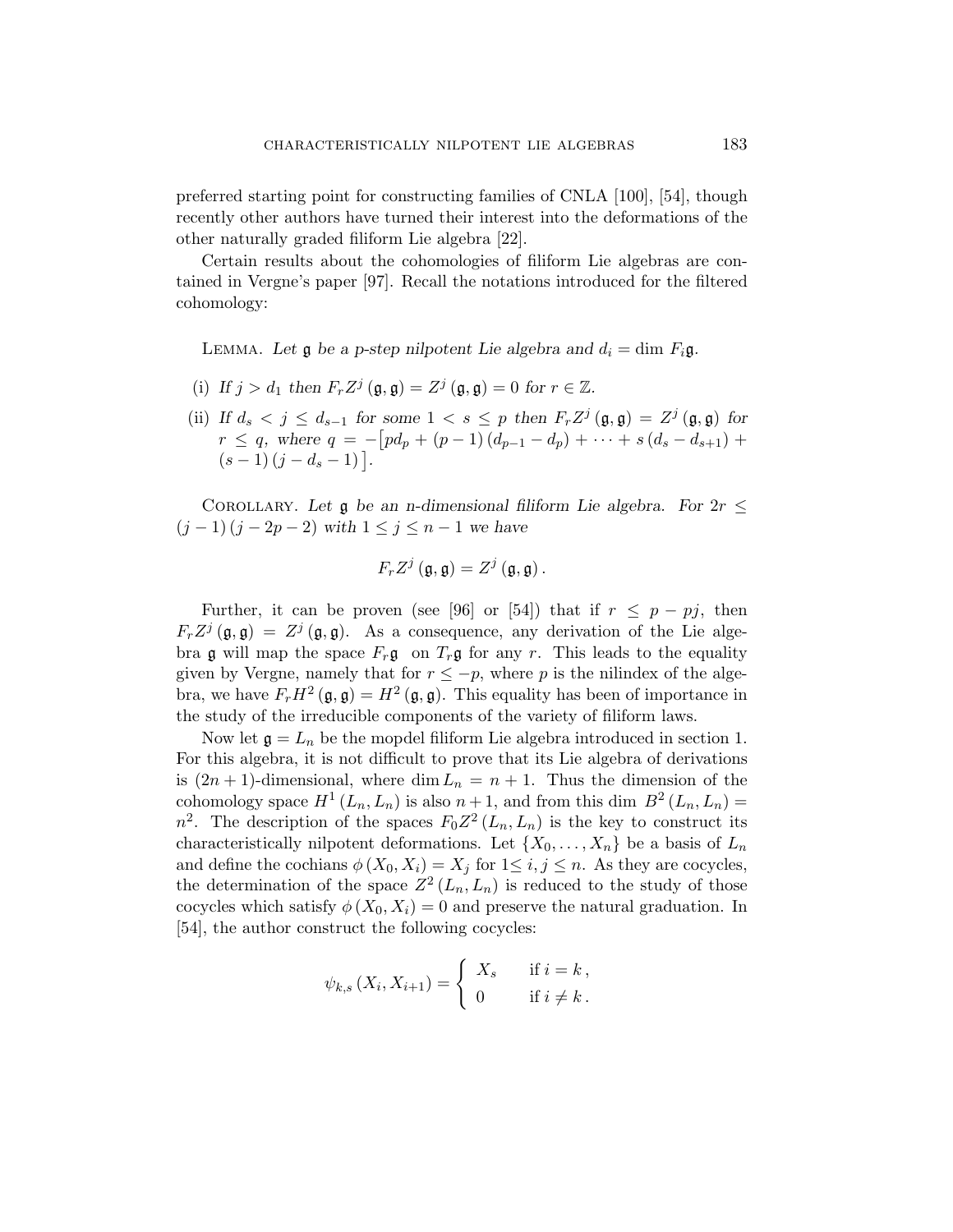preferred starting point for constructing families of CNLA [100], [54], though recently other authors have turned their interest into the deformations of the other naturally graded filiform Lie algebra [22].

Certain results about the cohomologies of filiform Lie algebras are contained in Vergne's paper [97]. Recall the notations introduced for the filtered cohomology:

Lemma. *Let $\mathfrak{g}$ be a $p$-step nilpotent Lie algebra and $d_i = \dim F_i\mathfrak{g}$.*

(i) *If $j > d_1$ then $F_r Z^j(\mathfrak{g},\mathfrak{g}) = Z^j(\mathfrak{g},\mathfrak{g}) = 0$ for $r \in \mathbb{Z}$.*

(ii) *If $d_s < j \leq d_{s-1}$ for some $1 < s \leq p$ then $F_r Z^j(\mathfrak{g},\mathfrak{g}) = Z^j(\mathfrak{g},\mathfrak{g})$ for $r \leq q$, where $q = -\big[p d_p + (p-1)(d_{p-1} - d_p) + \cdots + s(d_s - d_{s+1}) + (s-1)(j - d_s - 1)\big]$.*

Corollary. *Let $\mathfrak{g}$ be an $n$-dimensional filiform Lie algebra. For $2r \leq (j-1)(j-2p-2)$ with $1 \leq j \leq n-1$ we have*

$$F_r Z^j(\mathfrak{g},\mathfrak{g}) = Z^j(\mathfrak{g},\mathfrak{g}).$$

Further, it can be proven (see [96] or [54]) that if $r \leq p - pj$, then $F_r Z^j(\mathfrak{g},\mathfrak{g}) = Z^j(\mathfrak{g},\mathfrak{g})$. As a consequence, any derivation of the Lie algebra $\mathfrak{g}$ will map the space $F_r\mathfrak{g}$ on $T_r\mathfrak{g}$ for any $r$. This leads to the equality given by Vergne, namely that for $r \leq -p$, where $p$ is the nilindex of the algebra, we have $F_r H^2(\mathfrak{g},\mathfrak{g}) = H^2(\mathfrak{g},\mathfrak{g})$. This equality has been of importance in the study of the irreducible components of the variety of filiform laws.

Now let $\mathfrak{g} = L_n$ be the mopdel filiform Lie algebra introduced in section 1. For this algebra, it is not difficult to prove that its Lie algebra of derivations is $(2n+1)$-dimensional, where $\dim L_n = n+1$. Thus the dimension of the cohomology space $H^1(L_n, L_n)$ is also $n+1$, and from this $\dim\, B^2(L_n, L_n) = n^2$. The description of the spaces $F_0 Z^2(L_n, L_n)$ is the key to construct its characteristically nilpotent deformations. Let $\{X_0, \ldots, X_n\}$ be a basis of $L_n$ and define the cochians $\phi(X_0, X_i) = X_j$ for $1 \leq i, j \leq n$. As they are cocycles, the determination of the space $Z^2(L_n, L_n)$ is reduced to the study of those cocycles which satisfy $\phi(X_0, X_i) = 0$ and preserve the natural graduation. In [54], the author construct the following cocycles:

$$\psi_{k,s}(X_i, X_{i+1}) = \begin{cases} X_s & \text{if } i = k\,, \\ 0 & \text{if } i \neq k\,. \end{cases}$$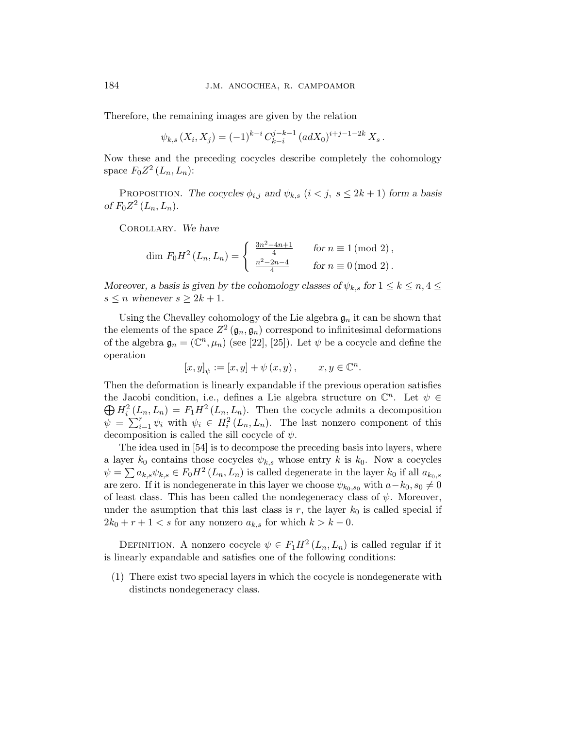Therefore, the remaining images are given by the relation

$$\psi_{k,s}\left(X_i, X_j\right) = (-1)^{k-i} C_{k-i}^{j-k-1} \left(adX_0\right)^{i+j-1-2k} X_s \, .$$

Now these and the preceding cocycles describe completely the cohomology space $F_0Z^2(L_n, L_n)$:

Proposition. *The cocycles $\phi_{i,j}$ and $\psi_{k,s}$ $(i < j, \; s \leq 2k+1)$ form a basis of $F_0Z^2(L_n, L_n)$.*

Corollary. *We have*

$$\dim \, F_0H^2(L_n, L_n) = \begin{cases} \frac{3n^2-4n+1}{4} & \text{for } n \equiv 1 \, (\text{mod } 2) \, , \\ \frac{n^2-2n-4}{4} & \text{for } n \equiv 0 \, (\text{mod } 2) \, . \end{cases}$$

*Moreover, a basis is given by the cohomology classes of $\psi_{k,s}$ for $1 \leq k \leq n, 4 \leq s \leq n$ whenever $s \geq 2k+1$.*

Using the Chevalley cohomology of the Lie algebra $\mathfrak{g}_n$ it can be shown that the elements of the space $Z^2(\mathfrak{g}_n, \mathfrak{g}_n)$ correspond to infinitesimal deformations of the algebra $\mathfrak{g}_n = (\mathbb{C}^n, \mu_n)$ (see [22], [25]). Let $\psi$ be a cocycle and define the operation

$$[x, y]_\psi := [x, y] + \psi(x, y) \, , \qquad x, y \in \mathbb{C}^n.$$

Then the deformation is linearly expandable if the previous operation satisfies the Jacobi condition, i.e., defines a Lie algebra structure on $\mathbb{C}^n$. Let $\psi \in \bigoplus H_i^2(L_n, L_n) = F_1H^2(L_n, L_n)$. Then the cocycle admits a decomposition $\psi = \sum_{i=1}^r \psi_i$ with $\psi_i \in H_i^2(L_n, L_n)$. The last nonzero component of this decomposition is called the sill cocycle of $\psi$.

The idea used in [54] is to decompose the preceding basis into layers, where a layer $k_0$ contains those cocycles $\psi_{k,s}$ whose entry $k$ is $k_0$. Now a cocycles $\psi = \sum a_{k,s}\psi_{k,s} \in F_0H^2(L_n, L_n)$ is called degenerate in the layer $k_0$ if all $a_{k_0,s}$ are zero. If it is nondegenerate in this layer we choose $\psi_{k_0,s_0}$ with $a-k_0, s_0 \neq 0$ of least class. This has been called the nondegeneracy class of $\psi$. Moreover, under the asumption that this last class is $r$, the layer $k_0$ is called special if $2k_0 + r + 1 < s$ for any nonzero $a_{k,s}$ for which $k > k - 0$.

Definition. A nonzero cocycle $\psi \in F_1H^2(L_n, L_n)$ is called regular if it is linearly expandable and satisfies one of the following conditions:

1. There exist two special layers in which the cocycle is nondegenerate with distincts nondegeneracy class.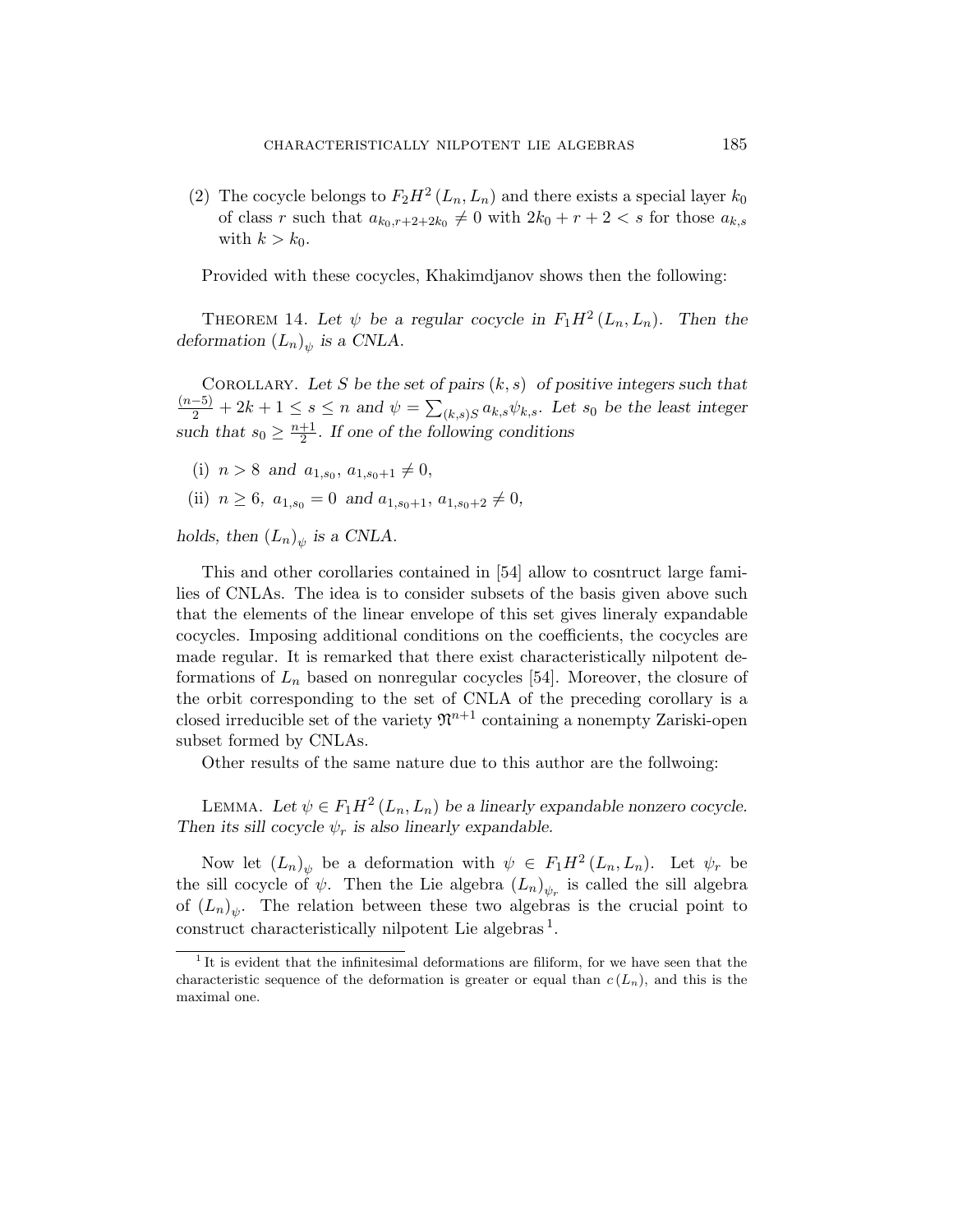(2) The cocycle belongs to $F_2H^2(L_n, L_n)$ and there exists a special layer $k_0$ of class $r$ such that $a_{k_0, r+2+2k_0} \neq 0$ with $2k_0 + r + 2 < s$ for those $a_{k,s}$ with $k > k_0$.

Provided with these cocycles, Khakimdjanov shows then the following:

THEOREM 14. *Let $\psi$ be a regular cocycle in $F_1H^2(L_n, L_n)$. Then the deformation $(L_n)_\psi$ is a CNLA.*

COROLLARY. *Let $S$ be the set of pairs $(k, s)$ of positive integers such that $\frac{(n-5)}{2} + 2k + 1 \leq s \leq n$ and $\psi = \sum_{(k,s)S} a_{k,s}\psi_{k,s}$. Let $s_0$ be the least integer such that $s_0 \geq \frac{n+1}{2}$. If one of the following conditions*

(i) $n > 8$ *and* $a_{1,s_0}, a_{1,s_0+1} \neq 0$,

(ii) $n \geq 6$, $a_{1,s_0} = 0$ *and* $a_{1,s_0+1}, a_{1,s_0+2} \neq 0$,

*holds, then $(L_n)_\psi$ is a CNLA.*

This and other corollaries contained in [54] allow to cosntruct large families of CNLAs. The idea is to consider subsets of the basis given above such that the elements of the linear envelope of this set gives lineraly expandable cocycles. Imposing additional conditions on the coefficients, the cocycles are made regular. It is remarked that there exist characteristically nilpotent deformations of $L_n$ based on nonregular cocycles [54]. Moreover, the closure of the orbit corresponding to the set of CNLA of the preceding corollary is a closed irreducible set of the variety $\mathfrak{N}^{n+1}$ containing a nonempty Zariski-open subset formed by CNLAs.

Other results of the same nature due to this author are the follwoing:

LEMMA. *Let $\psi \in F_1H^2(L_n, L_n)$ be a linearly expandable nonzero cocycle. Then its sill cocycle $\psi_r$ is also linearly expandable.*

Now let $(L_n)_\psi$ be a deformation with $\psi \in F_1H^2(L_n, L_n)$. Let $\psi_r$ be the sill cocycle of $\psi$. Then the Lie algebra $(L_n)_{\psi_r}$ is called the sill algebra of $(L_n)_\psi$. The relation between these two algebras is the crucial point to construct characteristically nilpotent Lie algebras [1].

[1] It is evident that the infinitesimal deformations are filiform, for we have seen that the characteristic sequence of the deformation is greater or equal than $c(L_n)$, and this is the maximal one.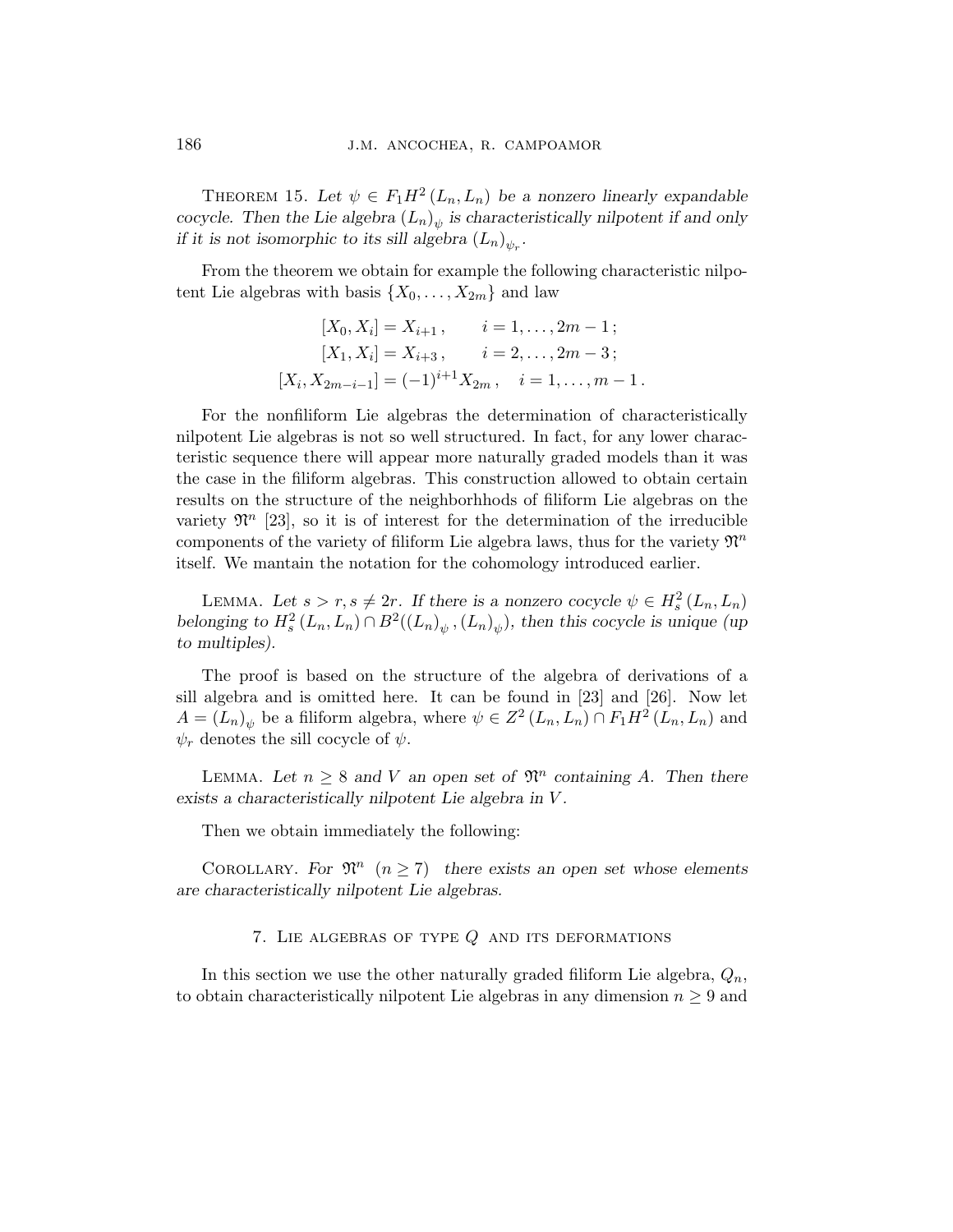THEOREM 15. *Let $\psi \in F_1 H^2(L_n, L_n)$ be a nonzero linearly expandable cocycle. Then the Lie algebra $(L_n)_\psi$ is characteristically nilpotent if and only if it is not isomorphic to its sill algebra $(L_n)_{\psi_r}$.*

From the theorem we obtain for example the following characteristic nilpotent Lie algebras with basis $\{X_0, \ldots, X_{2m}\}$ and law

$$
\begin{aligned}
[X_0, X_i] &= X_{i+1}\,, \qquad i = 1, \ldots, 2m-1\,;\\
[X_1, X_i] &= X_{i+3}\,, \qquad i = 2, \ldots, 2m-3\,;\\
[X_i, X_{2m-i-1}] &= (-1)^{i+1} X_{2m}\,, \quad i = 1, \ldots, m-1\,.
\end{aligned}
$$

For the nonfiliform Lie algebras the determination of characteristically nilpotent Lie algebras is not so well structured. In fact, for any lower characteristic sequence there will appear more naturally graded models than it was the case in the filiform algebras. This construction allowed to obtain certain results on the structure of the neighborhhods of filiform Lie algebras on the variety $\mathfrak{N}^n$ [23], so it is of interest for the determination of the irreducible components of the variety of filiform Lie algebra laws, thus for the variety $\mathfrak{N}^n$ itself. We mantain the notation for the cohomology introduced earlier.

LEMMA. *Let $s > r, s \neq 2r$. If there is a nonzero cocycle $\psi \in H^2_s(L_n, L_n)$ belonging to $H^2_s(L_n, L_n) \cap B^2((L_n)_\psi, (L_n)_\psi)$, then this cocycle is unique (up to multiples).*

The proof is based on the structure of the algebra of derivations of a sill algebra and is omitted here. It can be found in [23] and [26]. Now let $A = (L_n)_\psi$ be a filiform algebra, where $\psi \in Z^2(L_n, L_n) \cap F_1 H^2(L_n, L_n)$ and $\psi_r$ denotes the sill cocycle of $\psi$.

LEMMA. *Let $n \geq 8$ and $V$ an open set of $\mathfrak{N}^n$ containing $A$. Then there exists a characteristically nilpotent Lie algebra in $V$.*

Then we obtain immediately the following:

COROLLARY. *For $\mathfrak{N}^n$ $(n \geq 7)$ there exists an open set whose elements are characteristically nilpotent Lie algebras.*

## 7. Lie algebras of type $Q$ and its deformations

In this section we use the other naturally graded filiform Lie algebra, $Q_n$, to obtain characteristically nilpotent Lie algebras in any dimension $n \geq 9$ and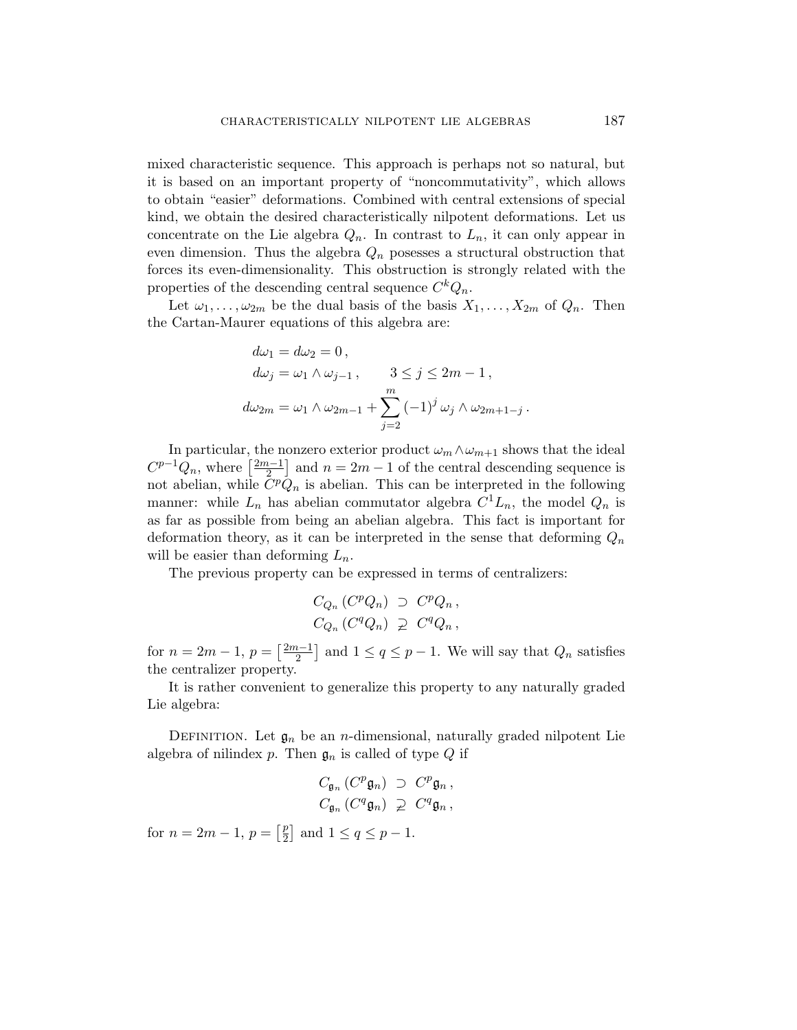mixed characteristic sequence. This approach is perhaps not so natural, but it is based on an important property of "noncommutativity", which allows to obtain "easier" deformations. Combined with central extensions of special kind, we obtain the desired characteristically nilpotent deformations. Let us concentrate on the Lie algebra $Q_n$. In contrast to $L_n$, it can only appear in even dimension. Thus the algebra $Q_n$ posesses a structural obstruction that forces its even-dimensionality. This obstruction is strongly related with the properties of the descending central sequence $C^kQ_n$.

Let $\omega_1, \ldots, \omega_{2m}$ be the dual basis of the basis $X_1, \ldots, X_{2m}$ of $Q_n$. Then the Cartan-Maurer equations of this algebra are:

$$
\begin{aligned}
d\omega_1 &= d\omega_2 = 0\,, \\
d\omega_j &= \omega_1 \wedge \omega_{j-1}\,, \qquad 3 \leq j \leq 2m-1\,, \\
d\omega_{2m} &= \omega_1 \wedge \omega_{2m-1} + \sum_{j=2}^{m} (-1)^j \, \omega_j \wedge \omega_{2m+1-j}\,.
\end{aligned}
$$

In particular, the nonzero exterior product $\omega_m \wedge \omega_{m+1}$ shows that the ideal $C^{p-1}Q_n$, where $\left[\frac{2m-1}{2}\right]$ and $n = 2m-1$ of the central descending sequence is not abelian, while $C^pQ_n$ is abelian. This can be interpreted in the following manner: while $L_n$ has abelian commutator algebra $C^1L_n$, the model $Q_n$ is as far as possible from being an abelian algebra. This fact is important for deformation theory, as it can be interpreted in the sense that deforming $Q_n$ will be easier than deforming $L_n$.

The previous property can be expressed in terms of centralizers:

$$
\begin{aligned}
C_{Q_n}\left(C^pQ_n\right) &\supset C^pQ_n\,, \\
C_{Q_n}\left(C^qQ_n\right) &\not\supseteq C^qQ_n\,,
\end{aligned}
$$

for $n = 2m-1$, $p = \left[\frac{2m-1}{2}\right]$ and $1 \leq q \leq p-1$. We will say that $Q_n$ satisfies the centralizer property.

It is rather convenient to generalize this property to any naturally graded Lie algebra:

Definition. Let $\mathfrak{g}_n$ be an $n$-dimensional, naturally graded nilpotent Lie algebra of nilindex $p$. Then $\mathfrak{g}_n$ is called of type $Q$ if

$$
\begin{aligned}
C_{\mathfrak{g}_n}\left(C^p\mathfrak{g}_n\right) &\supset C^p\mathfrak{g}_n\,, \\
C_{\mathfrak{g}_n}\left(C^q\mathfrak{g}_n\right) &\not\supseteq C^q\mathfrak{g}_n\,,
\end{aligned}
$$

for $n = 2m-1$, $p = \left[\frac{p}{2}\right]$ and $1 \leq q \leq p-1$.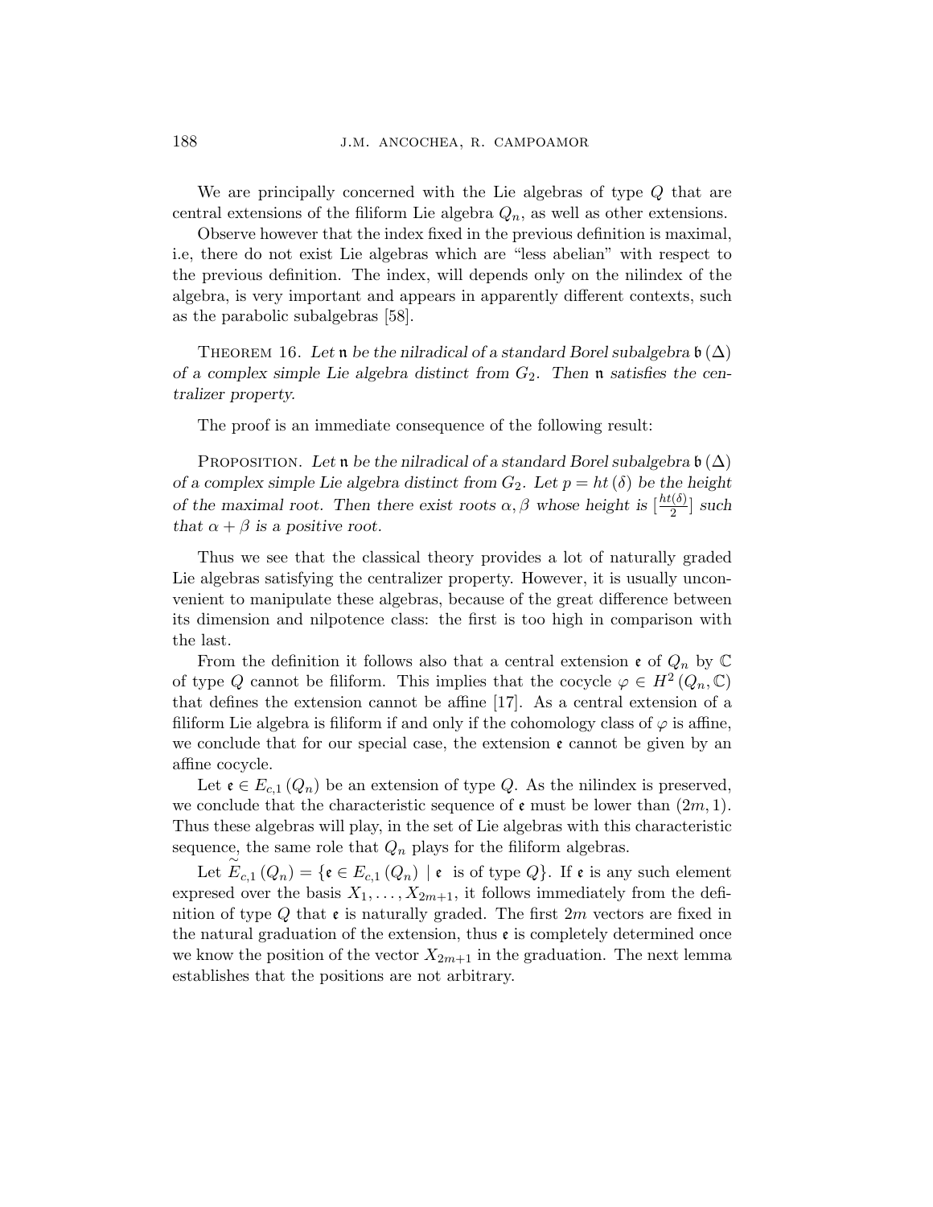We are principally concerned with the Lie algebras of type $Q$ that are central extensions of the filiform Lie algebra $Q_n$, as well as other extensions.

Observe however that the index fixed in the previous definition is maximal, i.e, there do not exist Lie algebras which are "less abelian" with respect to the previous definition. The index, will depends only on the nilindex of the algebra, is very important and appears in apparently different contexts, such as the parabolic subalgebras [58].

THEOREM 16. *Let $\mathfrak{n}$ be the nilradical of a standard Borel subalgebra $\mathfrak{b}(\Delta)$ of a complex simple Lie algebra distinct from $G_2$. Then $\mathfrak{n}$ satisfies the centralizer property.*

The proof is an immediate consequence of the following result:

PROPOSITION. *Let $\mathfrak{n}$ be the nilradical of a standard Borel subalgebra $\mathfrak{b}(\Delta)$ of a complex simple Lie algebra distinct from $G_2$. Let $p = ht(\delta)$ be the height of the maximal root. Then there exist roots $\alpha, \beta$ whose height is $[\frac{ht(\delta)}{2}]$ such that $\alpha + \beta$ is a positive root.*

Thus we see that the classical theory provides a lot of naturally graded Lie algebras satisfying the centralizer property. However, it is usually unconvenient to manipulate these algebras, because of the great difference between its dimension and nilpotence class: the first is too high in comparison with the last.

From the definition it follows also that a central extension $\mathfrak{e}$ of $Q_n$ by $\mathbb{C}$ of type $Q$ cannot be filiform. This implies that the cocycle $\varphi \in H^2(Q_n, \mathbb{C})$ that defines the extension cannot be affine [17]. As a central extension of a filiform Lie algebra is filiform if and only if the cohomology class of $\varphi$ is affine, we conclude that for our special case, the extension $\mathfrak{e}$ cannot be given by an affine cocycle.

Let $\mathfrak{e} \in E_{c,1}(Q_n)$ be an extension of type $Q$. As the nilindex is preserved, we conclude that the characteristic sequence of $\mathfrak{e}$ must be lower than $(2m, 1)$. Thus these algebras will play, in the set of Lie algebras with this characteristic sequence, the same role that $Q_n$ plays for the filiform algebras.

Let $\widetilde{E}_{c,1}(Q_n) = \{\mathfrak{e} \in E_{c,1}(Q_n) \mid \mathfrak{e} \text{ is of type } Q\}$. If $\mathfrak{e}$ is any such element expresed over the basis $X_1, \ldots, X_{2m+1}$, it follows immediately from the definition of type $Q$ that $\mathfrak{e}$ is naturally graded. The first $2m$ vectors are fixed in the natural graduation of the extension, thus $\mathfrak{e}$ is completely determined once we know the position of the vector $X_{2m+1}$ in the graduation. The next lemma establishes that the positions are not arbitrary.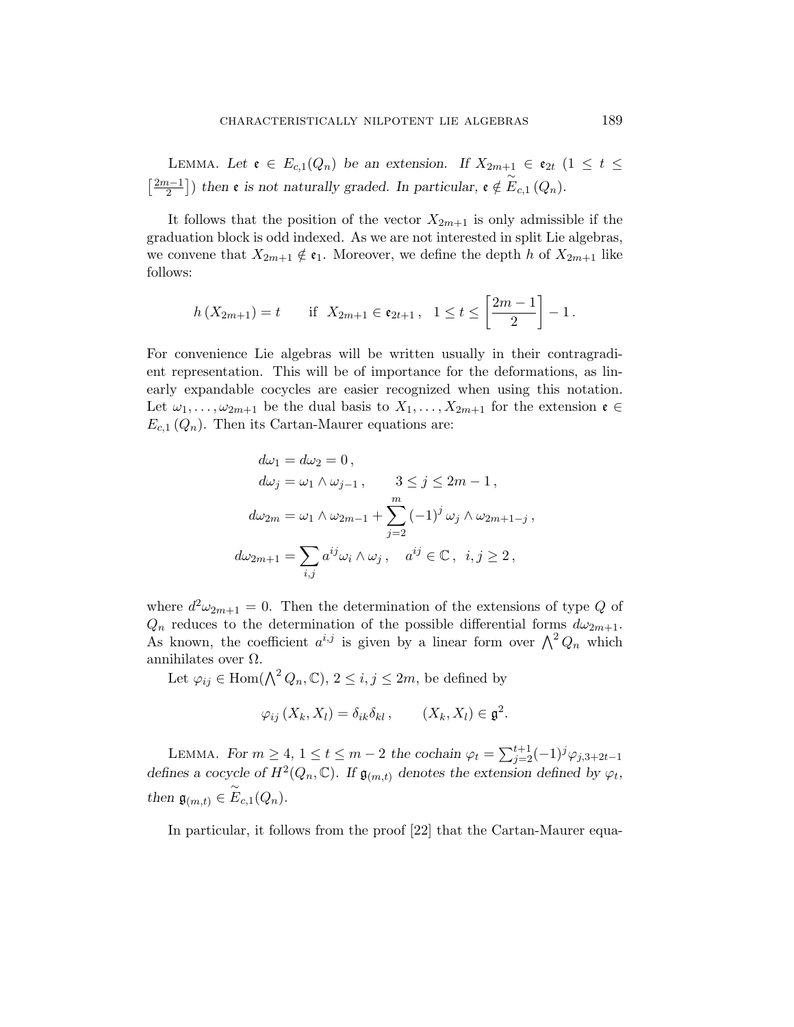LEMMA. *Let $\mathfrak{e} \in E_{c,1}(Q_n)$ be an extension. If $X_{2m+1} \in \mathfrak{e}_{2t}$ $(1 \leq t \leq \left[\frac{2m-1}{2}\right])$ then $\mathfrak{e}$ is not naturally graded. In particular, $\mathfrak{e} \notin \widetilde{E}_{c,1}(Q_n)$.*

It follows that the position of the vector $X_{2m+1}$ is only admissible if the graduation block is odd indexed. As we are not interested in split Lie algebras, we convene that $X_{2m+1} \notin \mathfrak{e}_1$. Moreover, we define the depth $h$ of $X_{2m+1}$ like follows:

$$h\left(X_{2m+1}\right) = t \qquad \text{if} \;\; X_{2m+1} \in \mathfrak{e}_{2t+1}\,, \;\; 1 \leq t \leq \left[\frac{2m-1}{2}\right] - 1\,.$$

For convenience Lie algebras will be written usually in their contragradient representation. This will be of importance for the deformations, as linearly expandable cocycles are easier recognized when using this notation. Let $\omega_1, \ldots, \omega_{2m+1}$ be the dual basis to $X_1, \ldots, X_{2m+1}$ for the extension $\mathfrak{e} \in E_{c,1}(Q_n)$. Then its Cartan-Maurer equations are:

$$\begin{aligned}
d\omega_1 &= d\omega_2 = 0\,, \\
d\omega_j &= \omega_1 \wedge \omega_{j-1}\,, \qquad 3 \leq j \leq 2m-1\,, \\
d\omega_{2m} &= \omega_1 \wedge \omega_{2m-1} + \sum_{j=2}^{m} (-1)^j\, \omega_j \wedge \omega_{2m+1-j}\,, \\
d\omega_{2m+1} &= \sum_{i,j} a^{ij} \omega_i \wedge \omega_j\,, \quad a^{ij} \in \mathbb{C}\,, \;\; i,j \geq 2\,,
\end{aligned}$$

where $d^2\omega_{2m+1} = 0$. Then the determination of the extensions of type $Q$ of $Q_n$ reduces to the determination of the possible differential forms $d\omega_{2m+1}$. As known, the coefficient $a^{i,j}$ is given by a linear form over $\bigwedge^2 Q_n$ which annihilates over $\Omega$.

Let $\varphi_{ij} \in \operatorname{Hom}(\bigwedge^2 Q_n, \mathbb{C})$, $2 \leq i,j \leq 2m$, be defined by

$$\varphi_{ij}\left(X_k, X_l\right) = \delta_{ik}\delta_{kl}\,, \qquad (X_k, X_l) \in \mathfrak{g}^2.$$

LEMMA. *For $m \geq 4$, $1 \leq t \leq m-2$ the cochain $\varphi_t = \sum_{j=2}^{t+1}(-1)^j \varphi_{j,3+2t-1}$ defines a cocycle of $H^2(Q_n, \mathbb{C})$. If $\mathfrak{g}_{(m,t)}$ denotes the extension defined by $\varphi_t$, then $\mathfrak{g}_{(m,t)} \in \widetilde{E}_{c,1}(Q_n)$.*

In particular, it follows from the proof [22] that the Cartan-Maurer equa-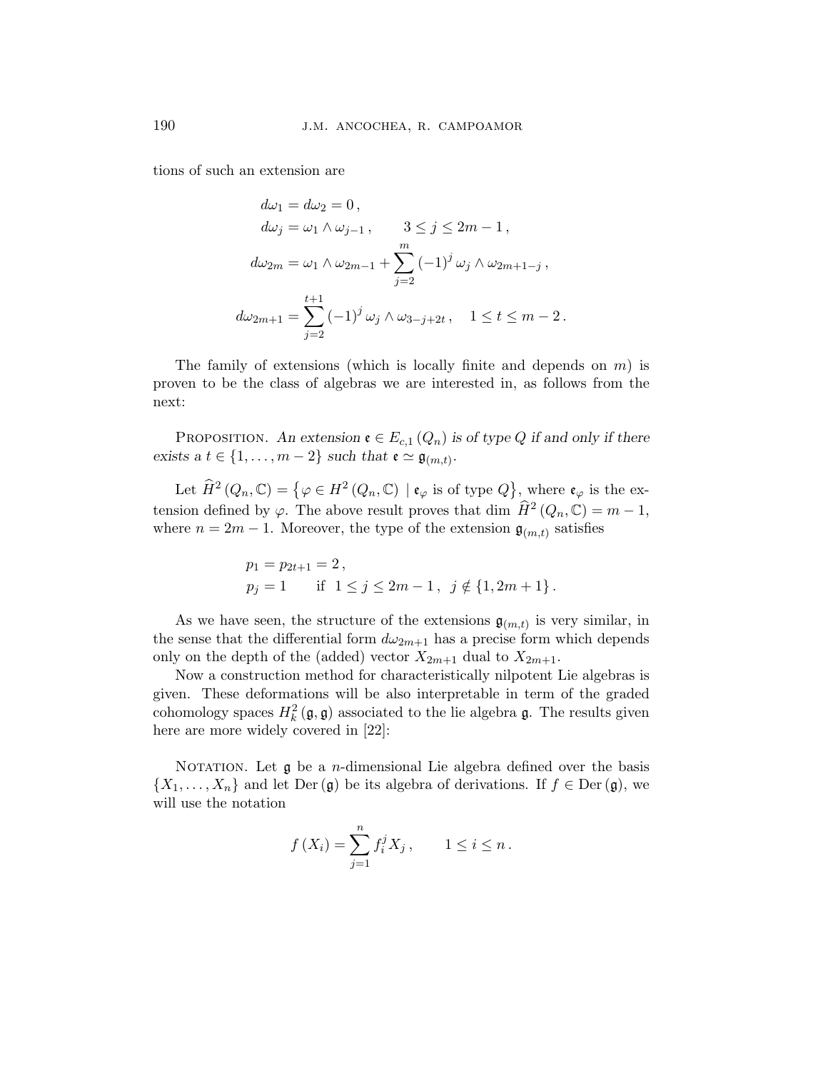tions of such an extension are

$$
\begin{aligned}
d\omega_1 &= d\omega_2 = 0\,, \\
d\omega_j &= \omega_1 \wedge \omega_{j-1}\,, \qquad 3 \leq j \leq 2m-1\,, \\
d\omega_{2m} &= \omega_1 \wedge \omega_{2m-1} + \sum_{j=2}^{m} (-1)^j\, \omega_j \wedge \omega_{2m+1-j}\,, \\
d\omega_{2m+1} &= \sum_{j=2}^{t+1} (-1)^j\, \omega_j \wedge \omega_{3-j+2t}\,, \quad 1 \leq t \leq m-2\,.
\end{aligned}
$$

The family of extensions (which is locally finite and depends on $m$) is proven to be the class of algebras we are interested in, as follows from the next:

Proposition. *An extension $\mathfrak{e} \in E_{c,1}(Q_n)$ is of type $Q$ if and only if there exists a $t \in \{1, \ldots, m-2\}$ such that $\mathfrak{e} \simeq \mathfrak{g}_{(m,t)}$.*

Let $\widehat{H}^2(Q_n, \mathbb{C}) = \{\varphi \in H^2(Q_n, \mathbb{C}) \mid \mathfrak{e}_\varphi \text{ is of type } Q\}$, where $\mathfrak{e}_\varphi$ is the extension defined by $\varphi$. The above result proves that $\dim\, \widehat{H}^2(Q_n, \mathbb{C}) = m-1$, where $n = 2m-1$. Moreover, the type of the extension $\mathfrak{g}_{(m,t)}$ satisfies

$$
\begin{aligned}
&p_1 = p_{2t+1} = 2\,, \\
&p_j = 1 \qquad \text{if } \ 1 \leq j \leq 2m-1\,, \ \ j \notin \{1, 2m+1\}\,.
\end{aligned}
$$

As we have seen, the structure of the extensions $\mathfrak{g}_{(m,t)}$ is very similar, in the sense that the differential form $d\omega_{2m+1}$ has a precise form which depends only on the depth of the (added) vector $X_{2m+1}$ dual to $X_{2m+1}$.

Now a construction method for characteristically nilpotent Lie algebras is given. These deformations will be also interpretable in term of the graded cohomology spaces $H_k^2(\mathfrak{g}, \mathfrak{g})$ associated to the lie algebra $\mathfrak{g}$. The results given here are more widely covered in [22]:

Notation. Let $\mathfrak{g}$ be a $n$-dimensional Lie algebra defined over the basis $\{X_1, \ldots, X_n\}$ and let $\mathrm{Der}(\mathfrak{g})$ be its algebra of derivations. If $f \in \mathrm{Der}(\mathfrak{g})$, we will use the notation

$$
f(X_i) = \sum_{j=1}^{n} f_i^j X_j\,, \qquad 1 \leq i \leq n\,.
$$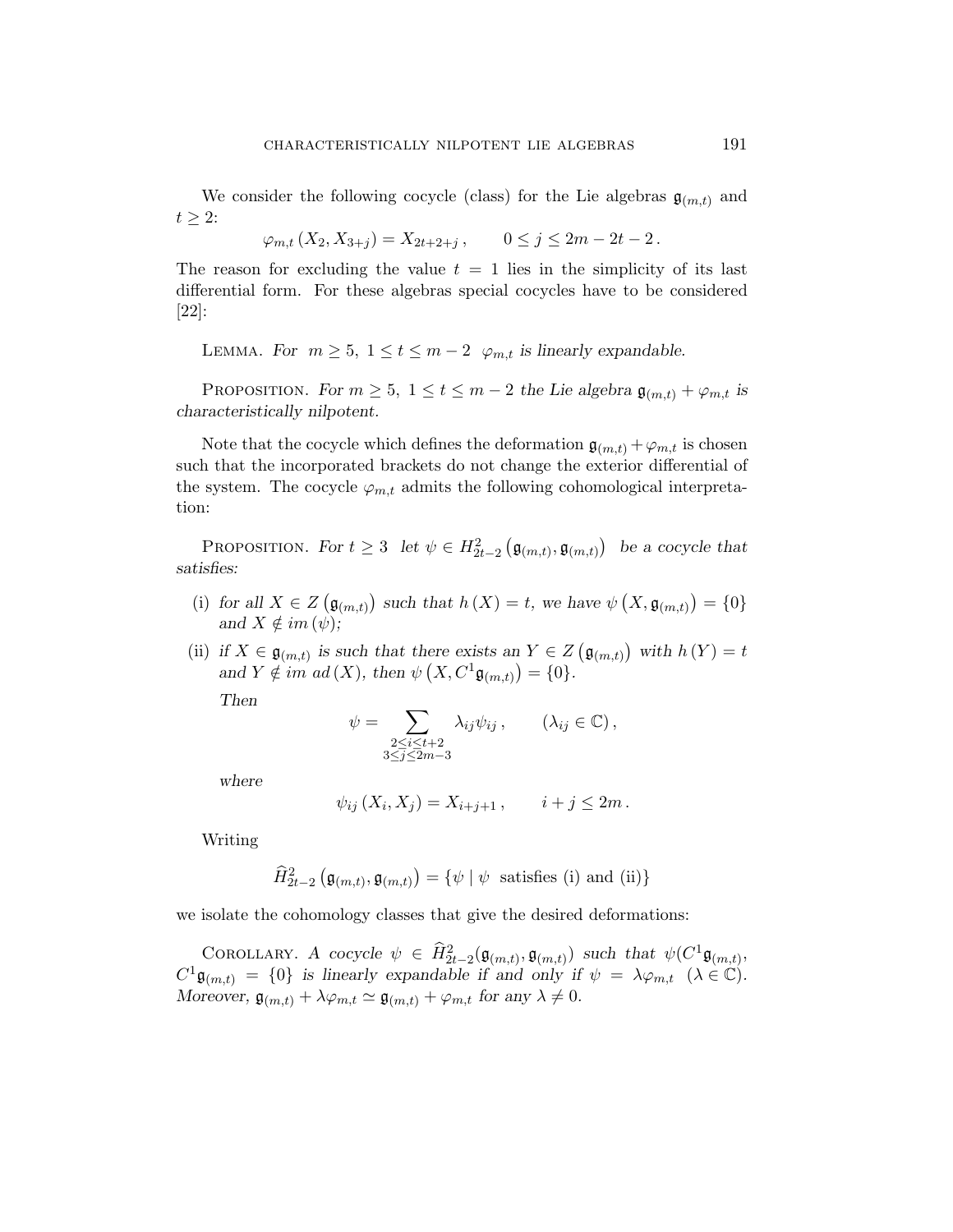We consider the following cocycle (class) for the Lie algebras $\mathfrak{g}_{(m,t)}$ and $t \geq 2$:

$$\varphi_{m,t}\left(X_2, X_{3+j}\right) = X_{2t+2+j}\,, \qquad 0 \leq j \leq 2m - 2t - 2\,.$$

The reason for excluding the value $t = 1$ lies in the simplicity of its last differential form. For these algebras special cocycles have to be considered [22]:

Lemma. *For* $m \geq 5,\ 1 \leq t \leq m-2$ $\ \varphi_{m,t}$ *is linearly expandable.*

Proposition. *For* $m \geq 5,\ 1 \leq t \leq m-2$ *the Lie algebra* $\mathfrak{g}_{(m,t)} + \varphi_{m,t}$ *is characteristically nilpotent.*

Note that the cocycle which defines the deformation $\mathfrak{g}_{(m,t)} + \varphi_{m,t}$ is chosen such that the incorporated brackets do not change the exterior differential of the system. The cocycle $\varphi_{m,t}$ admits the following cohomological interpretation:

Proposition. *For* $t \geq 3$ *let* $\psi \in H^2_{2t-2}\left(\mathfrak{g}_{(m,t)}, \mathfrak{g}_{(m,t)}\right)$ *be a cocycle that satisfies:*

(i) *for all* $X \in Z\left(\mathfrak{g}_{(m,t)}\right)$ *such that* $h(X) = t$, *we have* $\psi\left(X, \mathfrak{g}_{(m,t)}\right) = \{0\}$ *and* $X \notin im\,(\psi)$;

(ii) *if* $X \in \mathfrak{g}_{(m,t)}$ *is such that there exists an* $Y \in Z\left(\mathfrak{g}_{(m,t)}\right)$ *with* $h(Y) = t$ *and* $Y \notin im\ ad\,(X)$, *then* $\psi\left(X, C^1\mathfrak{g}_{(m,t)}\right) = \{0\}$.

*Then*

$$\psi = \sum_{\substack{2 \leq i \leq t+2 \\ 3 \leq j \leq 2m-3}} \lambda_{ij}\psi_{ij}\,, \qquad (\lambda_{ij} \in \mathbb{C})\,,$$

*where*

$$\psi_{ij}\left(X_i, X_j\right) = X_{i+j+1}\,, \qquad i + j \leq 2m\,.$$

Writing

$$\widehat{H}^2_{2t-2}\left(\mathfrak{g}_{(m,t)}, \mathfrak{g}_{(m,t)}\right) = \{\psi \mid \psi \text{ satisfies (i) and (ii)}\}$$

we isolate the cohomology classes that give the desired deformations:

Corollary. *A cocycle* $\psi \in \widehat{H}^2_{2t-2}(\mathfrak{g}_{(m,t)}, \mathfrak{g}_{(m,t)})$ *such that* $\psi(C^1\mathfrak{g}_{(m,t)}, C^1\mathfrak{g}_{(m,t)}) = \{0\}$ *is linearly expandable if and only if* $\psi = \lambda\varphi_{m,t}$ $(\lambda \in \mathbb{C})$. *Moreover,* $\mathfrak{g}_{(m,t)} + \lambda\varphi_{m,t} \simeq \mathfrak{g}_{(m,t)} + \varphi_{m,t}$ *for any* $\lambda \neq 0$.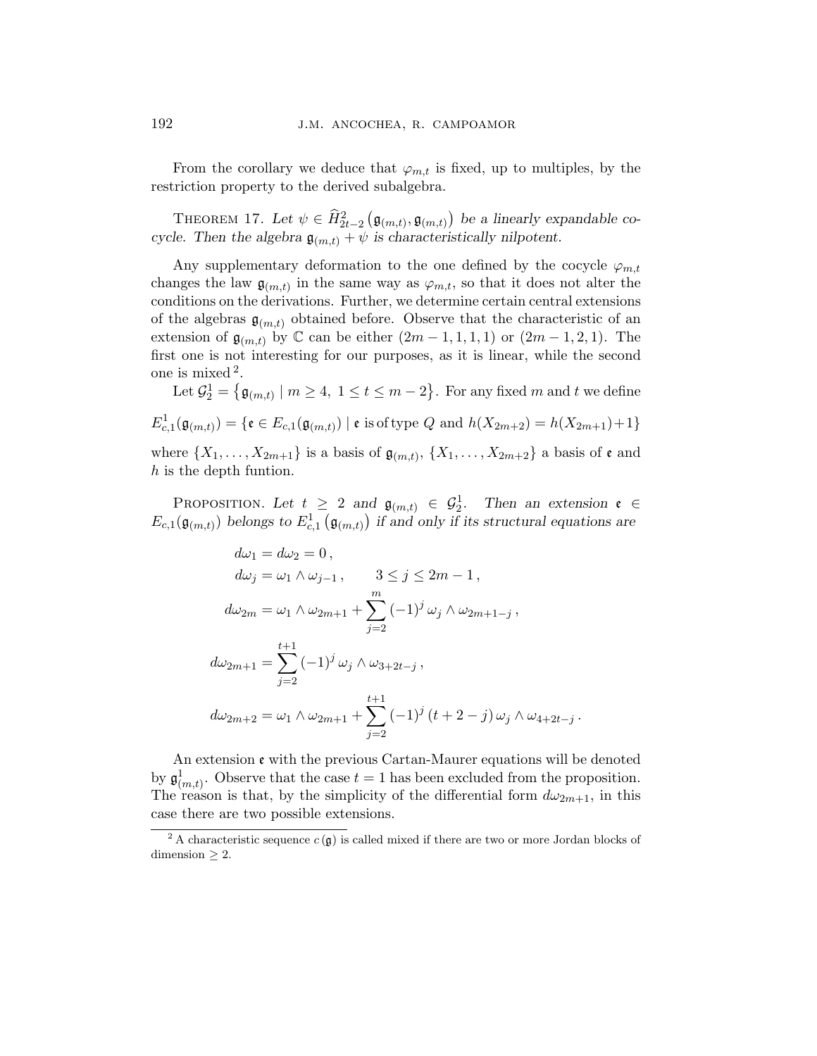From the corollary we deduce that $\varphi_{m,t}$ is fixed, up to multiples, by the restriction property to the derived subalgebra.

THEOREM 17. *Let $\psi \in \widehat{H}^2_{2t-2}\left(\mathfrak{g}_{(m,t)}, \mathfrak{g}_{(m,t)}\right)$ be a linearly expandable cocycle. Then the algebra $\mathfrak{g}_{(m,t)} + \psi$ is characteristically nilpotent.*

Any supplementary deformation to the one defined by the cocycle $\varphi_{m,t}$ changes the law $\mathfrak{g}_{(m,t)}$ in the same way as $\varphi_{m,t}$, so that it does not alter the conditions on the derivations. Further, we determine certain central extensions of the algebras $\mathfrak{g}_{(m,t)}$ obtained before. Observe that the characteristic of an extension of $\mathfrak{g}_{(m,t)}$ by $\mathbb{C}$ can be either $(2m-1,1,1,1)$ or $(2m-1,2,1)$. The first one is not interesting for our purposes, as it is linear, while the second one is mixed [2].

Let $\mathcal{G}^1_2 = \left\{\mathfrak{g}_{(m,t)} \mid m \geq 4,\ 1 \leq t \leq m-2\right\}$. For any fixed $m$ and $t$ we define

$$E^1_{c,1}(\mathfrak{g}_{(m,t)}) = \{\mathfrak{e} \in E_{c,1}(\mathfrak{g}_{(m,t)}) \mid \mathfrak{e} \text{ is of type } Q \text{ and } h(X_{2m+2}) = h(X_{2m+1})+1\}$$

where $\{X_1, \ldots, X_{2m+1}\}$ is a basis of $\mathfrak{g}_{(m,t)}$, $\{X_1, \ldots, X_{2m+2}\}$ a basis of $\mathfrak{e}$ and $h$ is the depth funtion.

PROPOSITION. *Let $t \geq 2$ and $\mathfrak{g}_{(m,t)} \in \mathcal{G}^1_2$. Then an extension $\mathfrak{e} \in E_{c,1}(\mathfrak{g}_{(m,t)})$ belongs to $E^1_{c,1}\left(\mathfrak{g}_{(m,t)}\right)$ if and only if its structural equations are*

$$
\begin{aligned}
d\omega_1 &= d\omega_2 = 0\,, \\
d\omega_j &= \omega_1 \wedge \omega_{j-1}\,, \qquad 3 \leq j \leq 2m-1\,, \\
d\omega_{2m} &= \omega_1 \wedge \omega_{2m+1} + \sum_{j=2}^{m} (-1)^j\, \omega_j \wedge \omega_{2m+1-j}\,, \\
d\omega_{2m+1} &= \sum_{j=2}^{t+1} (-1)^j\, \omega_j \wedge \omega_{3+2t-j}\,, \\
d\omega_{2m+2} &= \omega_1 \wedge \omega_{2m+1} + \sum_{j=2}^{t+1} (-1)^j\, (t+2-j)\, \omega_j \wedge \omega_{4+2t-j}\,.
\end{aligned}
$$

An extension $\mathfrak{e}$ with the previous Cartan-Maurer equations will be denoted by $\mathfrak{g}^1_{(m,t)}$. Observe that the case $t=1$ has been excluded from the proposition. The reason is that, by the simplicity of the differential form $d\omega_{2m+1}$, in this case there are two possible extensions.

[2] A characteristic sequence $c\,(\mathfrak{g})$ is called mixed if there are two or more Jordan blocks of dimension $\geq 2$.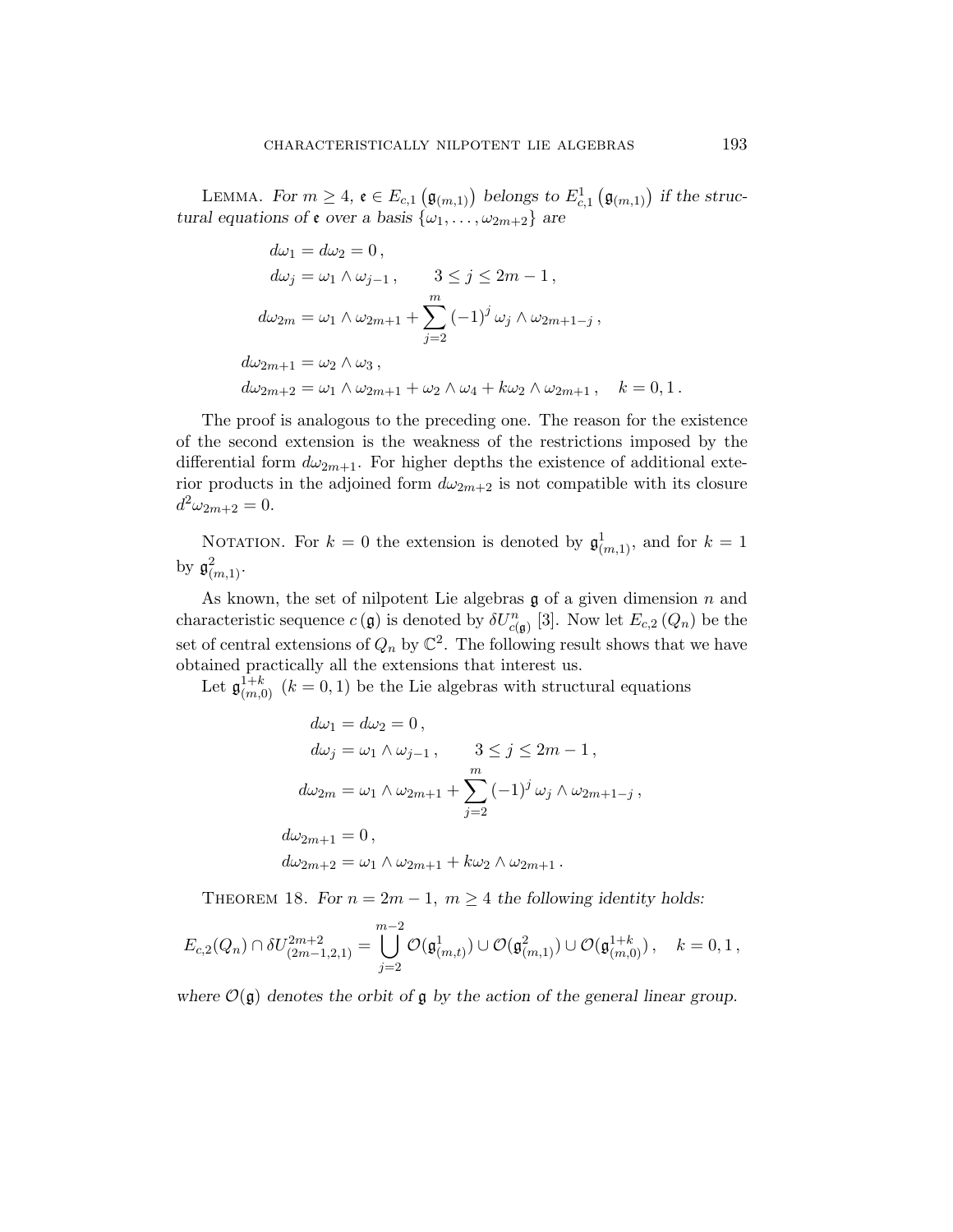Lemma. *For $m \geq 4$, $\mathfrak{e} \in E_{c,1}\left(\mathfrak{g}_{(m,1)}\right)$ belongs to $E^1_{c,1}\left(\mathfrak{g}_{(m,1)}\right)$ if the structural equations of $\mathfrak{e}$ over a basis $\{\omega_1, \ldots, \omega_{2m+2}\}$ are*

$$
\begin{aligned}
d\omega_1 &= d\omega_2 = 0\,, \\
d\omega_j &= \omega_1 \wedge \omega_{j-1}\,, \qquad 3 \leq j \leq 2m-1\,, \\
d\omega_{2m} &= \omega_1 \wedge \omega_{2m+1} + \sum_{j=2}^{m} (-1)^j \, \omega_j \wedge \omega_{2m+1-j}\,, \\
d\omega_{2m+1} &= \omega_2 \wedge \omega_3\,, \\
d\omega_{2m+2} &= \omega_1 \wedge \omega_{2m+1} + \omega_2 \wedge \omega_4 + k\omega_2 \wedge \omega_{2m+1}\,, \quad k = 0, 1\,.
\end{aligned}
$$

The proof is analogous to the preceding one. The reason for the existence of the second extension is the weakness of the restrictions imposed by the differential form $d\omega_{2m+1}$. For higher depths the existence of additional exterior products in the adjoined form $d\omega_{2m+2}$ is not compatible with its closure $d^2\omega_{2m+2} = 0$.

Notation. For $k = 0$ the extension is denoted by $\mathfrak{g}^1_{(m,1)}$, and for $k = 1$ by $\mathfrak{g}^2_{(m,1)}$.

As known, the set of nilpotent Lie algebras $\mathfrak{g}$ of a given dimension $n$ and characteristic sequence $c\left(\mathfrak{g}\right)$ is denoted by $\delta U^n_{c(\mathfrak{g})}$ [3]. Now let $E_{c,2}\left(Q_n\right)$ be the set of central extensions of $Q_n$ by $\mathbb{C}^2$. The following result shows that we have obtained practically all the extensions that interest us.

Let $\mathfrak{g}^{1+k}_{(m,0)}$ $(k = 0, 1)$ be the Lie algebras with structural equations

$$
\begin{aligned}
d\omega_1 &= d\omega_2 = 0\,, \\
d\omega_j &= \omega_1 \wedge \omega_{j-1}\,, \qquad 3 \leq j \leq 2m-1\,, \\
d\omega_{2m} &= \omega_1 \wedge \omega_{2m+1} + \sum_{j=2}^{m} (-1)^j \, \omega_j \wedge \omega_{2m+1-j}\,, \\
d\omega_{2m+1} &= 0\,, \\
d\omega_{2m+2} &= \omega_1 \wedge \omega_{2m+1} + k\omega_2 \wedge \omega_{2m+1}\,.
\end{aligned}
$$

Theorem 18. *For $n = 2m-1$, $m \geq 4$ the following identity holds:*

$$
E_{c,2}(Q_n) \cap \delta U^{2m+2}_{(2m-1,2,1)} = \bigcup_{j=2}^{m-2} \mathcal{O}(\mathfrak{g}^1_{(m,t)}) \cup \mathcal{O}(\mathfrak{g}^2_{(m,1)}) \cup \mathcal{O}(\mathfrak{g}^{1+k}_{(m,0)})\,, \quad k = 0, 1\,,
$$

*where $\mathcal{O}(\mathfrak{g})$ denotes the orbit of $\mathfrak{g}$ by the action of the general linear group.*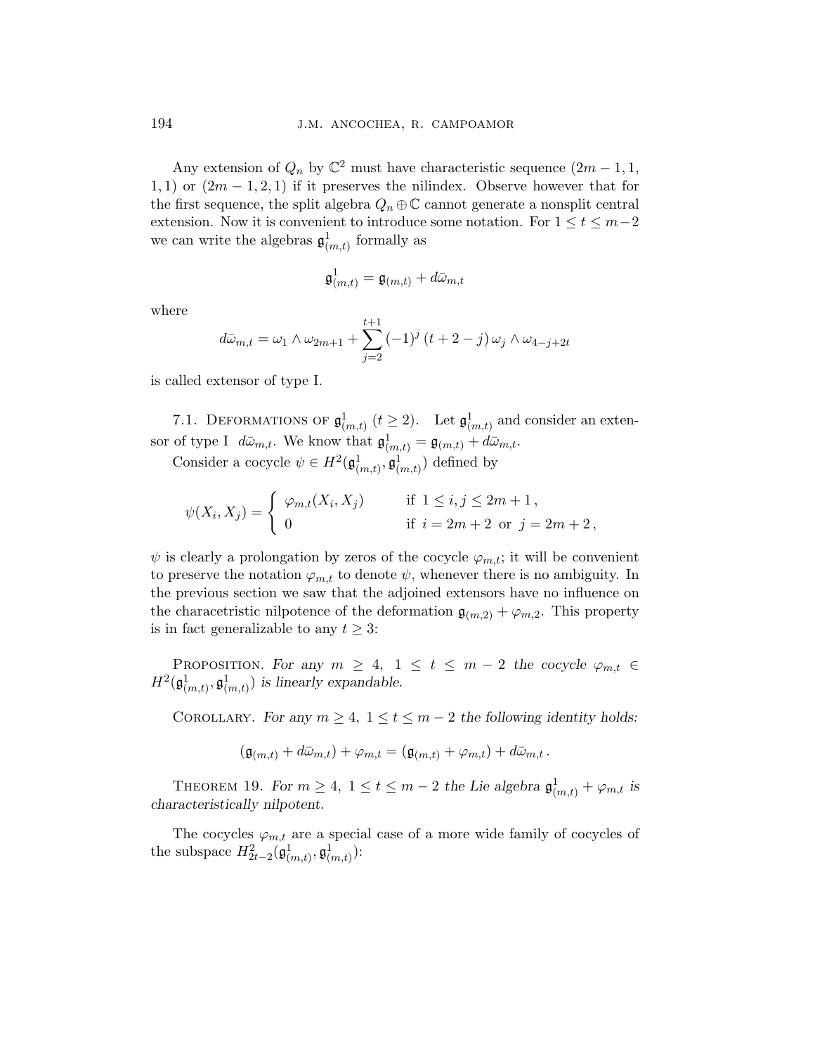Any extension of $Q_n$ by $\mathbb{C}^2$ must have characteristic sequence $(2m-1, 1, 1, 1)$ or $(2m-1, 2, 1)$ if it preserves the nilindex. Observe however that for the first sequence, the split algebra $Q_n \oplus \mathbb{C}$ cannot generate a nonsplit central extension. Now it is convenient to introduce some notation. For $1 \leq t \leq m-2$ we can write the algebras $\mathfrak{g}^1_{(m,t)}$ formally as

$$\mathfrak{g}^1_{(m,t)} = \mathfrak{g}_{(m,t)} + d\bar{\omega}_{m,t}$$

where

$$d\bar{\omega}_{m,t} = \omega_1 \wedge \omega_{2m+1} + \sum_{j=2}^{t+1} (-1)^j \,(t+2-j)\, \omega_j \wedge \omega_{4-j+2t}$$

is called extensor of type I.

7.1. Deformations of $\mathfrak{g}^1_{(m,t)}$ $(t \geq 2)$. Let $\mathfrak{g}^1_{(m,t)}$ and consider an extensor of type I $d\bar{\omega}_{m,t}$. We know that $\mathfrak{g}^1_{(m,t)} = \mathfrak{g}_{(m,t)} + d\bar{\omega}_{m,t}$.

Consider a cocycle $\psi \in H^2(\mathfrak{g}^1_{(m,t)}, \mathfrak{g}^1_{(m,t)})$ defined by

$$\psi(X_i, X_j) = \begin{cases} \varphi_{m,t}(X_i, X_j) & \text{if } 1 \leq i, j \leq 2m+1\,, \\ 0 & \text{if } i = 2m+2 \text{ or } j = 2m+2\,, \end{cases}$$

$\psi$ is clearly a prolongation by zeros of the cocycle $\varphi_{m,t}$; it will be convenient to preserve the notation $\varphi_{m,t}$ to denote $\psi$, whenever there is no ambiguity. In the previous section we saw that the adjoined extensors have no influence on the characetristic nilpotence of the deformation $\mathfrak{g}_{(m,2)} + \varphi_{m,2}$. This property is in fact generalizable to any $t \geq 3$:

Proposition. *For any $m \geq 4$, $1 \leq t \leq m-2$ the cocycle $\varphi_{m,t} \in H^2(\mathfrak{g}^1_{(m,t)}, \mathfrak{g}^1_{(m,t)})$ is linearly expandable.*

Corollary. *For any $m \geq 4$, $1 \leq t \leq m-2$ the following identity holds:*

$$(\mathfrak{g}_{(m,t)} + d\bar{\omega}_{m,t}) + \varphi_{m,t} = (\mathfrak{g}_{(m,t)} + \varphi_{m,t}) + d\bar{\omega}_{m,t}\,.$$

Theorem 19. *For $m \geq 4$, $1 \leq t \leq m-2$ the Lie algebra $\mathfrak{g}^1_{(m,t)} + \varphi_{m,t}$ is characteristically nilpotent.*

The cocycles $\varphi_{m,t}$ are a special case of a more wide family of cocycles of the subspace $H^2_{2t-2}(\mathfrak{g}^1_{(m,t)}, \mathfrak{g}^1_{(m,t)})$: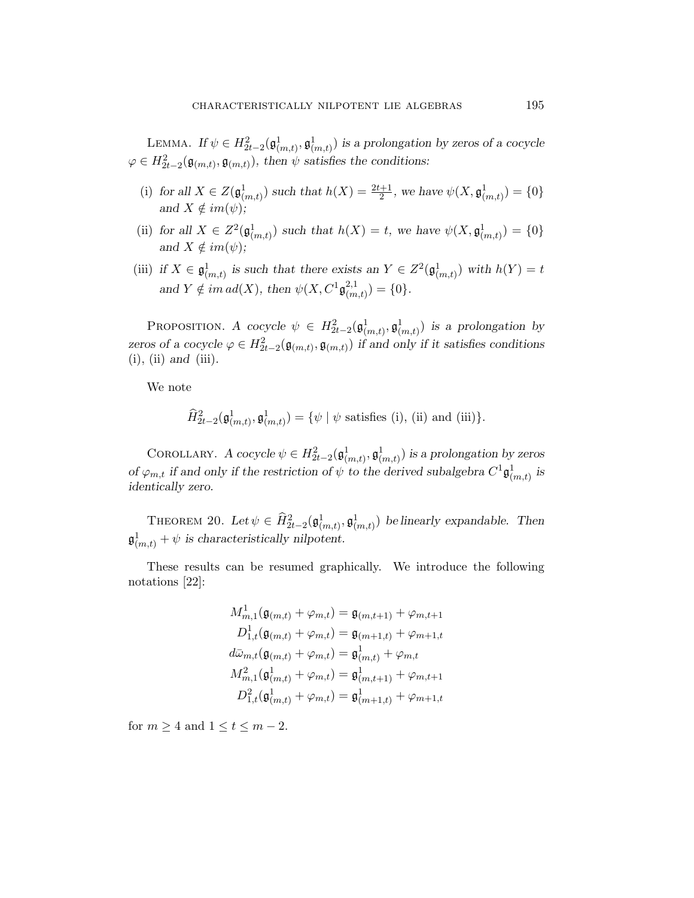Lemma. *If $\psi \in H^2_{2t-2}(\mathfrak{g}^1_{(m,t)}, \mathfrak{g}^1_{(m,t)})$ is a prolongation by zeros of a cocycle $\varphi \in H^2_{2t-2}(\mathfrak{g}_{(m,t)}, \mathfrak{g}_{(m,t)})$, then $\psi$ satisfies the conditions:*

(i) *for all $X \in Z(\mathfrak{g}^1_{(m,t)})$ such that $h(X) = \frac{2t+1}{2}$, we have $\psi(X, \mathfrak{g}^1_{(m,t)}) = \{0\}$ and $X \notin im(\psi)$;*

(ii) *for all $X \in Z^2(\mathfrak{g}^1_{(m,t)})$ such that $h(X) = t$, we have $\psi(X, \mathfrak{g}^1_{(m,t)}) = \{0\}$ and $X \notin im(\psi)$;*

(iii) *if $X \in \mathfrak{g}^1_{(m,t)}$ is such that there exists an $Y \in Z^2(\mathfrak{g}^1_{(m,t)})$ with $h(Y) = t$ and $Y \notin im\, ad(X)$, then $\psi(X, C^1\mathfrak{g}^{2,1}_{(m,t)}) = \{0\}$.*

Proposition. *A cocycle $\psi \in H^2_{2t-2}(\mathfrak{g}^1_{(m,t)}, \mathfrak{g}^1_{(m,t)})$ is a prolongation by zeros of a cocycle $\varphi \in H^2_{2t-2}(\mathfrak{g}_{(m,t)}, \mathfrak{g}_{(m,t)})$ if and only if it satisfies conditions* (i), (ii) *and* (iii).

We note

$$\widehat{H}^2_{2t-2}(\mathfrak{g}^1_{(m,t)}, \mathfrak{g}^1_{(m,t)}) = \{\psi \mid \psi \text{ satisfies (i), (ii) and (iii)}\}.$$

Corollary. *A cocycle $\psi \in H^2_{2t-2}(\mathfrak{g}^1_{(m,t)}, \mathfrak{g}^1_{(m,t)})$ is a prolongation by zeros of $\varphi_{m,t}$ if and only if the restriction of $\psi$ to the derived subalgebra $C^1\mathfrak{g}^1_{(m,t)}$ is identically zero.*

Theorem 20. *Let $\psi \in \widehat{H}^2_{2t-2}(\mathfrak{g}^1_{(m,t)}, \mathfrak{g}^1_{(m,t)})$ be linearly expandable. Then $\mathfrak{g}^1_{(m,t)} + \psi$ is characteristically nilpotent.*

These results can be resumed graphically. We introduce the following notations [22]:

$$\begin{aligned}
M^1_{m,1}(\mathfrak{g}_{(m,t)} + \varphi_{m,t}) &= \mathfrak{g}_{(m,t+1)} + \varphi_{m,t+1}\\
D^1_{1,t}(\mathfrak{g}_{(m,t)} + \varphi_{m,t}) &= \mathfrak{g}_{(m+1,t)} + \varphi_{m+1,t}\\
d\bar{\omega}_{m,t}(\mathfrak{g}_{(m,t)} + \varphi_{m,t}) &= \mathfrak{g}^1_{(m,t)} + \varphi_{m,t}\\
M^2_{m,1}(\mathfrak{g}^1_{(m,t)} + \varphi_{m,t}) &= \mathfrak{g}^1_{(m,t+1)} + \varphi_{m,t+1}\\
D^2_{1,t}(\mathfrak{g}^1_{(m,t)} + \varphi_{m,t}) &= \mathfrak{g}^1_{(m+1,t)} + \varphi_{m+1,t}
\end{aligned}$$

for $m \geq 4$ and $1 \leq t \leq m-2$.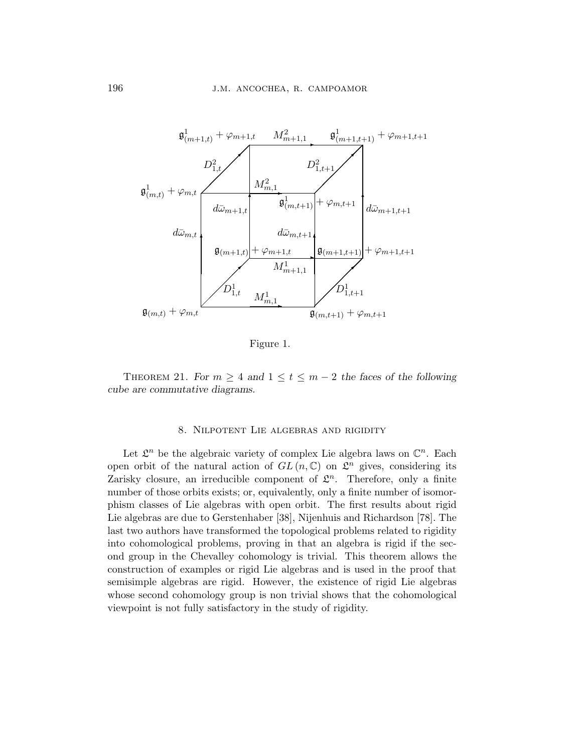Figure 1.

THEOREM 21. *For $m \geq 4$ and $1 \leq t \leq m-2$ the faces of the following cube are commutative diagrams.*

## 8. Nilpotent Lie algebras and rigidity

Let $\mathfrak{L}^n$ be the algebraic variety of complex Lie algebra laws on $\mathbb{C}^n$. Each open orbit of the natural action of $GL(n, \mathbb{C})$ on $\mathfrak{L}^n$ gives, considering its Zarisky closure, an irreducible component of $\mathfrak{L}^n$. Therefore, only a finite number of those orbits exists; or, equivalently, only a finite number of isomorphism classes of Lie algebras with open orbit. The first results about rigid Lie algebras are due to Gerstenhaber [38], Nijenhuis and Richardson [78]. The last two authors have transformed the topological problems related to rigidity into cohomological problems, proving in that an algebra is rigid if the second group in the Chevalley cohomology is trivial. This theorem allows the construction of examples or rigid Lie algebras and is used in the proof that semisimple algebras are rigid. However, the existence of rigid Lie algebras whose second cohomology group is non trivial shows that the cohomological viewpoint is not fully satisfactory in the study of rigidity.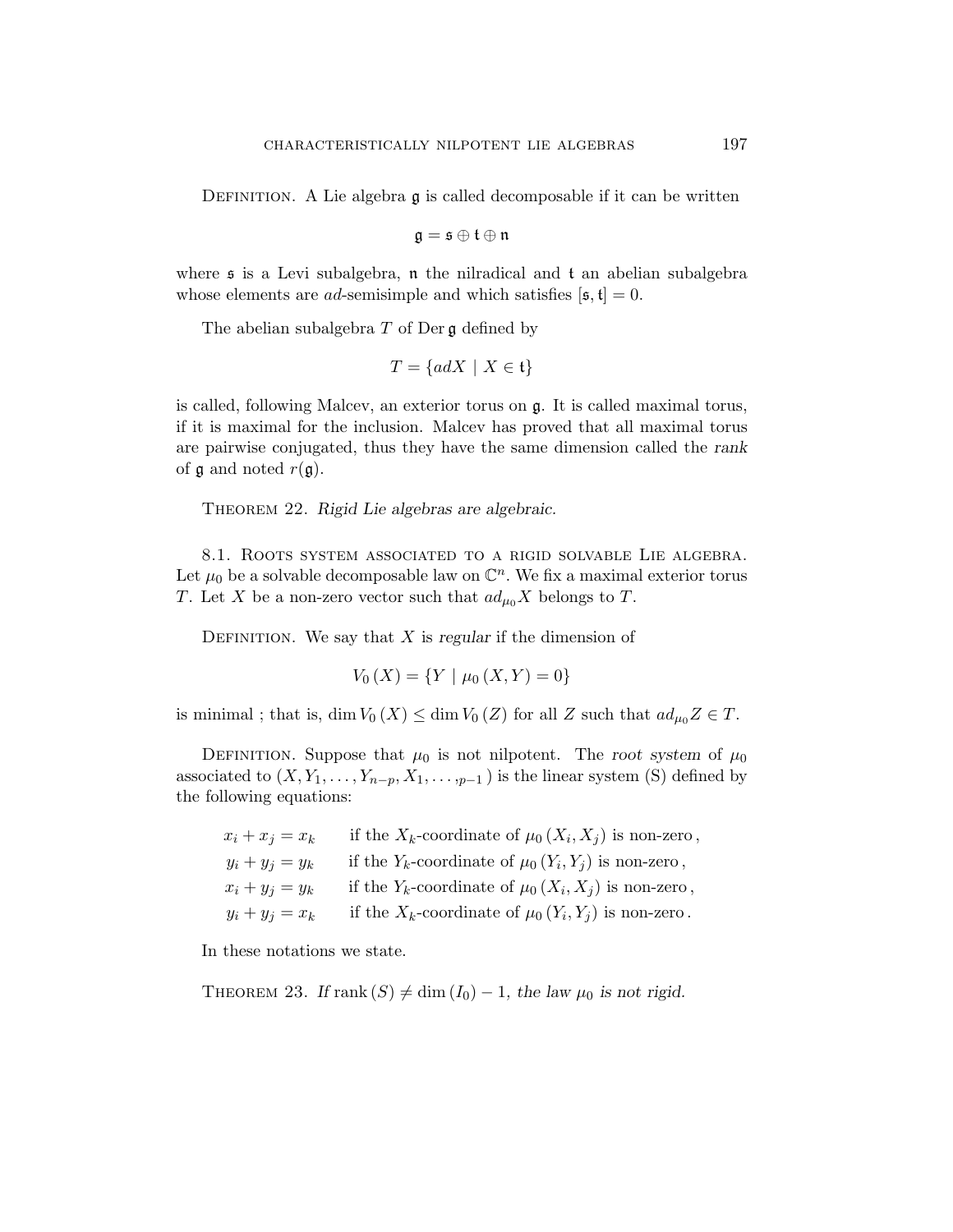DEFINITION. A Lie algebra $\mathfrak{g}$ is called decomposable if it can be written

$$\mathfrak{g} = \mathfrak{s} \oplus \mathfrak{t} \oplus \mathfrak{n}$$

where $\mathfrak{s}$ is a Levi subalgebra, $\mathfrak{n}$ the nilradical and $\mathfrak{t}$ an abelian subalgebra whose elements are *ad*-semisimple and which satisfies $[\mathfrak{s}, \mathfrak{t}] = 0$.

The abelian subalgebra $T$ of $\operatorname{Der} \mathfrak{g}$ defined by

$$T = \{adX \mid X \in \mathfrak{t}\}$$

is called, following Malcev, an exterior torus on $\mathfrak{g}$. It is called maximal torus, if it is maximal for the inclusion. Malcev has proved that all maximal torus are pairwise conjugated, thus they have the same dimension called the *rank* of $\mathfrak{g}$ and noted $r(\mathfrak{g})$.

THEOREM 22. *Rigid Lie algebras are algebraic.*

8.1. ROOTS SYSTEM ASSOCIATED TO A RIGID SOLVABLE LIE ALGEBRA. Let $\mu_0$ be a solvable decomposable law on $\mathbb{C}^n$. We fix a maximal exterior torus $T$. Let $X$ be a non-zero vector such that $ad_{\mu_0}X$ belongs to $T$.

DEFINITION. We say that $X$ is *regular* if the dimension of

$$V_0(X) = \{Y \mid \mu_0(X, Y) = 0\}$$

is minimal ; that is, $\dim V_0(X) \leq \dim V_0(Z)$ for all $Z$ such that $ad_{\mu_0}Z \in T$.

DEFINITION. Suppose that $\mu_0$ is not nilpotent. The *root system* of $\mu_0$ associated to $(X, Y_1, \ldots, Y_{n-p}, X_1, \ldots,_{p-1})$ is the linear system (S) defined by the following equations:

$$\begin{array}{ll} x_i + x_j = x_k & \text{if the } X_k\text{-coordinate of } \mu_0(X_i, X_j) \text{ is non-zero}, \\ y_i + y_j = y_k & \text{if the } Y_k\text{-coordinate of } \mu_0(Y_i, Y_j) \text{ is non-zero}, \\ x_i + y_j = y_k & \text{if the } Y_k\text{-coordinate of } \mu_0(X_i, X_j) \text{ is non-zero}, \\ y_i + y_j = x_k & \text{if the } X_k\text{-coordinate of } \mu_0(Y_i, Y_j) \text{ is non-zero}. \end{array}$$

In these notations we state.

THEOREM 23. *If* $\operatorname{rank}(S) \neq \dim(I_0) - 1$, *the law* $\mu_0$ *is not rigid.*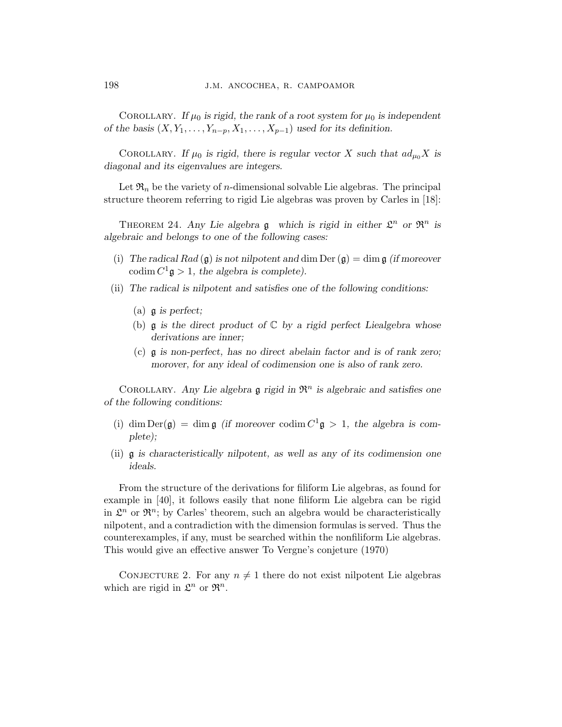Corollary. *If $\mu_0$ is rigid, the rank of a root system for $\mu_0$ is independent of the basis $(X, Y_1, \ldots, Y_{n-p}, X_1, \ldots, X_{p-1})$ used for its definition.*

Corollary. *If $\mu_0$ is rigid, there is regular vector $X$ such that $ad_{\mu_0}X$ is diagonal and its eigenvalues are integers.*

Let $\mathfrak{R}_n$ be the variety of $n$-dimensional solvable Lie algebras. The principal structure theorem referring to rigid Lie algebras was proven by Carles in [18]:

Theorem 24. *Any Lie algebra $\mathfrak{g}$ which is rigid in either $\mathfrak{L}^n$ or $\mathfrak{R}^n$ is algebraic and belongs to one of the following cases:*

(i) *The radical $Rad\,(\mathfrak{g})$ is not nilpotent and* $\dim \mathrm{Der}\,(\mathfrak{g}) = \dim \mathfrak{g}$ *(if moreover* $\mathrm{codim}\, C^1\mathfrak{g} > 1$, *the algebra is complete).*

(ii) *The radical is nilpotent and satisfies one of the following conditions:*

  (a) *$\mathfrak{g}$ is perfect;*

  (b) *$\mathfrak{g}$ is the direct product of $\mathbb{C}$ by a rigid perfect Liealgebra whose derivations are inner;*

  (c) *$\mathfrak{g}$ is non-perfect, has no direct abelain factor and is of rank zero; morover, for any ideal of codimension one is also of rank zero.*

Corollary. *Any Lie algebra $\mathfrak{g}$ rigid in $\mathfrak{R}^n$ is algebraic and satisfies one of the following conditions:*

(i) $\dim \mathrm{Der}(\mathfrak{g}) = \dim \mathfrak{g}$ *(if moreover* $\mathrm{codim}\, C^1\mathfrak{g} > 1$, *the algebra is complete);*

(ii) *$\mathfrak{g}$ is characteristically nilpotent, as well as any of its codimension one ideals.*

From the structure of the derivations for filiform Lie algebras, as found for example in [40], it follows easily that none filiform Lie algebra can be rigid in $\mathfrak{L}^n$ or $\mathfrak{R}^n$; by Carles' theorem, such an algebra would be characteristically nilpotent, and a contradiction with the dimension formulas is served. Thus the counterexamples, if any, must be searched within the nonfiliform Lie algebras. This would give an effective answer To Vergne's conjeture (1970)

Conjecture 2. For any $n \neq 1$ there do not exist nilpotent Lie algebras which are rigid in $\mathfrak{L}^n$ or $\mathfrak{R}^n$.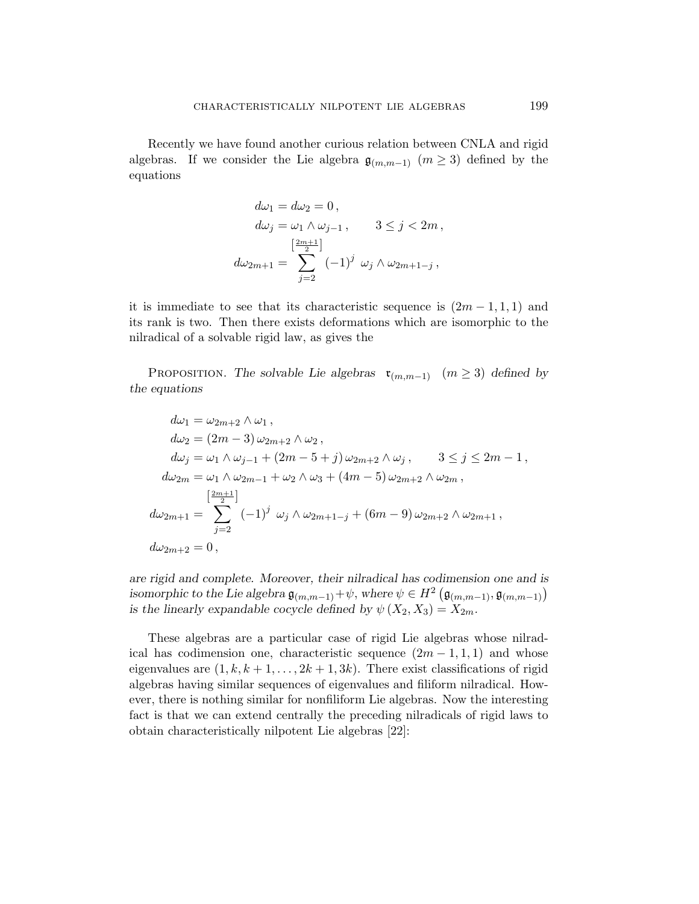Recently we have found another curious relation between CNLA and rigid algebras. If we consider the Lie algebra $\mathfrak{g}_{(m,m-1)}$ $(m \geq 3)$ defined by the equations

$$
\begin{aligned}
d\omega_1 &= d\omega_2 = 0\,, \\
d\omega_j &= \omega_1 \wedge \omega_{j-1}\,, \qquad 3 \leq j < 2m\,, \\
d\omega_{2m+1} &= \sum_{j=2}^{\left[\frac{2m+1}{2}\right]} (-1)^j \;\omega_j \wedge \omega_{2m+1-j}\,,
\end{aligned}
$$

it is immediate to see that its characteristic sequence is $(2m-1, 1, 1)$ and its rank is two. Then there exists deformations which are isomorphic to the nilradical of a solvable rigid law, as gives the

PROPOSITION. *The solvable Lie algebras* $\mathfrak{r}_{(m,m-1)}$ $(m \geq 3)$ *defined by the equations*

$$
\begin{aligned}
d\omega_1 &= \omega_{2m+2} \wedge \omega_1\,, \\
d\omega_2 &= (2m-3)\,\omega_{2m+2} \wedge \omega_2\,, \\
d\omega_j &= \omega_1 \wedge \omega_{j-1} + (2m-5+j)\,\omega_{2m+2} \wedge \omega_j\,, \qquad 3 \leq j \leq 2m-1\,, \\
d\omega_{2m} &= \omega_1 \wedge \omega_{2m-1} + \omega_2 \wedge \omega_3 + (4m-5)\,\omega_{2m+2} \wedge \omega_{2m}\,, \\
d\omega_{2m+1} &= \sum_{j=2}^{\left[\frac{2m+1}{2}\right]} (-1)^j \;\omega_j \wedge \omega_{2m+1-j} + (6m-9)\,\omega_{2m+2} \wedge \omega_{2m+1}\,, \\
d\omega_{2m+2} &= 0\,,
\end{aligned}
$$

*are rigid and complete. Moreover, their nilradical has codimension one and is isomorphic to the Lie algebra* $\mathfrak{g}_{(m,m-1)} + \psi$, *where* $\psi \in H^2\left(\mathfrak{g}_{(m,m-1)}, \mathfrak{g}_{(m,m-1)}\right)$ *is the linearly expandable cocycle defined by* $\psi\left(X_2, X_3\right) = X_{2m}$.

These algebras are a particular case of rigid Lie algebras whose nilradical has codimension one, characteristic sequence $(2m-1, 1, 1)$ and whose eigenvalues are $(1, k, k+1, \ldots, 2k+1, 3k)$. There exist classifications of rigid algebras having similar sequences of eigenvalues and filiform nilradical. However, there is nothing similar for nonfiliform Lie algebras. Now the interesting fact is that we can extend centrally the preceding nilradicals of rigid laws to obtain characteristically nilpotent Lie algebras [22]: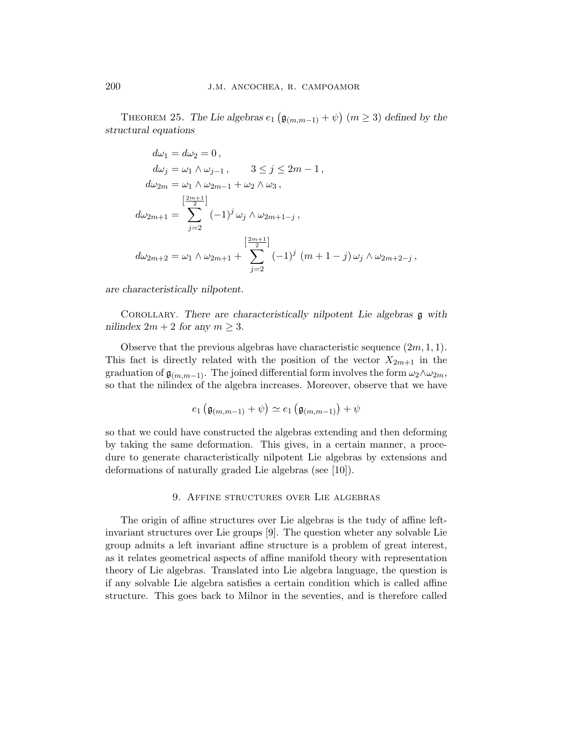Theorem 25. *The Lie algebras $e_1\left(\mathfrak{g}_{(m,m-1)}+\psi\right)$ $(m\geq 3)$ defined by the structural equations*

$$
\begin{aligned}
d\omega_1 &= d\omega_2 = 0\,,\\
d\omega_j &= \omega_1\wedge\omega_{j-1}\,, \qquad 3\leq j\leq 2m-1\,,\\
d\omega_{2m} &= \omega_1\wedge\omega_{2m-1}+\omega_2\wedge\omega_3\,,\\
d\omega_{2m+1} &= \sum_{j=2}^{\left[\frac{2m+1}{2}\right]}(-1)^j\,\omega_j\wedge\omega_{2m+1-j}\,,\\
d\omega_{2m+2} &= \omega_1\wedge\omega_{2m+1}+\sum_{j=2}^{\left[\frac{2m+1}{2}\right]}(-1)^j\,(m+1-j)\,\omega_j\wedge\omega_{2m+2-j}\,,
\end{aligned}
$$

*are characteristically nilpotent.*

Corollary. *There are characteristically nilpotent Lie algebras $\mathfrak{g}$ with nilindex $2m+2$ for any $m\geq 3$.*

Observe that the previous algebras have characteristic sequence $(2m,1,1)$. This fact is directly related with the position of the vector $X_{2m+1}$ in the graduation of $\mathfrak{g}_{(m,m-1)}$. The joined differential form involves the form $\omega_2\wedge\omega_{2m}$, so that the nilindex of the algebra increases. Moreover, observe that we have

$$
e_1\left(\mathfrak{g}_{(m,m-1)}+\psi\right)\simeq e_1\left(\mathfrak{g}_{(m,m-1)}\right)+\psi
$$

so that we could have constructed the algebras extending and then deforming by taking the same deformation. This gives, in a certain manner, a procedure to generate characteristically nilpotent Lie algebras by extensions and deformations of naturally graded Lie algebras (see [10]).

## 9. Affine structures over Lie algebras

The origin of affine structures over Lie algebras is the tudy of affine left-invariant structures over Lie groups [9]. The question wheter any solvable Lie group admits a left invariant affine structure is a problem of great interest, as it relates geometrical aspects of affine manifold theory with representation theory of Lie algebras. Translated into Lie algebra language, the question is if any solvable Lie algebra satisfies a certain condition which is called affine structure. This goes back to Milnor in the seventies, and is therefore called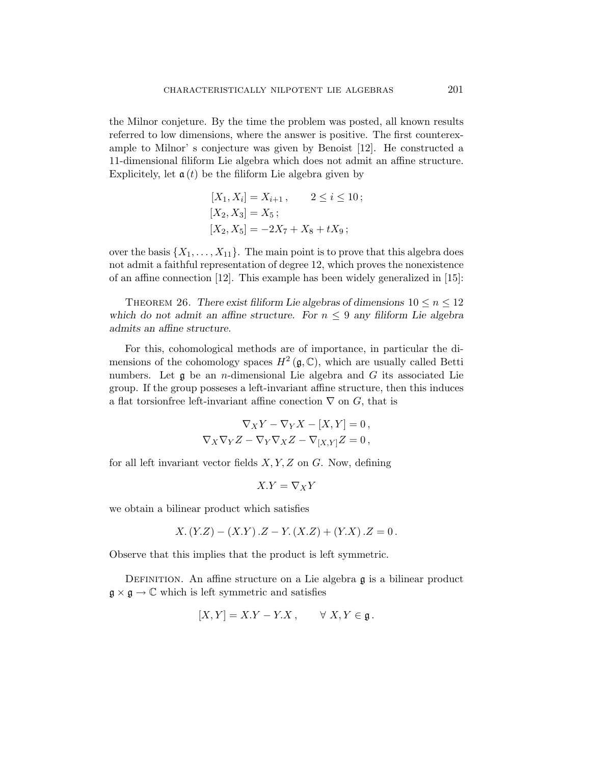the Milnor conjeture. By the time the problem was posted, all known results referred to low dimensions, where the answer is positive. The first counterexample to Milnor' s conjecture was given by Benoist [12]. He constructed a 11-dimensional filiform Lie algebra which does not admit an affine structure. Explicitely, let $\mathfrak{a}(t)$ be the filiform Lie algebra given by

$$
\begin{aligned}
&[X_1, X_i] = X_{i+1}\,, \qquad 2 \leq i \leq 10\,;\\
&[X_2, X_3] = X_5\,;\\
&[X_2, X_5] = -2X_7 + X_8 + tX_9\,;
\end{aligned}
$$

over the basis $\{X_1, \ldots, X_{11}\}$. The main point is to prove that this algebra does not admit a faithful representation of degree 12, which proves the nonexistence of an affine connection [12]. This example has been widely generalized in [15]:

THEOREM 26. *There exist filiform Lie algebras of dimensions $10 \leq n \leq 12$ which do not admit an affine structure. For $n \leq 9$ any filiform Lie algebra admits an affine structure.*

For this, cohomological methods are of importance, in particular the dimensions of the cohomology spaces $H^2(\mathfrak{g}, \mathbb{C})$, which are usually called Betti numbers. Let $\mathfrak{g}$ be an $n$-dimensional Lie algebra and $G$ its associated Lie group. If the group posseses a left-invariant affine structure, then this induces a flat torsionfree left-invariant affine conection $\nabla$ on $G$, that is

$$
\begin{aligned}
\nabla_X Y - \nabla_Y X - [X, Y] = 0\,,\\
\nabla_X \nabla_Y Z - \nabla_Y \nabla_X Z - \nabla_{[X,Y]} Z = 0\,,
\end{aligned}
$$

for all left invariant vector fields $X, Y, Z$ on $G$. Now, defining

$$X.Y = \nabla_X Y$$

we obtain a bilinear product which satisfies

$$X.(Y.Z) - (X.Y).Z - Y.(X.Z) + (Y.X).Z = 0\,.$$

Observe that this implies that the product is left symmetric.

DEFINITION. An affine structure on a Lie algebra $\mathfrak{g}$ is a bilinear product $\mathfrak{g} \times \mathfrak{g} \to \mathbb{C}$ which is left symmetric and satisfies

$$[X, Y] = X.Y - Y.X\,, \qquad \forall\ X, Y \in \mathfrak{g}\,.$$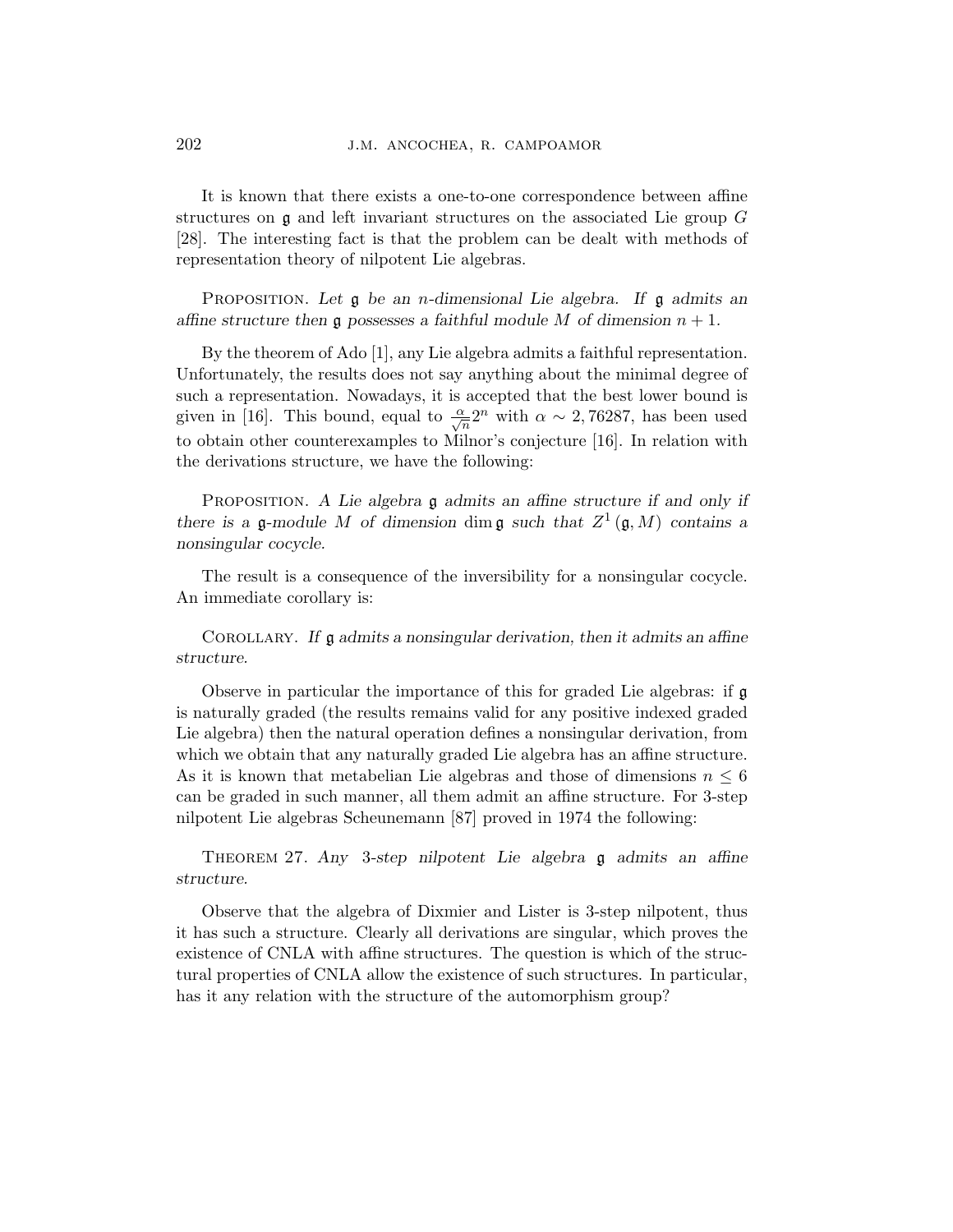It is known that there exists a one-to-one correspondence between affine structures on $\mathfrak{g}$ and left invariant structures on the associated Lie group $G$ [28]. The interesting fact is that the problem can be dealt with methods of representation theory of nilpotent Lie algebras.

Proposition. *Let $\mathfrak{g}$ be an $n$-dimensional Lie algebra. If $\mathfrak{g}$ admits an affine structure then $\mathfrak{g}$ possesses a faithful module $M$ of dimension $n+1$.*

By the theorem of Ado [1], any Lie algebra admits a faithful representation. Unfortunately, the results does not say anything about the minimal degree of such a representation. Nowadays, it is accepted that the best lower bound is given in [16]. This bound, equal to $\frac{\alpha}{\sqrt{n}}2^n$ with $\alpha \sim 2,76287$, has been used to obtain other counterexamples to Milnor's conjecture [16]. In relation with the derivations structure, we have the following:

Proposition. *A Lie algebra $\mathfrak{g}$ admits an affine structure if and only if there is a $\mathfrak{g}$-module $M$ of dimension $\dim \mathfrak{g}$ such that $Z^1(\mathfrak{g}, M)$ contains a nonsingular cocycle.*

The result is a consequence of the inversibility for a nonsingular cocycle. An immediate corollary is:

Corollary. *If $\mathfrak{g}$ admits a nonsingular derivation, then it admits an affine structure.*

Observe in particular the importance of this for graded Lie algebras: if $\mathfrak{g}$ is naturally graded (the results remains valid for any positive indexed graded Lie algebra) then the natural operation defines a nonsingular derivation, from which we obtain that any naturally graded Lie algebra has an affine structure. As it is known that metabelian Lie algebras and those of dimensions $n \leq 6$ can be graded in such manner, all them admit an affine structure. For 3-step nilpotent Lie algebras Scheunemann [87] proved in 1974 the following:

Theorem 27. *Any 3-step nilpotent Lie algebra $\mathfrak{g}$ admits an affine structure.*

Observe that the algebra of Dixmier and Lister is 3-step nilpotent, thus it has such a structure. Clearly all derivations are singular, which proves the existence of CNLA with affine structures. The question is which of the structural properties of CNLA allow the existence of such structures. In particular, has it any relation with the structure of the automorphism group?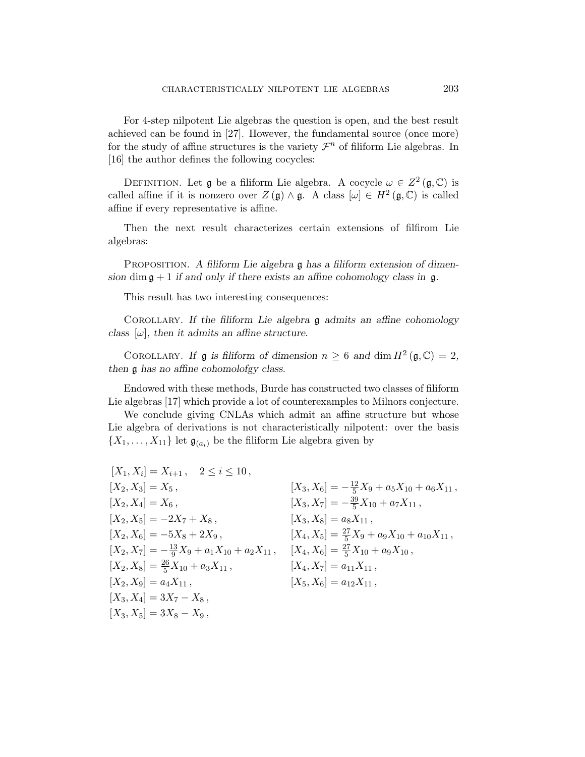For 4-step nilpotent Lie algebras the question is open, and the best result achieved can be found in [27]. However, the fundamental source (once more) for the study of affine structures is the variety $\mathcal{F}^n$ of filiform Lie algebras. In [16] the author defines the following cocycles:

Definition. Let $\mathfrak{g}$ be a filiform Lie algebra. A cocycle $\omega \in Z^2(\mathfrak{g}, \mathbb{C})$ is called affine if it is nonzero over $Z(\mathfrak{g}) \wedge \mathfrak{g}$. A class $[\omega] \in H^2(\mathfrak{g}, \mathbb{C})$ is called affine if every representative is affine.

Then the next result characterizes certain extensions of filfirom Lie algebras:

Proposition. *A filiform Lie algebra $\mathfrak{g}$ has a filiform extension of dimension $\dim \mathfrak{g} + 1$ if and only if there exists an affine cohomology class in $\mathfrak{g}$.*

This result has two interesting consequences:

Corollary. *If the filiform Lie algebra $\mathfrak{g}$ admits an affine cohomology class $[\omega]$, then it admits an affine structure.*

Corollary. *If $\mathfrak{g}$ is filiform of dimension $n \geq 6$ and $\dim H^2(\mathfrak{g}, \mathbb{C}) = 2$, then $\mathfrak{g}$ has no affine cohomolofgy class.*

Endowed with these methods, Burde has constructed two classes of filiform Lie algebras [17] which provide a lot of counterexamples to Milnors conjecture.

We conclude giving CNLAs which admit an affine structure but whose Lie algebra of derivations is not characteristically nilpotent: over the basis $\{X_1, \ldots, X_{11}\}$ let $\mathfrak{g}_{(a_i)}$ be the filiform Lie algebra given by

$$
\begin{aligned}
&[X_1, X_i] = X_{i+1}, \quad 2 \leq i \leq 10, \\
&[X_2, X_3] = X_5, && [X_3, X_6] = -\tfrac{12}{5} X_9 + a_5 X_{10} + a_6 X_{11}, \\
&[X_2, X_4] = X_6, && [X_3, X_7] = -\tfrac{39}{5} X_{10} + a_7 X_{11}, \\
&[X_2, X_5] = -2X_7 + X_8, && [X_3, X_8] = a_8 X_{11}, \\
&[X_2, X_6] = -5X_8 + 2X_9, && [X_4, X_5] = \tfrac{27}{5} X_9 + a_9 X_{10} + a_{10} X_{11}, \\
&[X_2, X_7] = -\tfrac{13}{9} X_9 + a_1 X_{10} + a_2 X_{11}, && [X_4, X_6] = \tfrac{27}{5} X_{10} + a_9 X_{10}, \\
&[X_2, X_8] = \tfrac{26}{5} X_{10} + a_3 X_{11}, && [X_4, X_7] = a_{11} X_{11}, \\
&[X_2, X_9] = a_4 X_{11}, && [X_5, X_6] = a_{12} X_{11}, \\
&[X_3, X_4] = 3X_7 - X_8, \\
&[X_3, X_5] = 3X_8 - X_9,
\end{aligned}
$$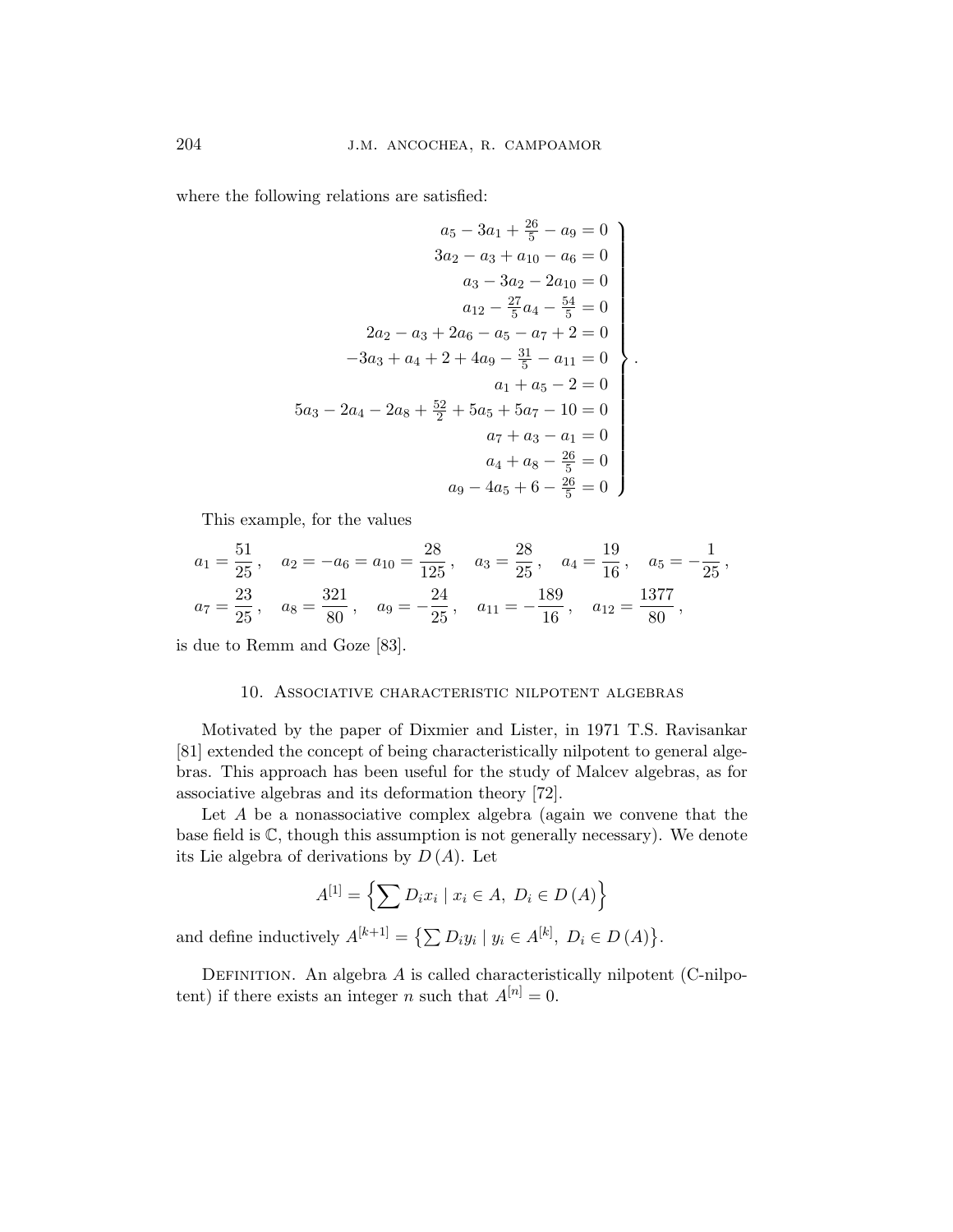where the following relations are satisfied:

$$
\left.
\begin{array}{r}
a_5 - 3a_1 + \frac{26}{5} - a_9 = 0 \\
3a_2 - a_3 + a_{10} - a_6 = 0 \\
a_3 - 3a_2 - 2a_{10} = 0 \\
a_{12} - \frac{27}{5}a_4 - \frac{54}{5} = 0 \\
2a_2 - a_3 + 2a_6 - a_5 - a_7 + 2 = 0 \\
-3a_3 + a_4 + 2 + 4a_9 - \frac{31}{5} - a_{11} = 0 \\
a_1 + a_5 - 2 = 0 \\
5a_3 - 2a_4 - 2a_8 + \frac{52}{2} + 5a_5 + 5a_7 - 10 = 0 \\
a_7 + a_3 - a_1 = 0 \\
a_4 + a_8 - \frac{26}{5} = 0 \\
a_9 - 4a_5 + 6 - \frac{26}{5} = 0
\end{array}
\right\} .
$$

This example, for the values

$$
a_1 = \frac{51}{25}, \quad a_2 = -a_6 = a_{10} = \frac{28}{125}, \quad a_3 = \frac{28}{25}, \quad a_4 = \frac{19}{16}, \quad a_5 = -\frac{1}{25},
$$
$$
a_7 = \frac{23}{25}, \quad a_8 = \frac{321}{80}, \quad a_9 = -\frac{24}{25}, \quad a_{11} = -\frac{189}{16}, \quad a_{12} = \frac{1377}{80},
$$

is due to Remm and Goze [83].

## 10. Associative characteristic nilpotent algebras

Motivated by the paper of Dixmier and Lister, in 1971 T.S. Ravisankar [81] extended the concept of being characteristically nilpotent to general algebras. This approach has been useful for the study of Malcev algebras, as for associative algebras and its deformation theory [72].

Let $A$ be a nonassociative complex algebra (again we convene that the base field is $\mathbb{C}$, though this assumption is not generally necessary). We denote its Lie algebra of derivations by $D(A)$. Let

$$
A^{[1]} = \left\{ \sum D_i x_i \mid x_i \in A,\ D_i \in D(A) \right\}
$$

and define inductively $A^{[k+1]} = \left\{ \sum D_i y_i \mid y_i \in A^{[k]},\ D_i \in D(A) \right\}$.

Definition. An algebra $A$ is called characteristically nilpotent (C-nilpotent) if there exists an integer $n$ such that $A^{[n]} = 0$.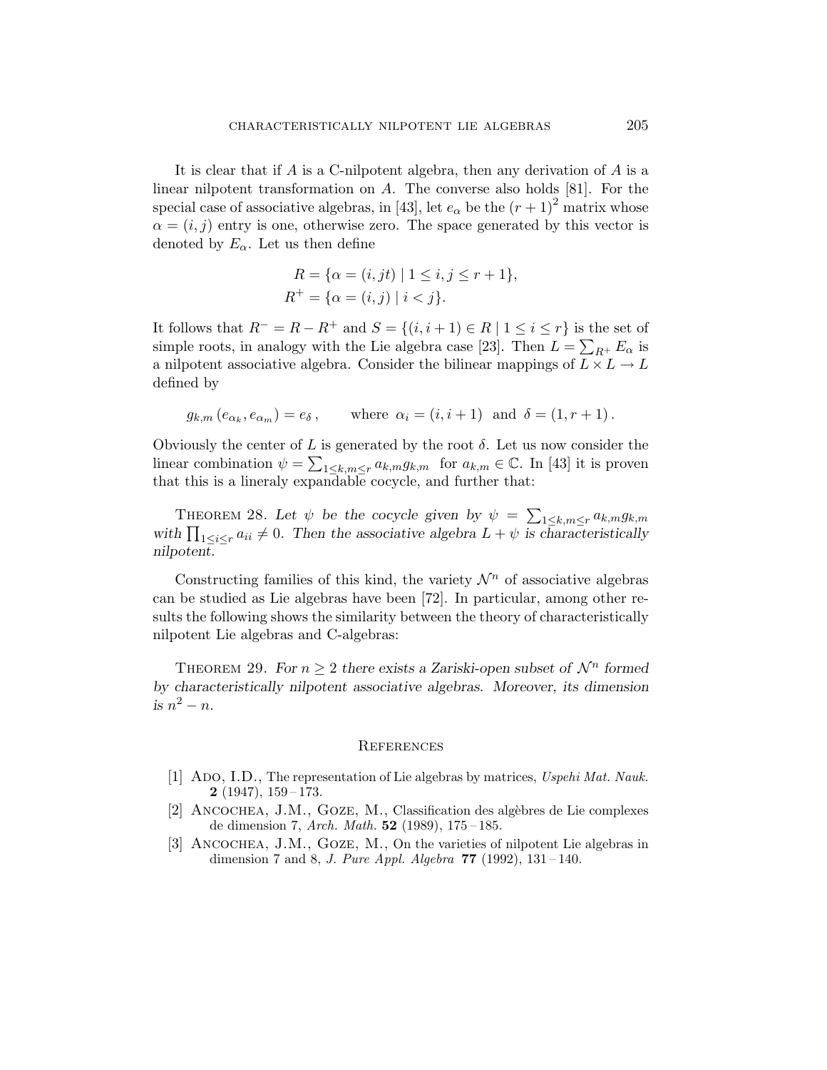It is clear that if $A$ is a C-nilpotent algebra, then any derivation of $A$ is a linear nilpotent transformation on $A$. The converse also holds [81]. For the special case of associative algebras, in [43], let $e_\alpha$ be the $(r+1)^2$ matrix whose $\alpha = (i,j)$ entry is one, otherwise zero. The space generated by this vector is denoted by $E_\alpha$. Let us then define

$$R = \{\alpha = (i, jt) \mid 1 \leq i, j \leq r+1\},$$
$$R^+ = \{\alpha = (i,j) \mid i < j\}.$$

It follows that $R^- = R - R^+$ and $S = \{(i, i+1) \in R \mid 1 \leq i \leq r\}$ is the set of simple roots, in analogy with the Lie algebra case [23]. Then $L = \sum_{R^+} E_\alpha$ is a nilpotent associative algebra. Consider the bilinear mappings of $L \times L \to L$ defined by

$$g_{k,m}\left(e_{\alpha_k}, e_{\alpha_m}\right) = e_\delta\,, \qquad \text{where } \alpha_i = (i, i+1) \text{ and } \delta = (1, r+1)\,.$$

Obviously the center of $L$ is generated by the root $\delta$. Let us now consider the linear combination $\psi = \sum_{1 \leq k,m \leq r} a_{k,m} g_{k,m}$ for $a_{k,m} \in \mathbb{C}$. In [43] it is proven that this is a lineraly expandable cocycle, and further that:

Theorem 28. *Let $\psi$ be the cocycle given by $\psi = \sum_{1 \leq k,m \leq r} a_{k,m} g_{k,m}$ with $\prod_{1 \leq i \leq r} a_{ii} \neq 0$. Then the associative algebra $L + \psi$ is characteristically nilpotent.*

Constructing families of this kind, the variety $\mathcal{N}^n$ of associative algebras can be studied as Lie algebras have been [72]. In particular, among other results the following shows the similarity between the theory of characteristically nilpotent Lie algebras and C-algebras:

Theorem 29. *For $n \geq 2$ there exists a Zariski-open subset of $\mathcal{N}^n$ formed by characteristically nilpotent associative algebras. Moreover, its dimension is $n^2 - n$.*

## References

[1] Ado, I.D., The representation of Lie algebras by matrices, *Uspehi Mat. Nauk.* **2** (1947), 159–173.

[2] Ancochea, J.M., Goze, M., Classification des algèbres de Lie complexes de dimension 7, *Arch. Math.* **52** (1989), 175–185.

[3] Ancochea, J.M., Goze, M., On the varieties of nilpotent Lie algebras in dimension 7 and 8, *J. Pure Appl. Algebra* **77** (1992), 131–140.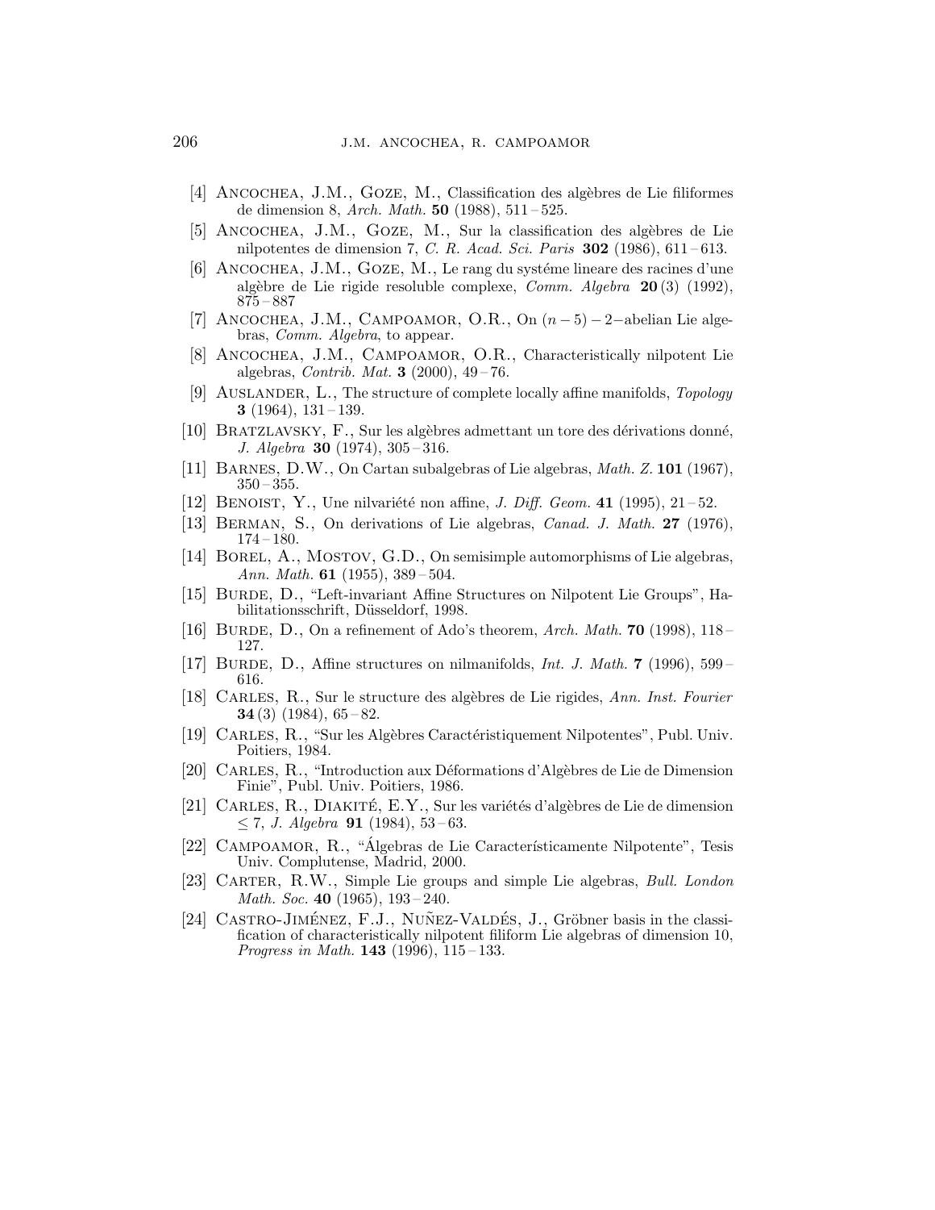[4] Ancochea, J.M., Goze, M., Classification des algèbres de Lie filiformes de dimension 8, *Arch. Math.* **50** (1988), 511 – 525.

[5] Ancochea, J.M., Goze, M., Sur la classification des algèbres de Lie nilpotentes de dimension 7, *C. R. Acad. Sci. Paris* **302** (1986), 611 – 613.

[6] Ancochea, J.M., Goze, M., Le rang du systéme lineare des racines d'une algèbre de Lie rigide resoluble complexe, *Comm. Algebra* **20** (3) (1992), 875 – 887

[7] Ancochea, J.M., Campoamor, O.R., On $(n-5)-2-$abelian Lie algebras, *Comm. Algebra*, to appear.

[8] Ancochea, J.M., Campoamor, O.R., Characteristically nilpotent Lie algebras, *Contrib. Mat.* **3** (2000), 49 – 76.

[9] Auslander, L., The structure of complete locally affine manifolds, *Topology* **3** (1964), 131 – 139.

[10] Bratzlavsky, F., Sur les algèbres admettant un tore des dérivations donné, *J. Algebra* **30** (1974), 305 – 316.

[11] Barnes, D.W., On Cartan subalgebras of Lie algebras, *Math. Z.* **101** (1967), 350 – 355.

[12] Benoist, Y., Une nilvariété non affine, *J. Diff. Geom.* **41** (1995), 21 – 52.

[13] Berman, S., On derivations of Lie algebras, *Canad. J. Math.* **27** (1976), 174 – 180.

[14] Borel, A., Mostov, G.D., On semisimple automorphisms of Lie algebras, *Ann. Math.* **61** (1955), 389 – 504.

[15] Burde, D., "Left-invariant Affine Structures on Nilpotent Lie Groups", Habilitationsschrift, Düsseldorf, 1998.

[16] Burde, D., On a refinement of Ado's theorem, *Arch. Math.* **70** (1998), 118 – 127.

[17] Burde, D., Affine structures on nilmanifolds, *Int. J. Math.* **7** (1996), 599 – 616.

[18] Carles, R., Sur le structure des algèbres de Lie rigides, *Ann. Inst. Fourier* **34** (3) (1984), 65 – 82.

[19] Carles, R., "Sur les Algèbres Caractéristiquement Nilpotentes", Publ. Univ. Poitiers, 1984.

[20] Carles, R., "Introduction aux Déformations d'Algèbres de Lie de Dimension Finie", Publ. Univ. Poitiers, 1986.

[21] Carles, R., Diakité, E.Y., Sur les variétés d'algèbres de Lie de dimension $\leq 7$, *J. Algebra* **91** (1984), 53 – 63.

[22] Campoamor, R., "Álgebras de Lie Característicamente Nilpotente", Tesis Univ. Complutense, Madrid, 2000.

[23] Carter, R.W., Simple Lie groups and simple Lie algebras, *Bull. London Math. Soc.* **40** (1965), 193 – 240.

[24] Castro-Jiménez, F.J., Nuñez-Valdés, J., Gröbner basis in the classification of characteristically nilpotent filiform Lie algebras of dimension 10, *Progress in Math.* **143** (1996), 115 – 133.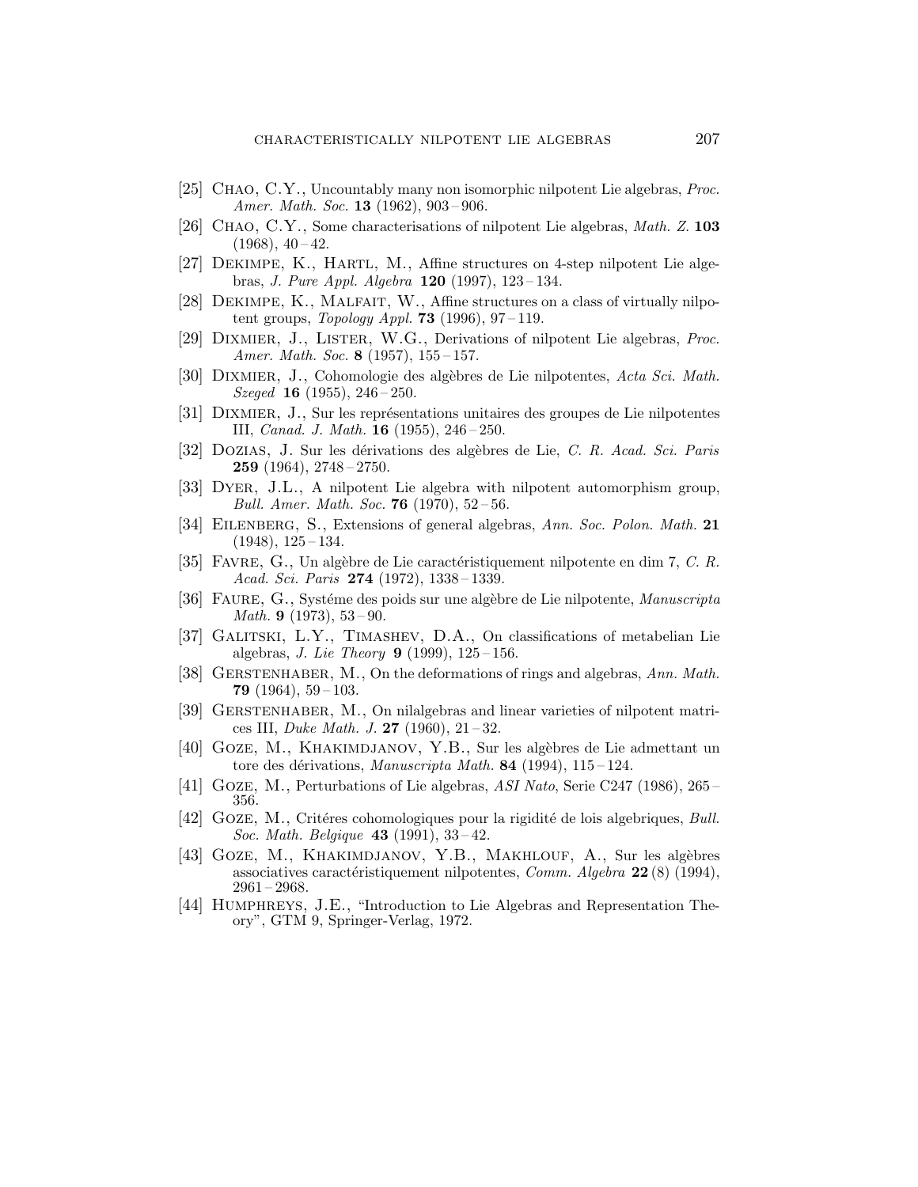[25] Chao, C.Y., Uncountably many non isomorphic nilpotent Lie algebras, *Proc. Amer. Math. Soc.* **13** (1962), 903 – 906.

[26] Chao, C.Y., Some characterisations of nilpotent Lie algebras, *Math. Z.* **103** (1968), 40 – 42.

[27] Dekimpe, K., Hartl, M., Affine structures on 4-step nilpotent Lie algebras, *J. Pure Appl. Algebra* **120** (1997), 123 – 134.

[28] Dekimpe, K., Malfait, W., Affine structures on a class of virtually nilpotent groups, *Topology Appl.* **73** (1996), 97 – 119.

[29] Dixmier, J., Lister, W.G., Derivations of nilpotent Lie algebras, *Proc. Amer. Math. Soc.* **8** (1957), 155 – 157.

[30] Dixmier, J., Cohomologie des algèbres de Lie nilpotentes, *Acta Sci. Math. Szeged* **16** (1955), 246 – 250.

[31] Dixmier, J., Sur les représentations unitaires des groupes de Lie nilpotentes III, *Canad. J. Math.* **16** (1955), 246 – 250.

[32] Dozias, J. Sur les dérivations des algèbres de Lie, *C. R. Acad. Sci. Paris* **259** (1964), 2748 – 2750.

[33] Dyer, J.L., A nilpotent Lie algebra with nilpotent automorphism group, *Bull. Amer. Math. Soc.* **76** (1970), 52 – 56.

[34] Eilenberg, S., Extensions of general algebras, *Ann. Soc. Polon. Math.* **21** (1948), 125 – 134.

[35] Favre, G., Un algèbre de Lie caractéristiquement nilpotente en dim 7, *C. R. Acad. Sci. Paris* **274** (1972), 1338 – 1339.

[36] Faure, G., Systéme des poids sur une algèbre de Lie nilpotente, *Manuscripta Math.* **9** (1973), 53 – 90.

[37] Galitski, L.Y., Timashev, D.A., On classifications of metabelian Lie algebras, *J. Lie Theory* **9** (1999), 125 – 156.

[38] Gerstenhaber, M., On the deformations of rings and algebras, *Ann. Math.* **79** (1964), 59 – 103.

[39] Gerstenhaber, M., On nilalgebras and linear varieties of nilpotent matrices III, *Duke Math. J.* **27** (1960), 21 – 32.

[40] Goze, M., Khakimdjanov, Y.B., Sur les algèbres de Lie admettant un tore des dérivations, *Manuscripta Math.* **84** (1994), 115 – 124.

[41] Goze, M., Perturbations of Lie algebras, *ASI Nato*, Serie C247 (1986), 265 – 356.

[42] Goze, M., Critéres cohomologiques pour la rigidité de lois algebriques, *Bull. Soc. Math. Belgique* **43** (1991), 33 – 42.

[43] Goze, M., Khakimdjanov, Y.B., Makhlouf, A., Sur les algèbres associatives caractéristiquement nilpotentes, *Comm. Algebra* **22** (8) (1994), 2961 – 2968.

[44] Humphreys, J.E., "Introduction to Lie Algebras and Representation Theory", GTM 9, Springer-Verlag, 1972.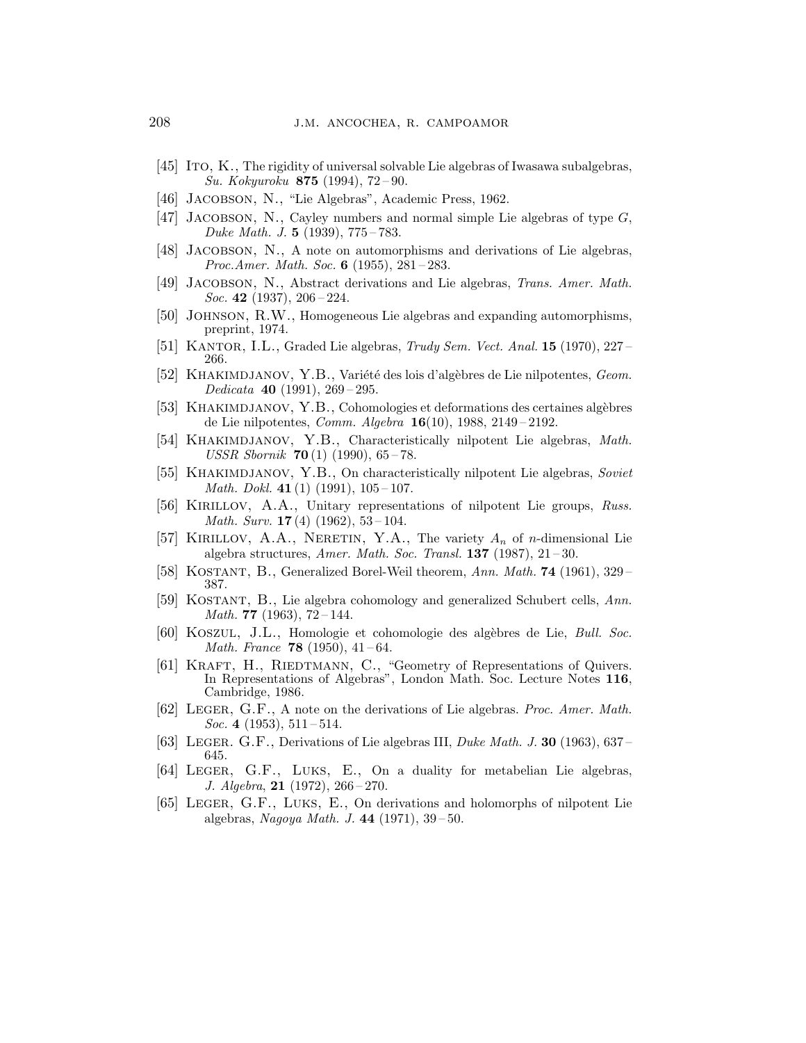[45] Ito, K., The rigidity of universal solvable Lie algebras of Iwasawa subalgebras, *Su. Kokyuroku* **875** (1994), 72 – 90.

[46] Jacobson, N., "Lie Algebras", Academic Press, 1962.

[47] Jacobson, N., Cayley numbers and normal simple Lie algebras of type $G$, *Duke Math. J.* **5** (1939), 775 – 783.

[48] Jacobson, N., A note on automorphisms and derivations of Lie algebras, *Proc.Amer. Math. Soc.* **6** (1955), 281 – 283.

[49] Jacobson, N., Abstract derivations and Lie algebras, *Trans. Amer. Math. Soc.* **42** (1937), 206 – 224.

[50] Johnson, R.W., Homogeneous Lie algebras and expanding automorphisms, preprint, 1974.

[51] Kantor, I.L., Graded Lie algebras, *Trudy Sem. Vect. Anal.* **15** (1970), 227 – 266.

[52] Khakimdjanov, Y.B., Variété des lois d'algèbres de Lie nilpotentes, *Geom. Dedicata* **40** (1991), 269 – 295.

[53] Khakimdjanov, Y.B., Cohomologies et deformations des certaines algèbres de Lie nilpotentes, *Comm. Algebra* **16**(10), 1988, 2149 – 2192.

[54] Khakimdjanov, Y.B., Characteristically nilpotent Lie algebras, *Math. USSR Sbornik* **70** (1) (1990), 65 – 78.

[55] Khakimdjanov, Y.B., On characteristically nilpotent Lie algebras, *Soviet Math. Dokl.* **41** (1) (1991), 105 – 107.

[56] Kirillov, A.A., Unitary representations of nilpotent Lie groups, *Russ. Math. Surv.* **17** (4) (1962), 53 – 104.

[57] Kirillov, A.A., Neretin, Y.A., The variety $A_n$ of $n$-dimensional Lie algebra structures, *Amer. Math. Soc. Transl.* **137** (1987), 21 – 30.

[58] Kostant, B., Generalized Borel-Weil theorem, *Ann. Math.* **74** (1961), 329 – 387.

[59] Kostant, B., Lie algebra cohomology and generalized Schubert cells, *Ann. Math.* **77** (1963), 72 – 144.

[60] Koszul, J.L., Homologie et cohomologie des algèbres de Lie, *Bull. Soc. Math. France* **78** (1950), 41 – 64.

[61] Kraft, H., Riedtmann, C., "Geometry of Representations of Quivers. In Representations of Algebras", London Math. Soc. Lecture Notes **116**, Cambridge, 1986.

[62] Leger, G.F., A note on the derivations of Lie algebras. *Proc. Amer. Math. Soc.* **4** (1953), 511 – 514.

[63] Leger. G.F., Derivations of Lie algebras III, *Duke Math. J.* **30** (1963), 637 – 645.

[64] Leger, G.F., Luks, E., On a duality for metabelian Lie algebras, *J. Algebra*, **21** (1972), 266 – 270.

[65] Leger, G.F., Luks, E., On derivations and holomorphs of nilpotent Lie algebras, *Nagoya Math. J.* **44** (1971), 39 – 50.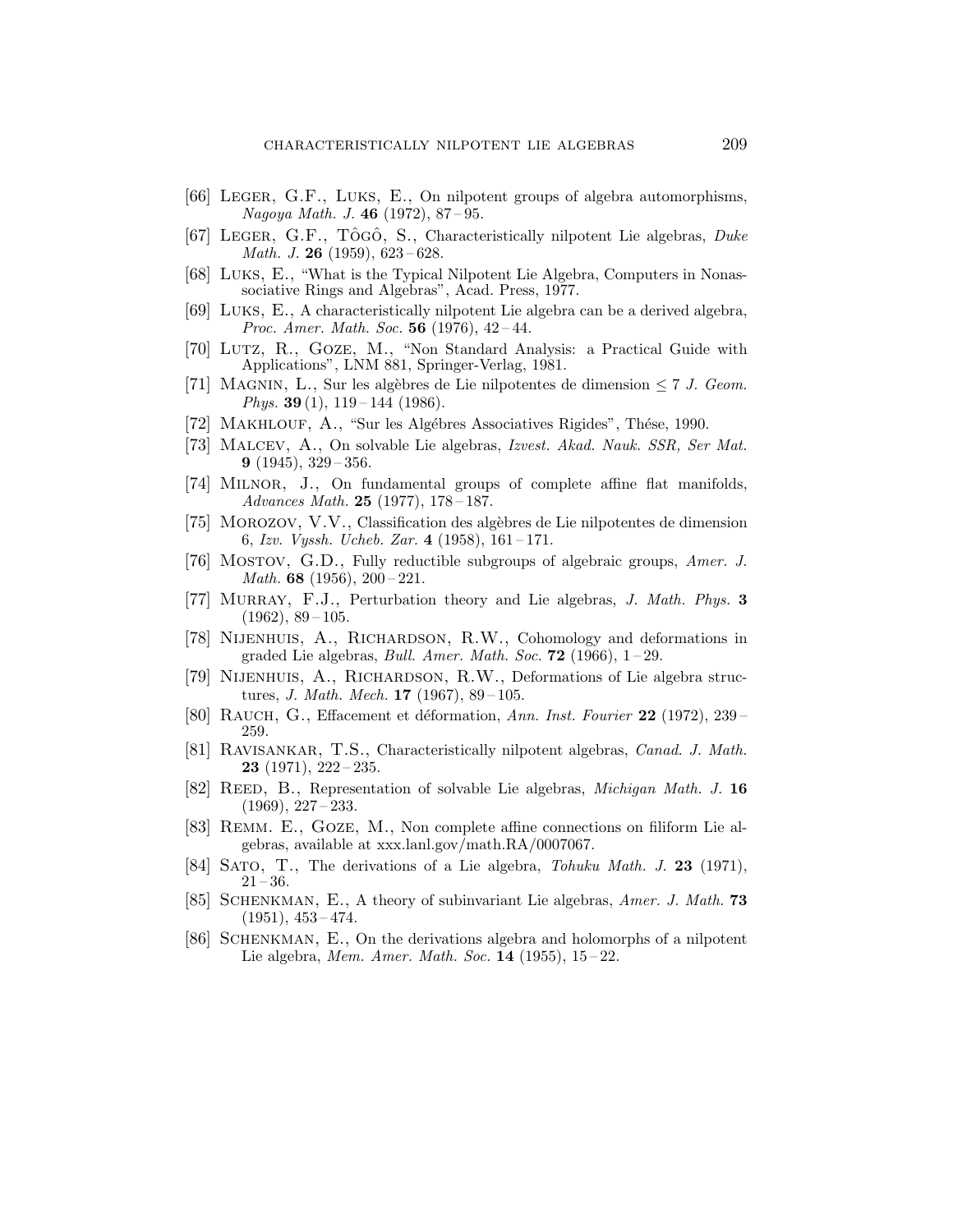[66] Leger, G.F., Luks, E., On nilpotent groups of algebra automorphisms, *Nagoya Math. J.* **46** (1972), 87 – 95.

[67] Leger, G.F., Tôgô, S., Characteristically nilpotent Lie algebras, *Duke Math. J.* **26** (1959), 623 – 628.

[68] Luks, E., "What is the Typical Nilpotent Lie Algebra, Computers in Nonassociative Rings and Algebras", Acad. Press, 1977.

[69] Luks, E., A characteristically nilpotent Lie algebra can be a derived algebra, *Proc. Amer. Math. Soc.* **56** (1976), 42 – 44.

[70] Lutz, R., Goze, M., "Non Standard Analysis: a Practical Guide with Applications", LNM 881, Springer-Verlag, 1981.

[71] Magnin, L., Sur les algèbres de Lie nilpotentes de dimension $\leq 7$ *J. Geom. Phys.* **39** (1), 119 – 144 (1986).

[72] Makhlouf, A., "Sur les Algébres Associatives Rigides", Thése, 1990.

[73] Malcev, A., On solvable Lie algebras, *Izvest. Akad. Nauk. SSR, Ser Mat.* **9** (1945), 329 – 356.

[74] Milnor, J., On fundamental groups of complete affine flat manifolds, *Advances Math.* **25** (1977), 178 – 187.

[75] Morozov, V.V., Classification des algèbres de Lie nilpotentes de dimension 6, *Izv. Vyssh. Ucheb. Zar.* **4** (1958), 161 – 171.

[76] Mostov, G.D., Fully reductible subgroups of algebraic groups, *Amer. J. Math.* **68** (1956), 200 – 221.

[77] Murray, F.J., Perturbation theory and Lie algebras, *J. Math. Phys.* **3** (1962), 89 – 105.

[78] Nijenhuis, A., Richardson, R.W., Cohomology and deformations in graded Lie algebras, *Bull. Amer. Math. Soc.* **72** (1966), 1 – 29.

[79] Nijenhuis, A., Richardson, R.W., Deformations of Lie algebra structures, *J. Math. Mech.* **17** (1967), 89 – 105.

[80] Rauch, G., Effacement et déformation, *Ann. Inst. Fourier* **22** (1972), 239 – 259.

[81] Ravisankar, T.S., Characteristically nilpotent algebras, *Canad. J. Math.* **23** (1971), 222 – 235.

[82] Reed, B., Representation of solvable Lie algebras, *Michigan Math. J.* **16** (1969), 227 – 233.

[83] Remm. E., Goze, M., Non complete affine connections on filiform Lie algebras, available at xxx.lanl.gov/math.RA/0007067.

[84] Sato, T., The derivations of a Lie algebra, *Tohuku Math. J.* **23** (1971), 21 – 36.

[85] Schenkman, E., A theory of subinvariant Lie algebras, *Amer. J. Math.* **73** (1951), 453 – 474.

[86] Schenkman, E., On the derivations algebra and holomorphs of a nilpotent Lie algebra, *Mem. Amer. Math. Soc.* **14** (1955), 15 – 22.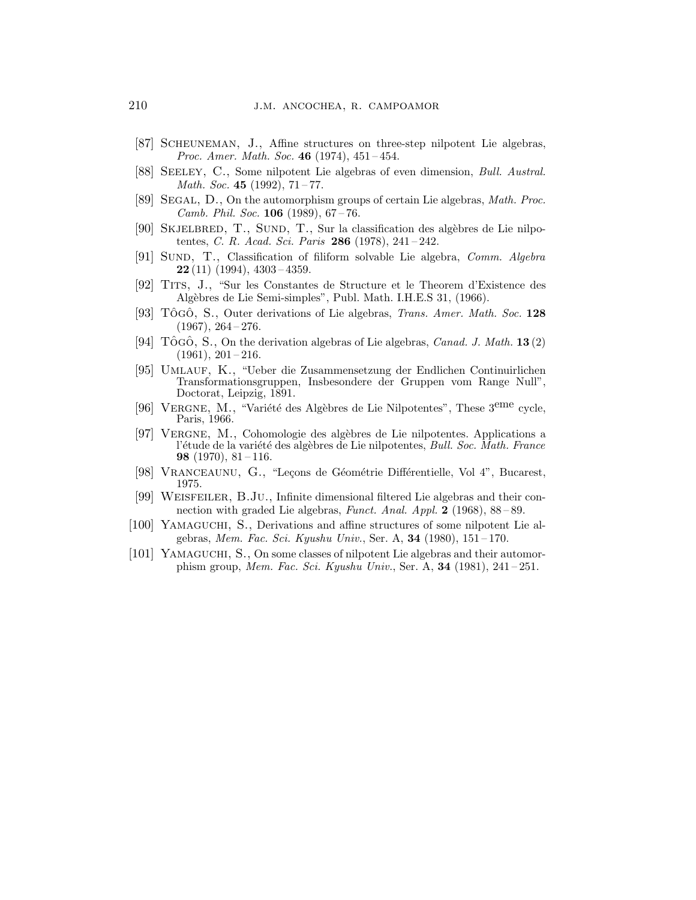[87] Scheuneman, J., Affine structures on three-step nilpotent Lie algebras, *Proc. Amer. Math. Soc.* **46** (1974), 451 – 454.

[88] Seeley, C., Some nilpotent Lie algebras of even dimension, *Bull. Austral. Math. Soc.* **45** (1992), 71 – 77.

[89] Segal, D., On the automorphism groups of certain Lie algebras, *Math. Proc. Camb. Phil. Soc.* **106** (1989), 67 – 76.

[90] Skjelbred, T., Sund, T., Sur la classification des algèbres de Lie nilpotentes, *C. R. Acad. Sci. Paris* **286** (1978), 241 – 242.

[91] Sund, T., Classification of filiform solvable Lie algebra, *Comm. Algebra* **22** (11) (1994), 4303 – 4359.

[92] Tits, J., "Sur les Constantes de Structure et le Theorem d'Existence des Algèbres de Lie Semi-simples", Publ. Math. I.H.E.S 31, (1966).

[93] Tôgô, S., Outer derivations of Lie algebras, *Trans. Amer. Math. Soc.* **128** (1967), 264 – 276.

[94] Tôgô, S., On the derivation algebras of Lie algebras, *Canad. J. Math.* **13** (2) (1961), 201 – 216.

[95] Umlauf, K., "Ueber die Zusammensetzung der Endlichen Continuirlichen Transformationsgruppen, Insbesondere der Gruppen vom Range Null", Doctorat, Leipzig, 1891.

[96] Vergne, M., "Variété des Algèbres de Lie Nilpotentes", These 3$^{\text{eme}}$ cycle, Paris, 1966.

[97] Vergne, M., Cohomologie des algèbres de Lie nilpotentes. Applications a l'étude de la variété des algèbres de Lie nilpotentes, *Bull. Soc. Math. France* **98** (1970), 81 – 116.

[98] Vranceaunu, G., "Leçons de Géométrie Différentielle, Vol 4", Bucarest, 1975.

[99] Weisfeiler, B.Ju., Infinite dimensional filtered Lie algebras and their connection with graded Lie algebras, *Funct. Anal. Appl.* **2** (1968), 88 – 89.

[100] Yamaguchi, S., Derivations and affine structures of some nilpotent Lie algebras, *Mem. Fac. Sci. Kyushu Univ.*, Ser. A, **34** (1980), 151 – 170.

[101] Yamaguchi, S., On some classes of nilpotent Lie algebras and their automorphism group, *Mem. Fac. Sci. Kyushu Univ.*, Ser. A, **34** (1981), 241 – 251.